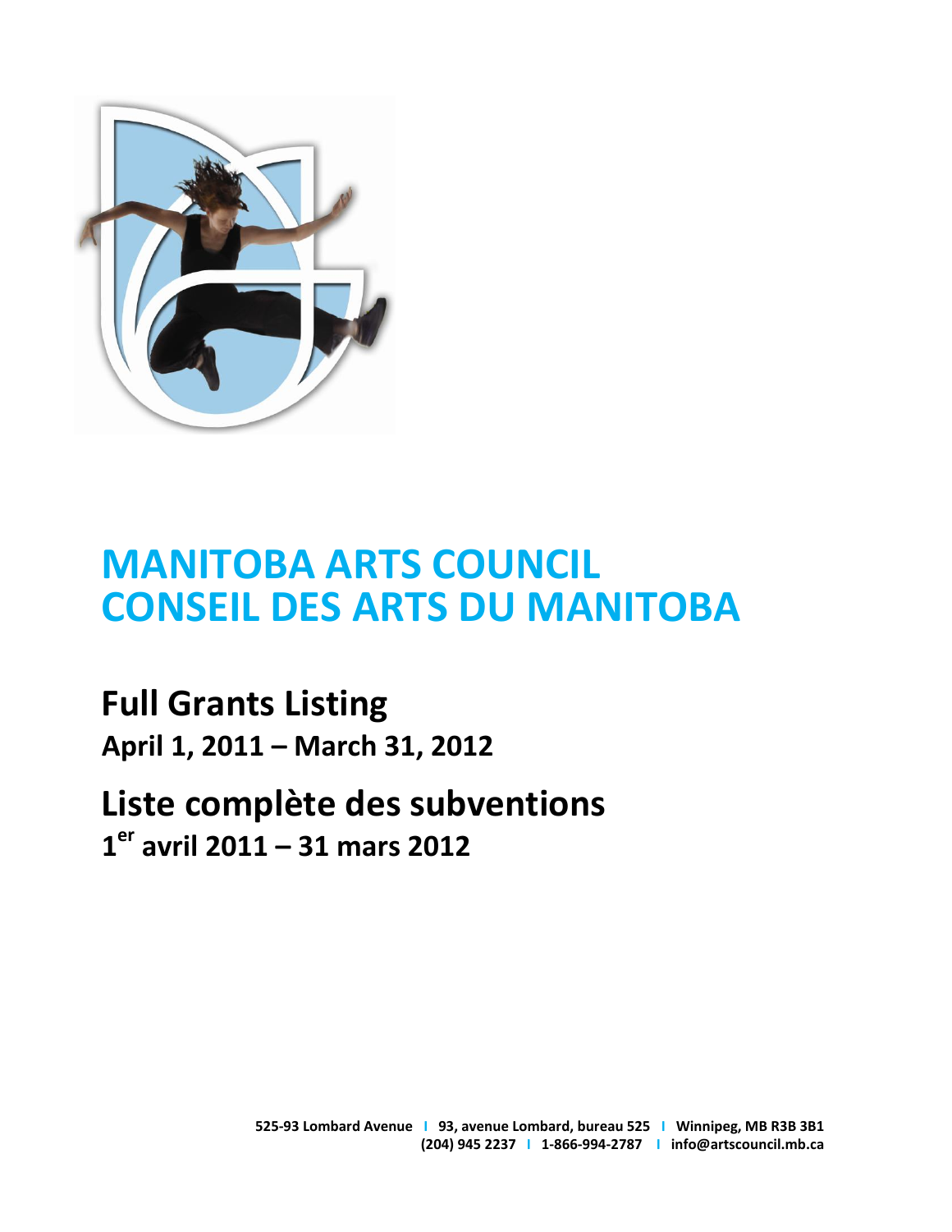# MANITOBA ARTS COUNCIL
# CONSEIL DES ARTS DU MANITOBA

## Full Grants Listing
**April 1, 2011 – March 31, 2012**

## Liste complète des subventions
**1er avril 2011 – 31 mars 2012**

**525-93 Lombard Avenue | 93, avenue Lombard, bureau 525 | Winnipeg, MB R3B 3B1**
**(204) 945 2237 | 1-866-994-2787 | info@artscouncil.mb.ca**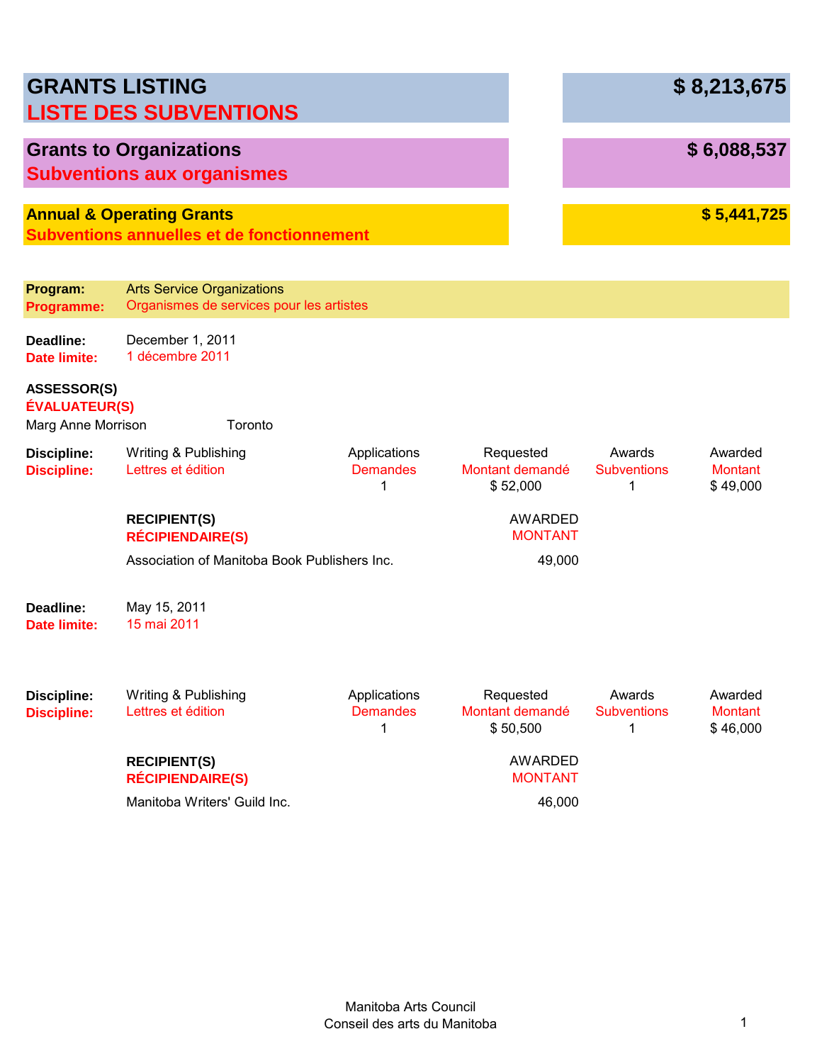# GRANTS LISTING / LISTE DES SUBVENTIONS — $ 8,213,675

## Grants to Organizations / Subventions aux organismes — $ 6,088,537

### Annual & Operating Grants / Subventions annuelles et de fonctionnement — $ 5,441,725

**Program:** Arts Service Organizations
**Programme:** Organismes de services pour les artistes

**Deadline:** December 1, 2011
**Date limite:** 1 décembre 2011

**ASSESSOR(S)**
**ÉVALUATEUR(S)**

Marg Anne Morrison — Toronto

| Discipline | Applications / Demandes | Requested / Montant demandé | Awards / Subventions | Awarded / Montant |
|---|---|---|---|---|
| Writing & Publishing / Lettres et édition | 1 | $ 52,000 | 1 | $ 49,000 |

| RECIPIENT(S) / RÉCIPIENDAIRE(S) | AWARDED / MONTANT |
|---|---|
| Association of Manitoba Book Publishers Inc. | 49,000 |

**Deadline:** May 15, 2011
**Date limite:** 15 mai 2011

| Discipline | Applications / Demandes | Requested / Montant demandé | Awards / Subventions | Awarded / Montant |
|---|---|---|---|---|
| Writing & Publishing / Lettres et édition | 1 | $ 50,500 | 1 | $ 46,000 |

| RECIPIENT(S) / RÉCIPIENDAIRE(S) | AWARDED / MONTANT |
|---|---|
| Manitoba Writers' Guild Inc. | 46,000 |

Manitoba Arts Council
Conseil des arts du Manitoba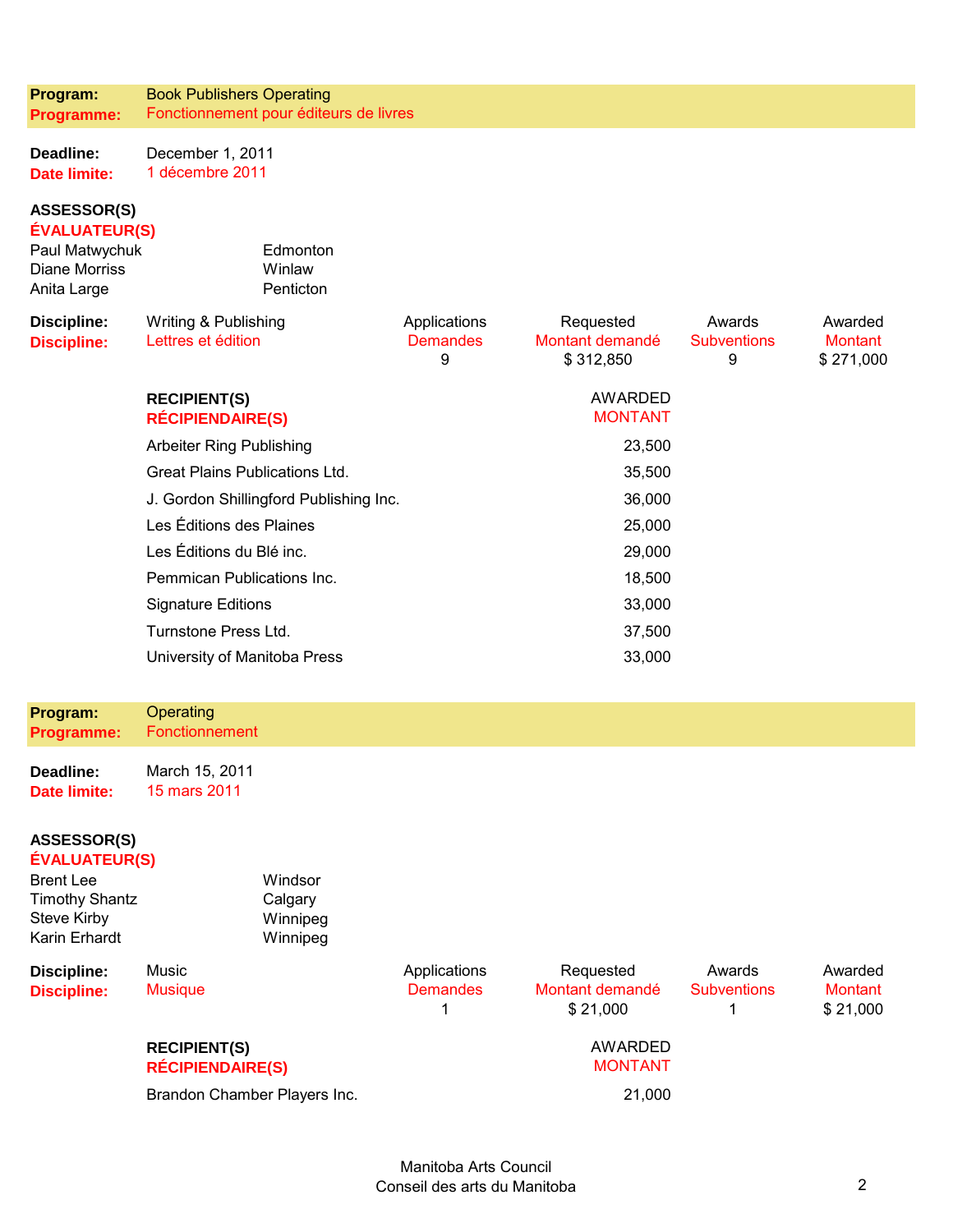**Program:** Book Publishers Operating
**Programme:** Fonctionnement pour éditeurs de livres

**Deadline:** December 1, 2011
**Date limite:** 1 décembre 2011

**ASSESSOR(S)**
**ÉVALUATEUR(S)**

| | |
|---|---|
| Paul Matwychuk | Edmonton |
| Diane Morriss | Winlaw |
| Anita Large | Penticton |

| Discipline: | Applications | Requested | Awards | Awarded |
|---|---|---|---|---|
| **Discipline:** | Demandes | Montant demandé | Subventions | Montant |
| Writing & Publishing / Lettres et édition | 9 | $ 312,850 | 9 | $ 271,000 |

| **RECIPIENT(S)** **RÉCIPIENDAIRE(S)** | AWARDED MONTANT |
|---|---|
| Arbeiter Ring Publishing | 23,500 |
| Great Plains Publications Ltd. | 35,500 |
| J. Gordon Shillingford Publishing Inc. | 36,000 |
| Les Éditions des Plaines | 25,000 |
| Les Éditions du Blé inc. | 29,000 |
| Pemmican Publications Inc. | 18,500 |
| Signature Editions | 33,000 |
| Turnstone Press Ltd. | 37,500 |
| University of Manitoba Press | 33,000 |

**Program:** Operating
**Programme:** Fonctionnement

**Deadline:** March 15, 2011
**Date limite:** 15 mars 2011

**ASSESSOR(S)**
**ÉVALUATEUR(S)**

| | |
|---|---|
| Brent Lee | Windsor |
| Timothy Shantz | Calgary |
| Steve Kirby | Winnipeg |
| Karin Erhardt | Winnipeg |

| Discipline: | Applications | Requested | Awards | Awarded |
|---|---|---|---|---|
| **Discipline:** | Demandes | Montant demandé | Subventions | Montant |
| Music / Musique | 1 | $ 21,000 | 1 | $ 21,000 |

| **RECIPIENT(S)** **RÉCIPIENDAIRE(S)** | AWARDED MONTANT |
|---|---|
| Brandon Chamber Players Inc. | 21,000 |

Manitoba Arts Council
Conseil des arts du Manitoba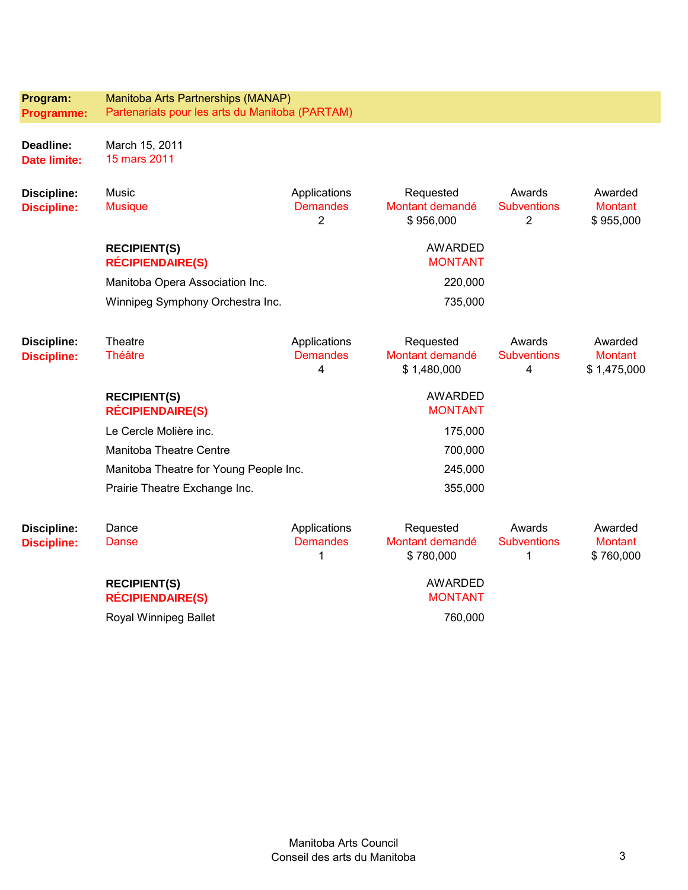**Program:** Manitoba Arts Partnerships (MANAP)
**Programme:** Partenariats pour les arts du Manitoba (PARTAM)

**Deadline:** March 15, 2011
**Date limite:** 15 mars 2011

**Discipline:** Music
**Discipline:** Musique

| Applications / Demandes | Requested / Montant demandé | Awards / Subventions | Awarded / Montant |
|---|---|---|---|
| 2 | $ 956,000 | 2 | $ 955,000 |

| RECIPIENT(S) / RÉCIPIENDAIRE(S) | AWARDED / MONTANT |
|---|---|
| Manitoba Opera Association Inc. | 220,000 |
| Winnipeg Symphony Orchestra Inc. | 735,000 |

**Discipline:** Theatre
**Discipline:** Théâtre

| Applications / Demandes | Requested / Montant demandé | Awards / Subventions | Awarded / Montant |
|---|---|---|---|
| 4 | $ 1,480,000 | 4 | $ 1,475,000 |

| RECIPIENT(S) / RÉCIPIENDAIRE(S) | AWARDED / MONTANT |
|---|---|
| Le Cercle Molière inc. | 175,000 |
| Manitoba Theatre Centre | 700,000 |
| Manitoba Theatre for Young People Inc. | 245,000 |
| Prairie Theatre Exchange Inc. | 355,000 |

**Discipline:** Dance
**Discipline:** Danse

| Applications / Demandes | Requested / Montant demandé | Awards / Subventions | Awarded / Montant |
|---|---|---|---|
| 1 | $ 780,000 | 1 | $ 760,000 |

| RECIPIENT(S) / RÉCIPIENDAIRE(S) | AWARDED / MONTANT |
|---|---|
| Royal Winnipeg Ballet | 760,000 |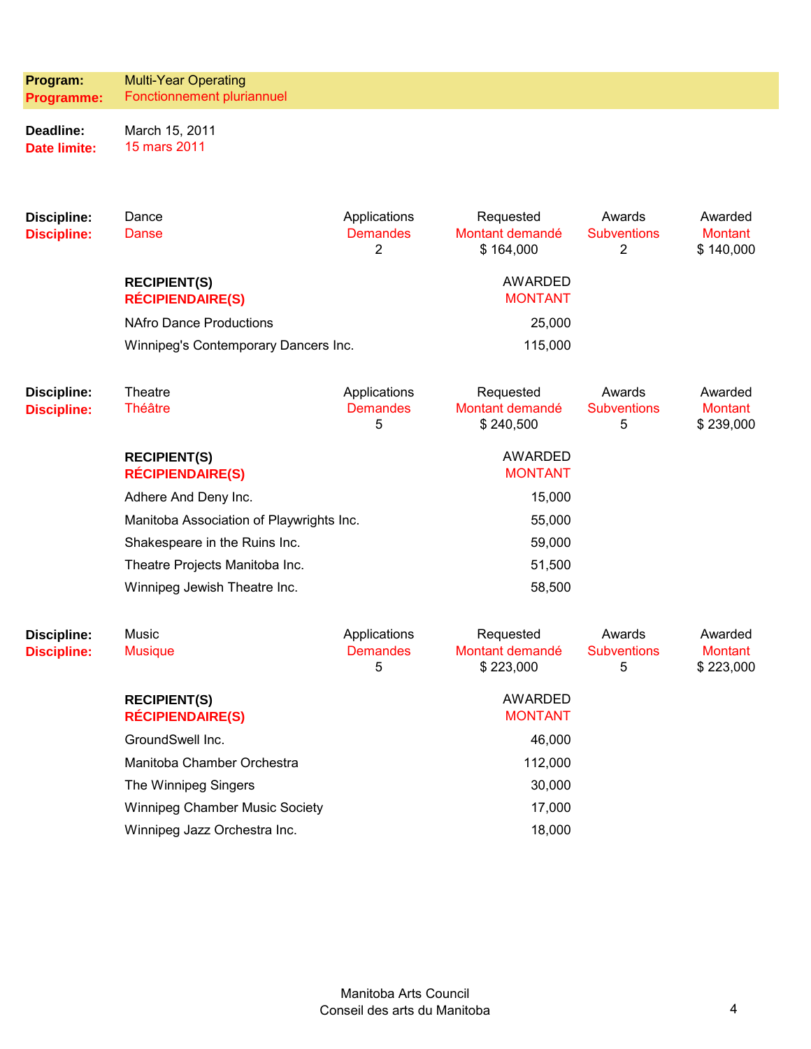**Program:** Multi-Year Operating
**Programme:** Fonctionnement pluriannuel

**Deadline:** March 15, 2011
**Date limite:** 15 mars 2011

| Discipline: | | Applications | Requested | Awards | Awarded |
|---|---|---|---|---|---|
| **Discipline:** | Dance | Applications | Requested | Awards | Awarded |
| **Discipline:** | Danse | Demandes | Montant demandé | Subventions | Montant |
| | | 2 | $ 164,000 | 2 | $ 140,000 |

| **RECIPIENT(S)** / **RÉCIPIENDAIRE(S)** | AWARDED / MONTANT |
|---|---|
| NAfro Dance Productions | 25,000 |
| Winnipeg's Contemporary Dancers Inc. | 115,000 |

| Discipline: | | Applications | Requested | Awards | Awarded |
|---|---|---|---|---|---|
| **Discipline:** | Theatre | Applications | Requested | Awards | Awarded |
| **Discipline:** | Théâtre | Demandes | Montant demandé | Subventions | Montant |
| | | 5 | $ 240,500 | 5 | $ 239,000 |

| **RECIPIENT(S)** / **RÉCIPIENDAIRE(S)** | AWARDED / MONTANT |
|---|---|
| Adhere And Deny Inc. | 15,000 |
| Manitoba Association of Playwrights Inc. | 55,000 |
| Shakespeare in the Ruins Inc. | 59,000 |
| Theatre Projects Manitoba Inc. | 51,500 |
| Winnipeg Jewish Theatre Inc. | 58,500 |

| Discipline: | | Applications | Requested | Awards | Awarded |
|---|---|---|---|---|---|
| **Discipline:** | Music | Applications | Requested | Awards | Awarded |
| **Discipline:** | Musique | Demandes | Montant demandé | Subventions | Montant |
| | | 5 | $ 223,000 | 5 | $ 223,000 |

| **RECIPIENT(S)** / **RÉCIPIENDAIRE(S)** | AWARDED / MONTANT |
|---|---|
| GroundSwell Inc. | 46,000 |
| Manitoba Chamber Orchestra | 112,000 |
| The Winnipeg Singers | 30,000 |
| Winnipeg Chamber Music Society | 17,000 |
| Winnipeg Jazz Orchestra Inc. | 18,000 |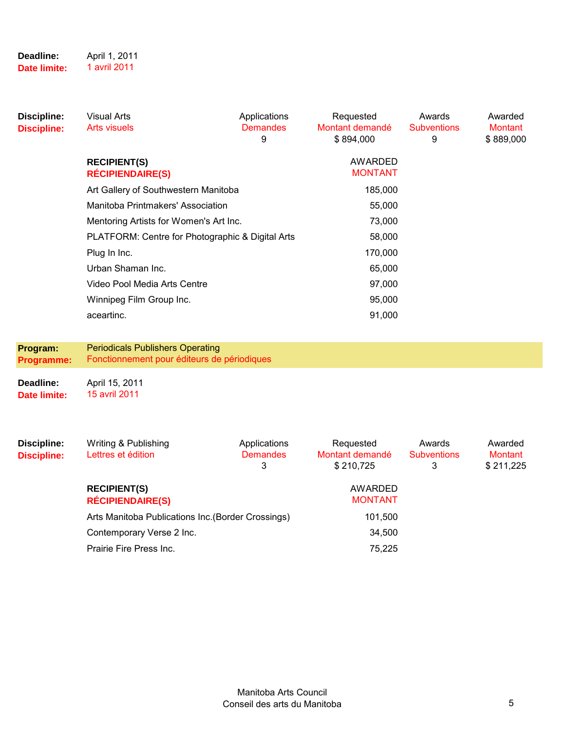**Deadline:** April 1, 2011
**Date limite:** 1 avril 2011

| **Discipline:** | Visual Arts | Applications | Requested | Awards | Awarded |
|---|---|---|---|---|---|
| **Discipline:** | Arts visuels | Demandes | Montant demandé | Subventions | Montant |
| | | 9 | $ 894,000 | 9 | $ 889,000 |

| **RECIPIENT(S)** **RÉCIPIENDAIRE(S)** | AWARDED MONTANT |
|---|---|
| Art Gallery of Southwestern Manitoba | 185,000 |
| Manitoba Printmakers' Association | 55,000 |
| Mentoring Artists for Women's Art Inc. | 73,000 |
| PLATFORM: Centre for Photographic & Digital Arts | 58,000 |
| Plug In Inc. | 170,000 |
| Urban Shaman Inc. | 65,000 |
| Video Pool Media Arts Centre | 97,000 |
| Winnipeg Film Group Inc. | 95,000 |
| aceartinc. | 91,000 |

**Program:** Periodicals Publishers Operating
**Programme:** Fonctionnement pour éditeurs de périodiques

**Deadline:** April 15, 2011
**Date limite:** 15 avril 2011

| **Discipline:** | Writing & Publishing | Applications | Requested | Awards | Awarded |
|---|---|---|---|---|---|
| **Discipline:** | Lettres et édition | Demandes | Montant demandé | Subventions | Montant |
| | | 3 | $ 210,725 | 3 | $ 211,225 |

| **RECIPIENT(S)** **RÉCIPIENDAIRE(S)** | AWARDED MONTANT |
|---|---|
| Arts Manitoba Publications Inc.(Border Crossings) | 101,500 |
| Contemporary Verse 2 Inc. | 34,500 |
| Prairie Fire Press Inc. | 75,225 |

Manitoba Arts Council
Conseil des arts du Manitoba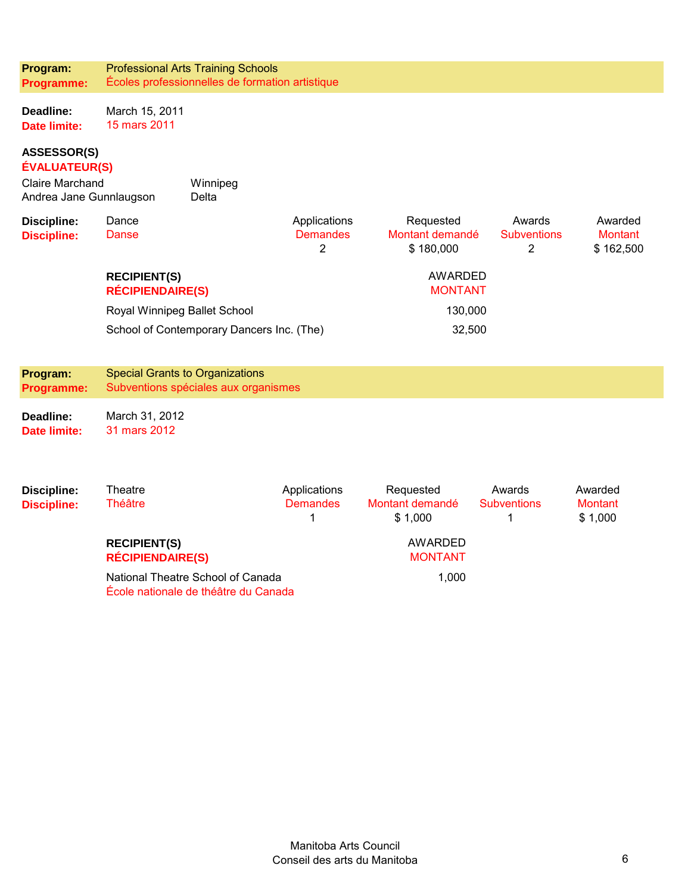**Program:** Professional Arts Training Schools
**Programme:** Écoles professionnelles de formation artistique

**Deadline:** March 15, 2011
**Date limite:** 15 mars 2011

**ASSESSOR(S)**
**ÉVALUATEUR(S)**

Claire Marchand — Winnipeg
Andrea Jane Gunnlaugson — Delta

| Discipline: / Discipline: | Applications / Demandes | Requested / Montant demandé | Awards / Subventions | Awarded / Montant |
|---|---|---|---|---|
| Dance / Danse | 2 | $ 180,000 | 2 | $ 162,500 |

| RECIPIENT(S) / RÉCIPIENDAIRE(S) | AWARDED / MONTANT |
|---|---|
| Royal Winnipeg Ballet School | 130,000 |
| School of Contemporary Dancers Inc. (The) | 32,500 |

**Program:** Special Grants to Organizations
**Programme:** Subventions spéciales aux organismes

**Deadline:** March 31, 2012
**Date limite:** 31 mars 2012

| Discipline: / Discipline: | Applications / Demandes | Requested / Montant demandé | Awards / Subventions | Awarded / Montant |
|---|---|---|---|---|
| Theatre / Théâtre | 1 | $ 1,000 | 1 | $ 1,000 |

| RECIPIENT(S) / RÉCIPIENDAIRE(S) | AWARDED / MONTANT |
|---|---|
| National Theatre School of Canada / École nationale de théâtre du Canada | 1,000 |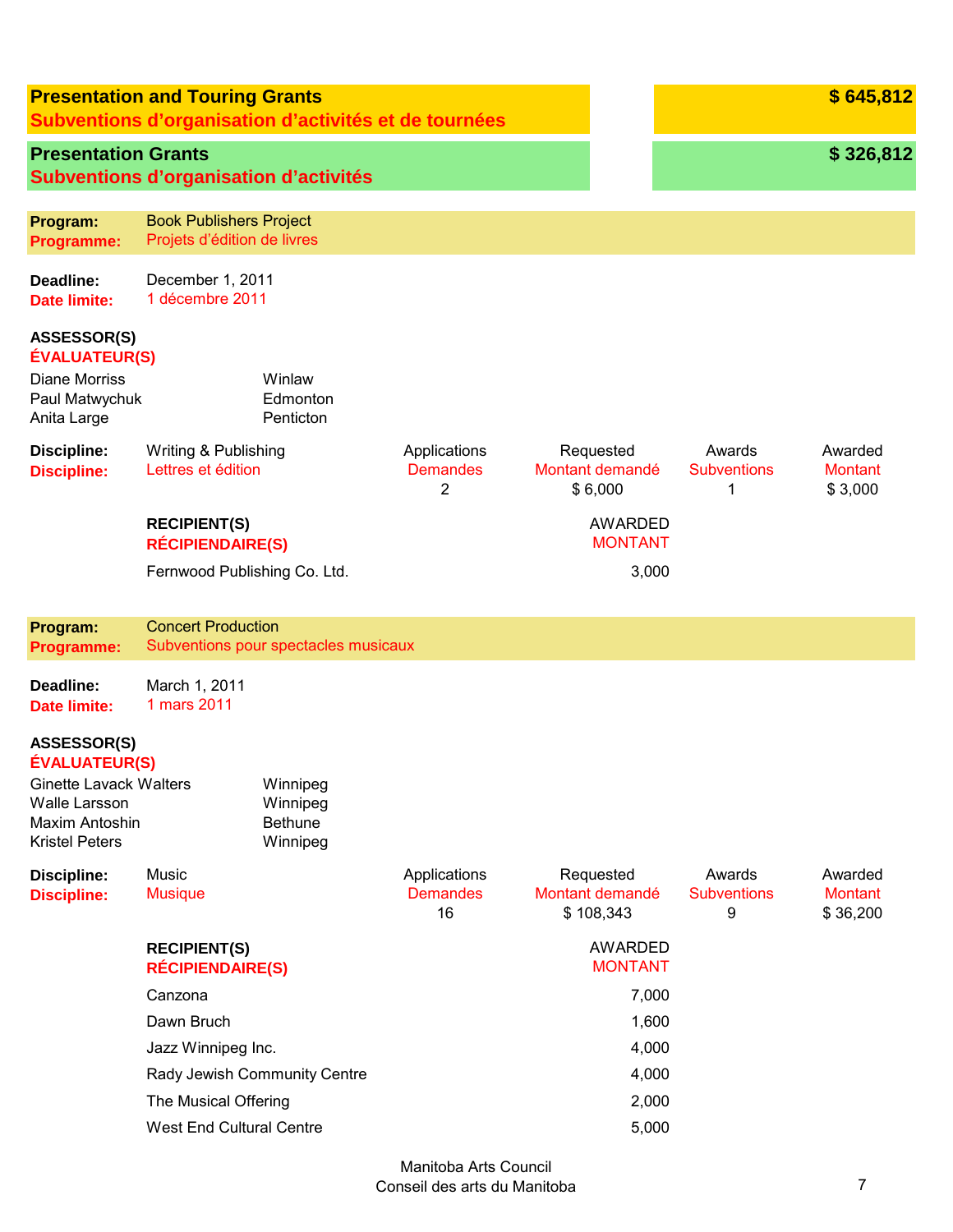## Presentation and Touring Grants — $ 645,812
## Subventions d'organisation d'activités et de tournées

### Presentation Grants — $ 326,812
### Subventions d'organisation d'activités

**Program:** Book Publishers Project
**Programme:** Projets d'édition de livres

**Deadline:** December 1, 2011
**Date limite:** 1 décembre 2011

**ASSESSOR(S)**
**ÉVALUATEUR(S)**

| | |
|---|---|
| Diane Morriss | Winlaw |
| Paul Matwychuk | Edmonton |
| Anita Large | Penticton |

| Discipline: / Discipline: | Applications / Demandes | Requested / Montant demandé | Awards / Subventions | Awarded / Montant |
|---|---|---|---|---|
| Writing & Publishing / Lettres et édition | 2 | $ 6,000 | 1 | $ 3,000 |

| RECIPIENT(S) / RÉCIPIENDAIRE(S) | AWARDED / MONTANT |
|---|---|
| Fernwood Publishing Co. Ltd. | 3,000 |

**Program:** Concert Production
**Programme:** Subventions pour spectacles musicaux

**Deadline:** March 1, 2011
**Date limite:** 1 mars 2011

**ASSESSOR(S)**
**ÉVALUATEUR(S)**

| | |
|---|---|
| Ginette Lavack Walters | Winnipeg |
| Walle Larsson | Winnipeg |
| Maxim Antoshin | Bethune |
| Kristel Peters | Winnipeg |

| Discipline: / Discipline: | Applications / Demandes | Requested / Montant demandé | Awards / Subventions | Awarded / Montant |
|---|---|---|---|---|
| Music / Musique | 16 | $ 108,343 | 9 | $ 36,200 |

| RECIPIENT(S) / RÉCIPIENDAIRE(S) | AWARDED / MONTANT |
|---|---|
| Canzona | 7,000 |
| Dawn Bruch | 1,600 |
| Jazz Winnipeg Inc. | 4,000 |
| Rady Jewish Community Centre | 4,000 |
| The Musical Offering | 2,000 |
| West End Cultural Centre | 5,000 |

Manitoba Arts Council
Conseil des arts du Manitoba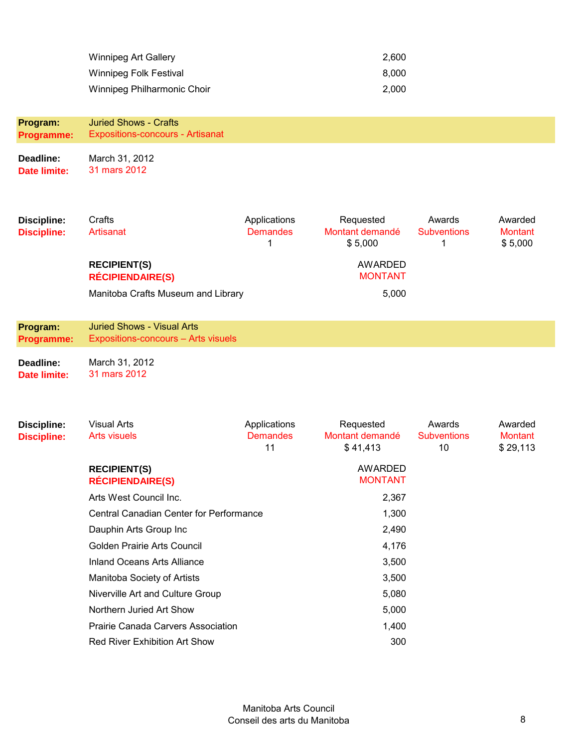| | |
|---|---|
| Winnipeg Art Gallery | 2,600 |
| Winnipeg Folk Festival | 8,000 |
| Winnipeg Philharmonic Choir | 2,000 |

**Program:** Juried Shows - Crafts
**Programme:** Expositions-concours - Artisanat

**Deadline:** March 31, 2012
**Date limite:** 31 mars 2012

| **Discipline:** / **Discipline:** | Applications / Demandes | Requested / Montant demandé | Awards / Subventions | Awarded / Montant |
|---|---|---|---|---|
| Crafts / Artisanat | 1 | $ 5,000 | 1 | $ 5,000 |

| **RECIPIENT(S)** / **RÉCIPIENDAIRE(S)** | AWARDED / MONTANT |
|---|---|
| Manitoba Crafts Museum and Library | 5,000 |

**Program:** Juried Shows - Visual Arts
**Programme:** Expositions-concours – Arts visuels

**Deadline:** March 31, 2012
**Date limite:** 31 mars 2012

| **Discipline:** / **Discipline:** | Applications / Demandes | Requested / Montant demandé | Awards / Subventions | Awarded / Montant |
|---|---|---|---|---|
| Visual Arts / Arts visuels | 11 | $ 41,413 | 10 | $ 29,113 |

| **RECIPIENT(S)** / **RÉCIPIENDAIRE(S)** | AWARDED / MONTANT |
|---|---|
| Arts West Council Inc. | 2,367 |
| Central Canadian Center for Performance | 1,300 |
| Dauphin Arts Group Inc | 2,490 |
| Golden Prairie Arts Council | 4,176 |
| Inland Oceans Arts Alliance | 3,500 |
| Manitoba Society of Artists | 3,500 |
| Niverville Art and Culture Group | 5,080 |
| Northern Juried Art Show | 5,000 |
| Prairie Canada Carvers Association | 1,400 |
| Red River Exhibition Art Show | 300 |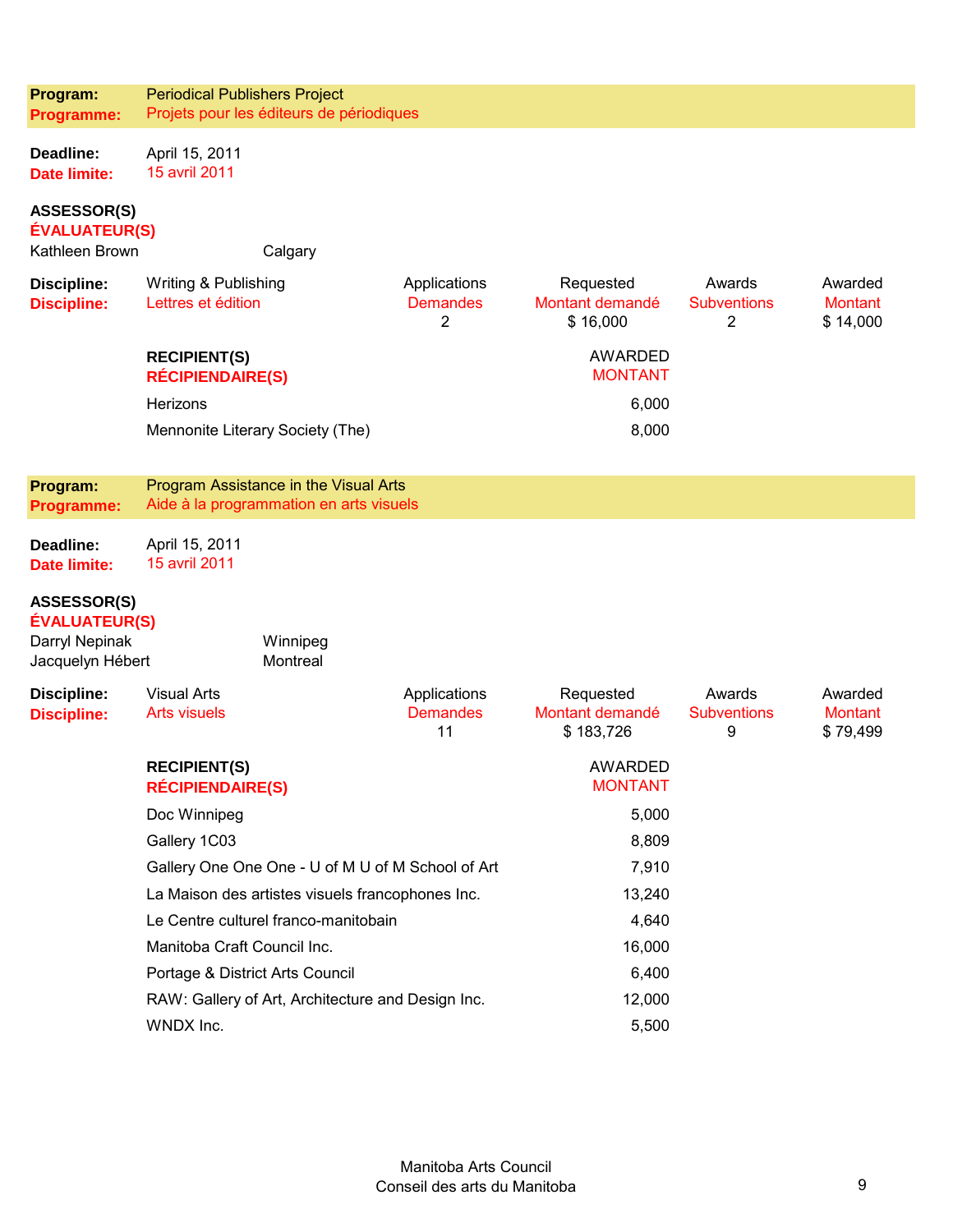| | |
|---|---|
| **Program:** | Periodical Publishers Project |
| **Programme:** | Projets pour les éditeurs de périodiques |

**Deadline:** April 15, 2011
**Date limite:** 15 avril 2011

**ASSESSOR(S)**
**ÉVALUATEUR(S)**

Kathleen Brown — Calgary

| Discipline: / Discipline: | Applications / Demandes | Requested / Montant demandé | Awards / Subventions | Awarded / Montant |
|---|---|---|---|---|
| Writing & Publishing / Lettres et édition | 2 | $ 16,000 | 2 | $ 14,000 |

| RECIPIENT(S) / RÉCIPIENDAIRE(S) | AWARDED / MONTANT |
|---|---|
| Herizons | 6,000 |
| Mennonite Literary Society (The) | 8,000 |

| | |
|---|---|
| **Program:** | Program Assistance in the Visual Arts |
| **Programme:** | Aide à la programmation en arts visuels |

**Deadline:** April 15, 2011
**Date limite:** 15 avril 2011

**ASSESSOR(S)**
**ÉVALUATEUR(S)**

Darryl Nepinak — Winnipeg
Jacquelyn Hébert — Montreal

| Discipline: / Discipline: | Applications / Demandes | Requested / Montant demandé | Awards / Subventions | Awarded / Montant |
|---|---|---|---|---|
| Visual Arts / Arts visuels | 11 | $ 183,726 | 9 | $ 79,499 |

| RECIPIENT(S) / RÉCIPIENDAIRE(S) | AWARDED / MONTANT |
|---|---|
| Doc Winnipeg | 5,000 |
| Gallery 1C03 | 8,809 |
| Gallery One One One - U of M U of M School of Art | 7,910 |
| La Maison des artistes visuels francophones Inc. | 13,240 |
| Le Centre culturel franco-manitobain | 4,640 |
| Manitoba Craft Council Inc. | 16,000 |
| Portage & District Arts Council | 6,400 |
| RAW: Gallery of Art, Architecture and Design Inc. | 12,000 |
| WNDX Inc. | 5,500 |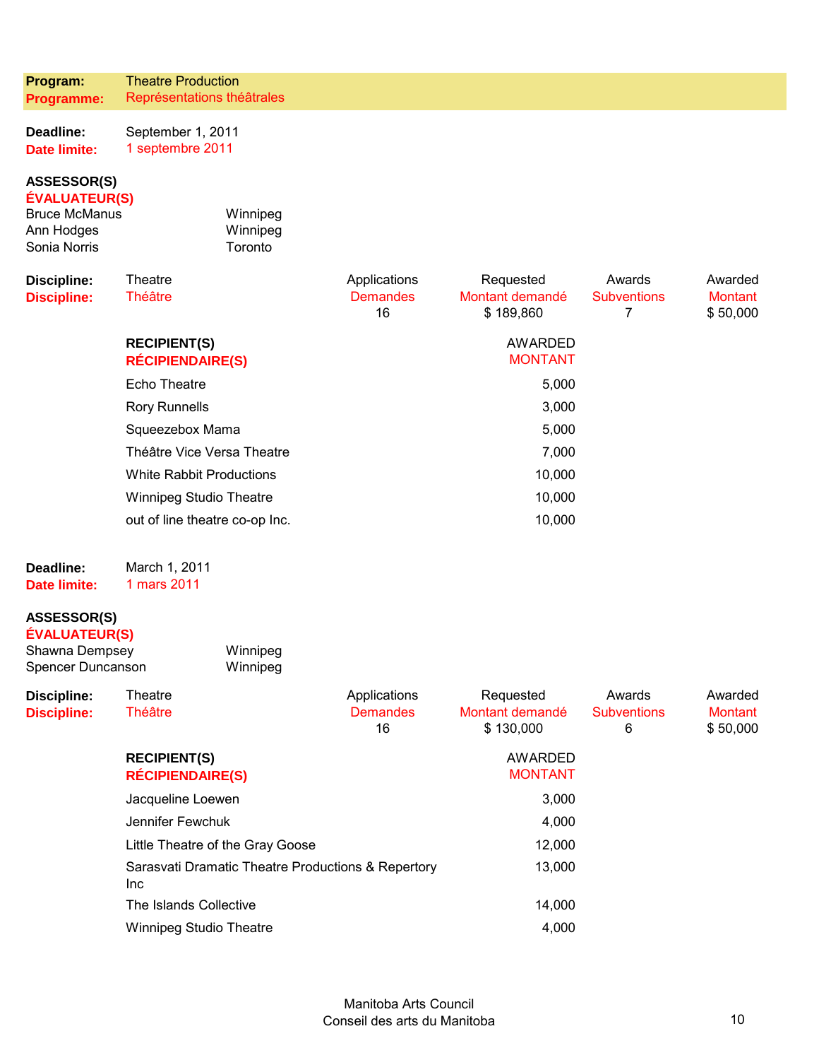**Program:** Theatre Production
**Programme:** Représentations théâtrales

**Deadline:** September 1, 2011
**Date limite:** 1 septembre 2011

**ASSESSOR(S)**
**ÉVALUATEUR(S)**

| | |
|---|---|
| Bruce McManus | Winnipeg |
| Ann Hodges | Winnipeg |
| Sonia Norris | Toronto |

| Discipline: / Discipline: | | Applications / Demandes | Requested / Montant demandé | Awards / Subventions | Awarded / Montant |
|---|---|---|---|---|---|
| | Theatre / Théâtre | 16 | $ 189,860 | 7 | $ 50,000 |

| RECIPIENT(S) / RÉCIPIENDAIRE(S) | AWARDED / MONTANT |
|---|---|
| Echo Theatre | 5,000 |
| Rory Runnells | 3,000 |
| Squeezebox Mama | 5,000 |
| Théâtre Vice Versa Theatre | 7,000 |
| White Rabbit Productions | 10,000 |
| Winnipeg Studio Theatre | 10,000 |
| out of line theatre co-op Inc. | 10,000 |

**Deadline:** March 1, 2011
**Date limite:** 1 mars 2011

**ASSESSOR(S)**
**ÉVALUATEUR(S)**

| | |
|---|---|
| Shawna Dempsey | Winnipeg |
| Spencer Duncanson | Winnipeg |

| Discipline: / Discipline: | | Applications / Demandes | Requested / Montant demandé | Awards / Subventions | Awarded / Montant |
|---|---|---|---|---|---|
| | Theatre / Théâtre | 16 | $ 130,000 | 6 | $ 50,000 |

| RECIPIENT(S) / RÉCIPIENDAIRE(S) | AWARDED / MONTANT |
|---|---|
| Jacqueline Loewen | 3,000 |
| Jennifer Fewchuk | 4,000 |
| Little Theatre of the Gray Goose | 12,000 |
| Sarasvati Dramatic Theatre Productions & Repertory Inc | 13,000 |
| The Islands Collective | 14,000 |
| Winnipeg Studio Theatre | 4,000 |

Manitoba Arts Council
Conseil des arts du Manitoba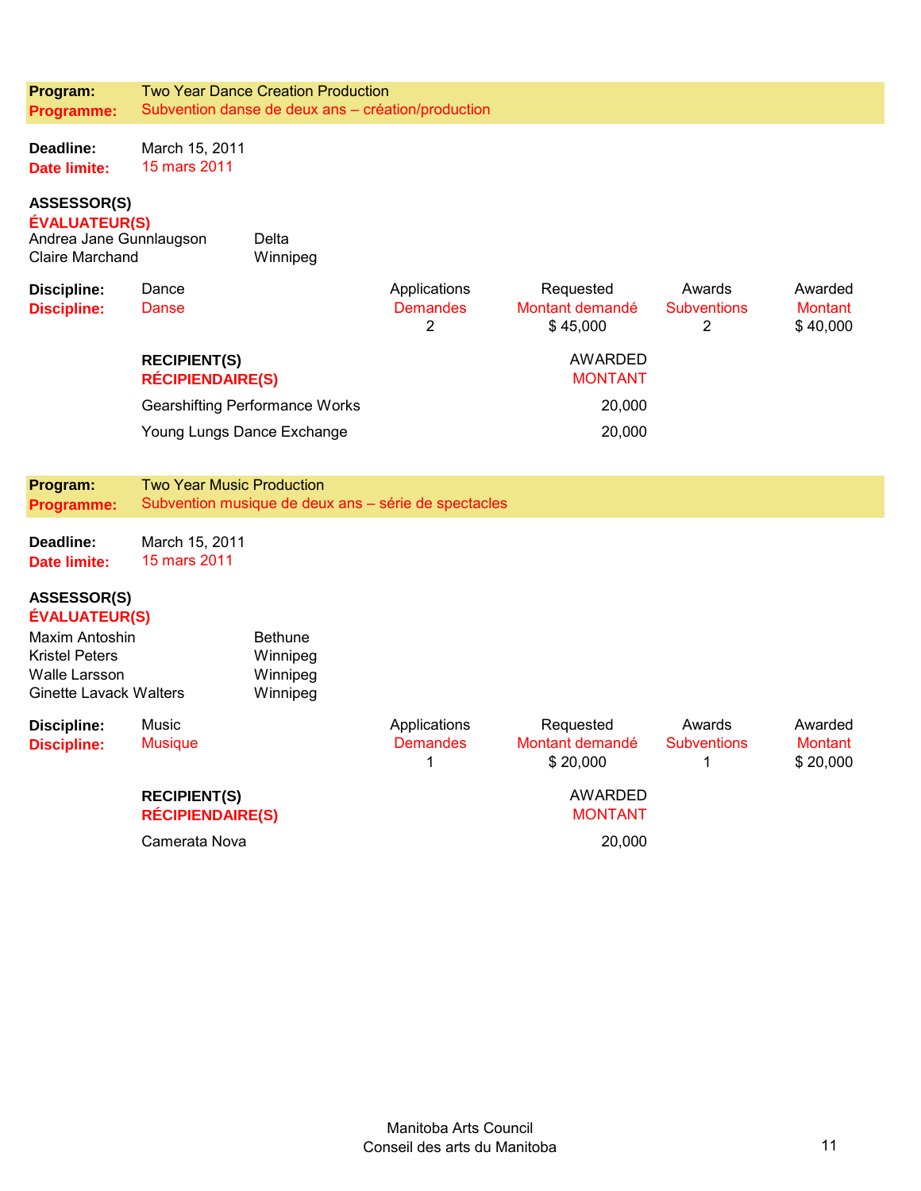**Program:** Two Year Dance Creation Production
**Programme:** Subvention danse de deux ans – création/production

**Deadline:** March 15, 2011
**Date limite:** 15 mars 2011

**ASSESSOR(S)**
**ÉVALUATEUR(S)**

| | |
|---|---|
| Andrea Jane Gunnlaugson | Delta |
| Claire Marchand | Winnipeg |

| Discipline: | | Applications | Requested | Awards | Awarded |
|---|---|---|---|---|---|
| **Discipline:** | Dance<br>Danse | Demandes | Montant demandé | Subventions | Montant |
| | | 2 | $ 45,000 | 2 | $ 40,000 |

| RECIPIENT(S)<br>RÉCIPIENDAIRE(S) | AWARDED<br>MONTANT |
|---|---|
| Gearshifting Performance Works | 20,000 |
| Young Lungs Dance Exchange | 20,000 |

**Program:** Two Year Music Production
**Programme:** Subvention musique de deux ans – série de spectacles

**Deadline:** March 15, 2011
**Date limite:** 15 mars 2011

**ASSESSOR(S)**
**ÉVALUATEUR(S)**

| | |
|---|---|
| Maxim Antoshin | Bethune |
| Kristel Peters | Winnipeg |
| Walle Larsson | Winnipeg |
| Ginette Lavack Walters | Winnipeg |

| Discipline: | | Applications | Requested | Awards | Awarded |
|---|---|---|---|---|---|
| **Discipline:** | Music<br>Musique | Demandes | Montant demandé | Subventions | Montant |
| | | 1 | $ 20,000 | 1 | $ 20,000 |

| RECIPIENT(S)<br>RÉCIPIENDAIRE(S) | AWARDED<br>MONTANT |
|---|---|
| Camerata Nova | 20,000 |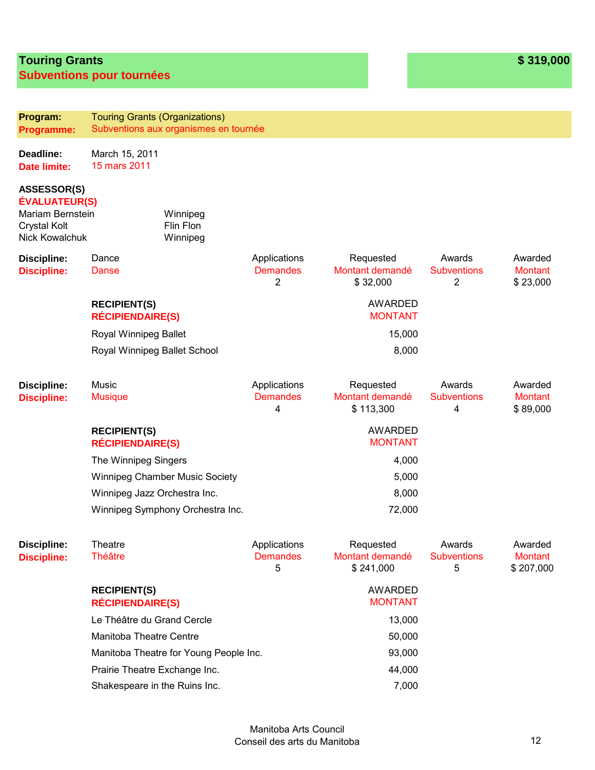## Touring Grants
## Subventions pour tournées

**$ 319,000**

**Program:** Touring Grants (Organizations)
**Programme:** Subventions aux organismes en tournée

**Deadline:** March 15, 2011
**Date limite:** 15 mars 2011

**ASSESSOR(S)**
**ÉVALUATEUR(S)**

| | |
|---|---|
| Mariam Bernstein | Winnipeg |
| Crystal Kolt | Flin Flon |
| Nick Kowalchuk | Winnipeg |

**Discipline:** Dance
**Discipline:** Danse

| Applications / Demandes | Requested / Montant demandé | Awards / Subventions | Awarded / Montant |
|---|---|---|---|
| 2 | $ 32,000 | 2 | $ 23,000 |

| RECIPIENT(S) / RÉCIPIENDAIRE(S) | AWARDED / MONTANT |
|---|---|
| Royal Winnipeg Ballet | 15,000 |
| Royal Winnipeg Ballet School | 8,000 |

**Discipline:** Music
**Discipline:** Musique

| Applications / Demandes | Requested / Montant demandé | Awards / Subventions | Awarded / Montant |
|---|---|---|---|
| 4 | $ 113,300 | 4 | $ 89,000 |

| RECIPIENT(S) / RÉCIPIENDAIRE(S) | AWARDED / MONTANT |
|---|---|
| The Winnipeg Singers | 4,000 |
| Winnipeg Chamber Music Society | 5,000 |
| Winnipeg Jazz Orchestra Inc. | 8,000 |
| Winnipeg Symphony Orchestra Inc. | 72,000 |

**Discipline:** Theatre
**Discipline:** Théâtre

| Applications / Demandes | Requested / Montant demandé | Awards / Subventions | Awarded / Montant |
|---|---|---|---|
| 5 | $ 241,000 | 5 | $ 207,000 |

| RECIPIENT(S) / RÉCIPIENDAIRE(S) | AWARDED / MONTANT |
|---|---|
| Le Théâtre du Grand Cercle | 13,000 |
| Manitoba Theatre Centre | 50,000 |
| Manitoba Theatre for Young People Inc. | 93,000 |
| Prairie Theatre Exchange Inc. | 44,000 |
| Shakespeare in the Ruins Inc. | 7,000 |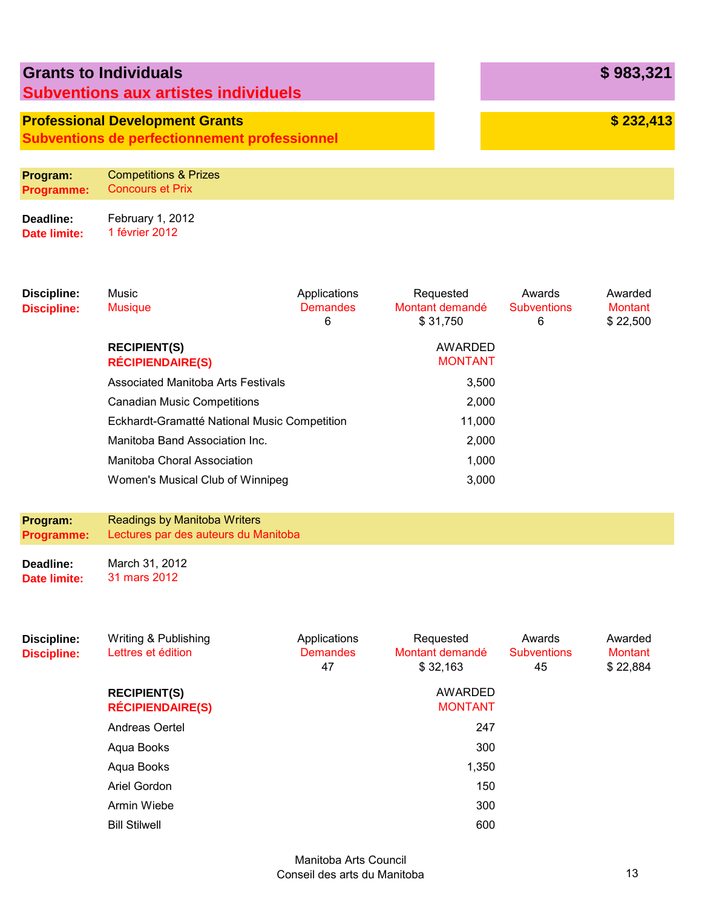## Grants to Individuals — $ 983,321
## Subventions aux artistes individuels

### Professional Development Grants — $ 232,413
### Subventions de perfectionnement professionnel

**Program:** Competitions & Prizes
**Programme:** Concours et Prix

**Deadline:** February 1, 2012
**Date limite:** 1 février 2012

| Discipline: | Applications | Requested | Awards | Awarded |
|---|---|---|---|---|
| Discipline: | Demandes | Montant demandé | Subventions | Montant |
| Music / Musique | 6 | $ 31,750 | 6 | $ 22,500 |

| RECIPIENT(S) / RÉCIPIENDAIRE(S) | AWARDED / MONTANT |
|---|---|
| Associated Manitoba Arts Festivals | 3,500 |
| Canadian Music Competitions | 2,000 |
| Eckhardt-Gramatté National Music Competition | 11,000 |
| Manitoba Band Association Inc. | 2,000 |
| Manitoba Choral Association | 1,000 |
| Women's Musical Club of Winnipeg | 3,000 |

**Program:** Readings by Manitoba Writers
**Programme:** Lectures par des auteurs du Manitoba

**Deadline:** March 31, 2012
**Date limite:** 31 mars 2012

| Discipline: | Applications | Requested | Awards | Awarded |
|---|---|---|---|---|
| Discipline: | Demandes | Montant demandé | Subventions | Montant |
| Writing & Publishing / Lettres et édition | 47 | $ 32,163 | 45 | $ 22,884 |

| RECIPIENT(S) / RÉCIPIENDAIRE(S) | AWARDED / MONTANT |
|---|---|
| Andreas Oertel | 247 |
| Aqua Books | 300 |
| Aqua Books | 1,350 |
| Ariel Gordon | 150 |
| Armin Wiebe | 300 |
| Bill Stilwell | 600 |

Manitoba Arts Council
Conseil des arts du Manitoba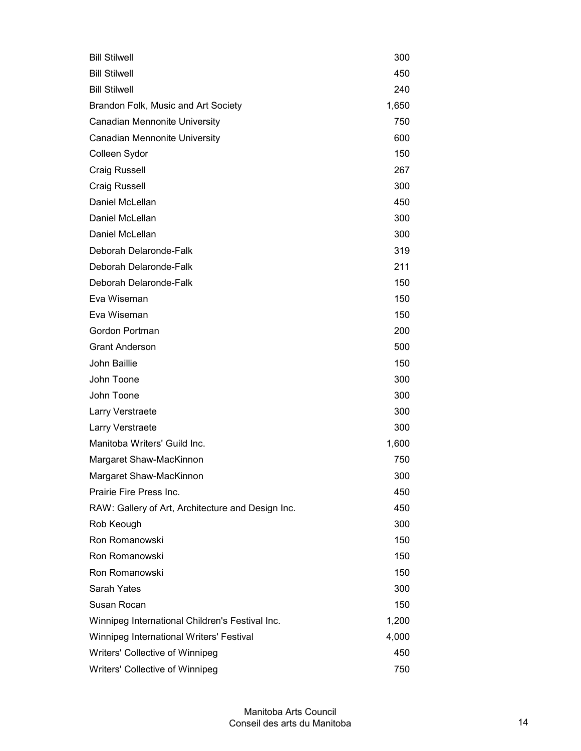| | |
|---|---|
| Bill Stilwell | 300 |
| Bill Stilwell | 450 |
| Bill Stilwell | 240 |
| Brandon Folk, Music and Art Society | 1,650 |
| Canadian Mennonite University | 750 |
| Canadian Mennonite University | 600 |
| Colleen Sydor | 150 |
| Craig Russell | 267 |
| Craig Russell | 300 |
| Daniel McLellan | 450 |
| Daniel McLellan | 300 |
| Daniel McLellan | 300 |
| Deborah Delaronde-Falk | 319 |
| Deborah Delaronde-Falk | 211 |
| Deborah Delaronde-Falk | 150 |
| Eva Wiseman | 150 |
| Eva Wiseman | 150 |
| Gordon Portman | 200 |
| Grant Anderson | 500 |
| John Baillie | 150 |
| John Toone | 300 |
| John Toone | 300 |
| Larry Verstraete | 300 |
| Larry Verstraete | 300 |
| Manitoba Writers' Guild Inc. | 1,600 |
| Margaret Shaw-MacKinnon | 750 |
| Margaret Shaw-MacKinnon | 300 |
| Prairie Fire Press Inc. | 450 |
| RAW: Gallery of Art, Architecture and Design Inc. | 450 |
| Rob Keough | 300 |
| Ron Romanowski | 150 |
| Ron Romanowski | 150 |
| Ron Romanowski | 150 |
| Sarah Yates | 300 |
| Susan Rocan | 150 |
| Winnipeg International Children's Festival Inc. | 1,200 |
| Winnipeg International Writers' Festival | 4,000 |
| Writers' Collective of Winnipeg | 450 |
| Writers' Collective of Winnipeg | 750 |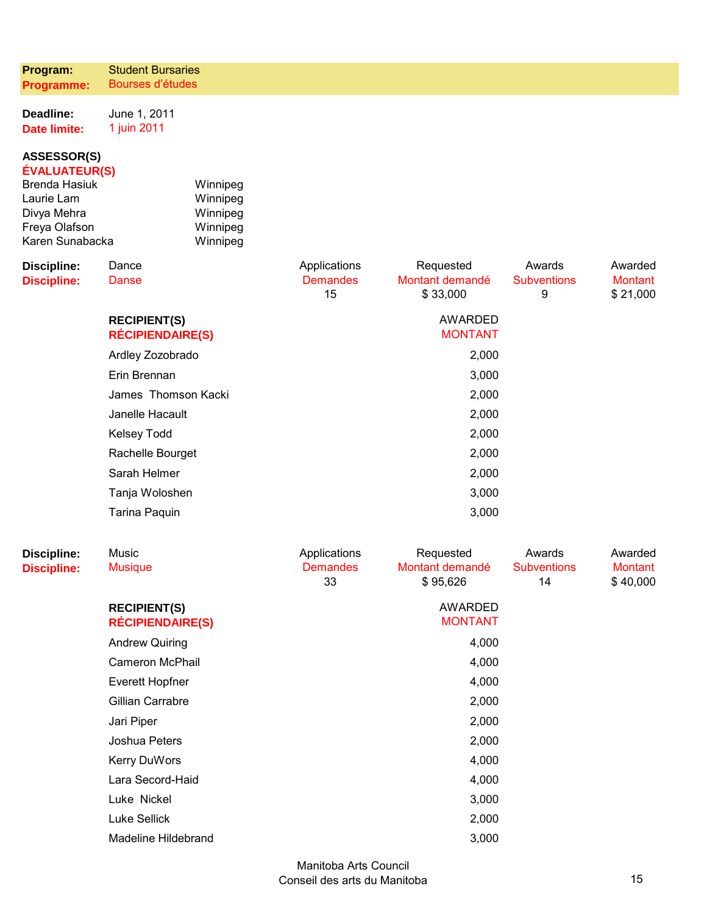**Program:** Student Bursaries
**Programme:** Bourses d'études

**Deadline:** June 1, 2011
**Date limite:** 1 juin 2011

**ASSESSOR(S)**
**ÉVALUATEUR(S)**

| | |
|---|---|
| Brenda Hasiuk | Winnipeg |
| Laurie Lam | Winnipeg |
| Divya Mehra | Winnipeg |
| Freya Olafson | Winnipeg |
| Karen Sunabacka | Winnipeg |

**Discipline:** Dance
**Discipline:** Danse

| Applications / Demandes | Requested / Montant demandé | Awards / Subventions | Awarded / Montant |
|---|---|---|---|
| 15 | $ 33,000 | 9 | $ 21,000 |

| RECIPIENT(S) / RÉCIPIENDAIRE(S) | AWARDED / MONTANT |
|---|---|
| Ardley Zozobrado | 2,000 |
| Erin Brennan | 3,000 |
| James Thomson Kacki | 2,000 |
| Janelle Hacault | 2,000 |
| Kelsey Todd | 2,000 |
| Rachelle Bourget | 2,000 |
| Sarah Helmer | 2,000 |
| Tanja Woloshen | 3,000 |
| Tarina Paquin | 3,000 |

**Discipline:** Music
**Discipline:** Musique

| Applications / Demandes | Requested / Montant demandé | Awards / Subventions | Awarded / Montant |
|---|---|---|---|
| 33 | $ 95,626 | 14 | $ 40,000 |

| RECIPIENT(S) / RÉCIPIENDAIRE(S) | AWARDED / MONTANT |
|---|---|
| Andrew Quiring | 4,000 |
| Cameron McPhail | 4,000 |
| Everett Hopfner | 4,000 |
| Gillian Carrabre | 2,000 |
| Jari Piper | 2,000 |
| Joshua Peters | 2,000 |
| Kerry DuWors | 4,000 |
| Lara Secord-Haid | 4,000 |
| Luke Nickel | 3,000 |
| Luke Sellick | 2,000 |
| Madeline Hildebrand | 3,000 |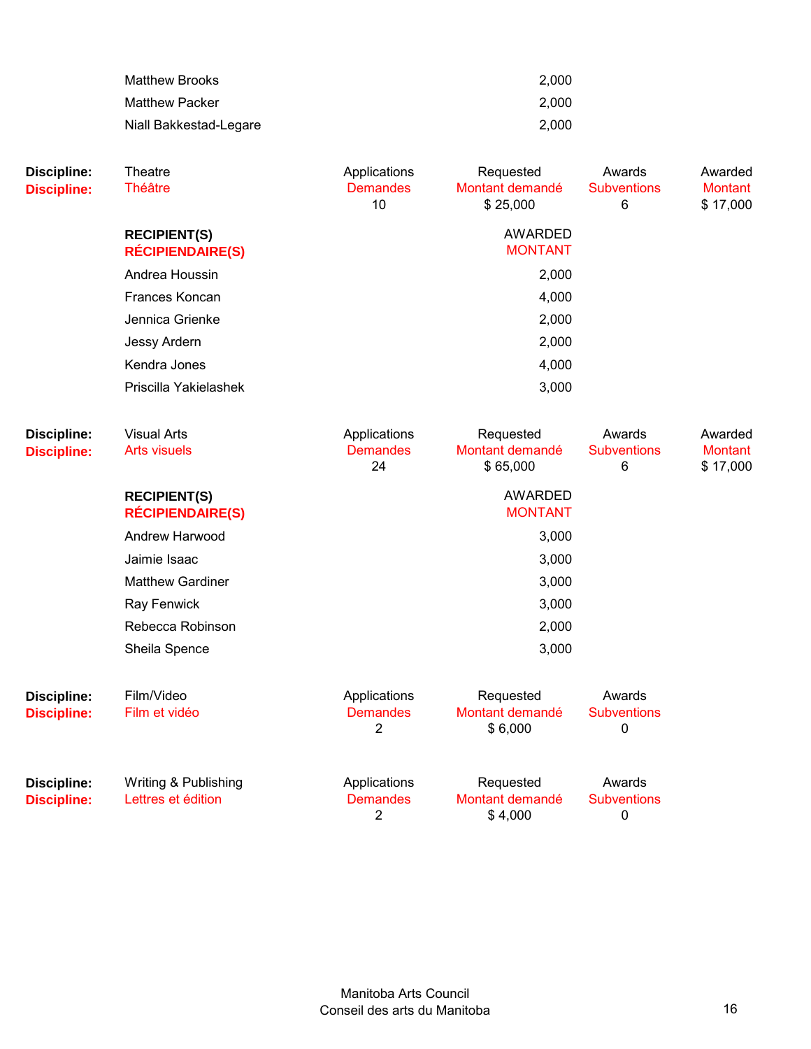| | |
|---|---|
| Matthew Brooks | 2,000 |
| Matthew Packer | 2,000 |
| Niall Bakkestad-Legare | 2,000 |

| **Discipline:** | Theatre | Applications | Requested | Awards | Awarded |
|---|---|---|---|---|---|
| **Discipline:** | Théâtre | Demandes | Montant demandé | Subventions | Montant |
| | | 10 | $ 25,000 | 6 | $ 17,000 |

| **RECIPIENT(S)** **RÉCIPIENDAIRE(S)** | AWARDED MONTANT |
|---|---|
| Andrea Houssin | 2,000 |
| Frances Koncan | 4,000 |
| Jennica Grienke | 2,000 |
| Jessy Ardern | 2,000 |
| Kendra Jones | 4,000 |
| Priscilla Yakielashek | 3,000 |

| **Discipline:** | Visual Arts | Applications | Requested | Awards | Awarded |
|---|---|---|---|---|---|
| **Discipline:** | Arts visuels | Demandes | Montant demandé | Subventions | Montant |
| | | 24 | $ 65,000 | 6 | $ 17,000 |

| **RECIPIENT(S)** **RÉCIPIENDAIRE(S)** | AWARDED MONTANT |
|---|---|
| Andrew Harwood | 3,000 |
| Jaimie Isaac | 3,000 |
| Matthew Gardiner | 3,000 |
| Ray Fenwick | 3,000 |
| Rebecca Robinson | 2,000 |
| Sheila Spence | 3,000 |

| **Discipline:** | Film/Video | Applications | Requested | Awards |
|---|---|---|---|---|
| **Discipline:** | Film et vidéo | Demandes | Montant demandé | Subventions |
| | | 2 | $ 6,000 | 0 |

| **Discipline:** | Writing & Publishing | Applications | Requested | Awards |
|---|---|---|---|---|
| **Discipline:** | Lettres et édition | Demandes | Montant demandé | Subventions |
| | | 2 | $ 4,000 | 0 |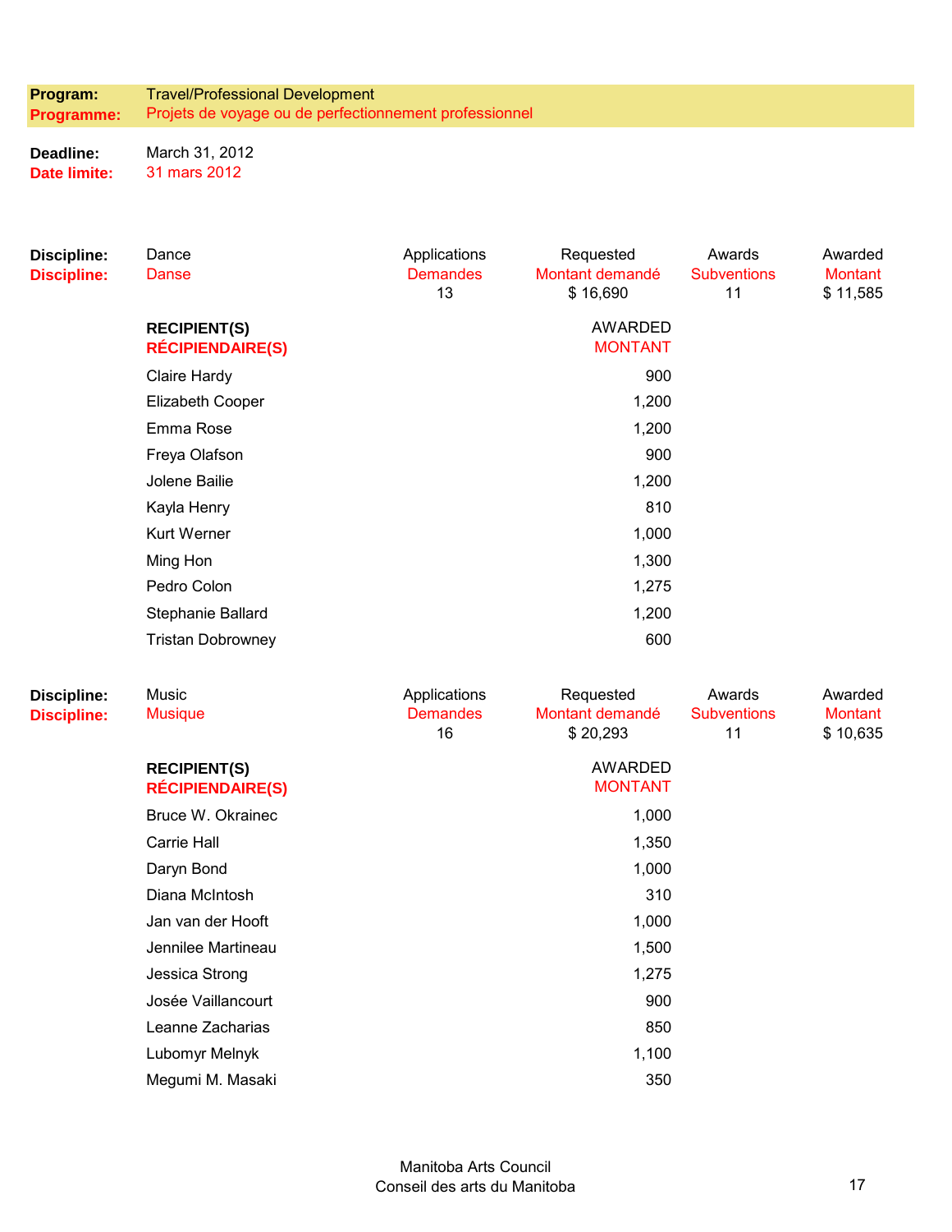**Program:** Travel/Professional Development
**Programme:** Projets de voyage ou de perfectionnement professionnel

**Deadline:** March 31, 2012
**Date limite:** 31 mars 2012

| Discipline: | | Applications / Demandes | Requested / Montant demandé | Awards / Subventions | Awarded / Montant |
|---|---|---|---|---|---|
| **Discipline:** | Dance / Danse | 13 | $ 16,690 | 11 | $ 11,585 |

| RECIPIENT(S) / RÉCIPIENDAIRE(S) | AWARDED / MONTANT |
|---|---|
| Claire Hardy | 900 |
| Elizabeth Cooper | 1,200 |
| Emma Rose | 1,200 |
| Freya Olafson | 900 |
| Jolene Bailie | 1,200 |
| Kayla Henry | 810 |
| Kurt Werner | 1,000 |
| Ming Hon | 1,300 |
| Pedro Colon | 1,275 |
| Stephanie Ballard | 1,200 |
| Tristan Dobrowney | 600 |

| Discipline: | | Applications / Demandes | Requested / Montant demandé | Awards / Subventions | Awarded / Montant |
|---|---|---|---|---|---|
| **Discipline:** | Music / Musique | 16 | $ 20,293 | 11 | $ 10,635 |

| RECIPIENT(S) / RÉCIPIENDAIRE(S) | AWARDED / MONTANT |
|---|---|
| Bruce W. Okrainec | 1,000 |
| Carrie Hall | 1,350 |
| Daryn Bond | 1,000 |
| Diana McIntosh | 310 |
| Jan van der Hooft | 1,000 |
| Jennilee Martineau | 1,500 |
| Jessica Strong | 1,275 |
| Josée Vaillancourt | 900 |
| Leanne Zacharias | 850 |
| Lubomyr Melnyk | 1,100 |
| Megumi M. Masaki | 350 |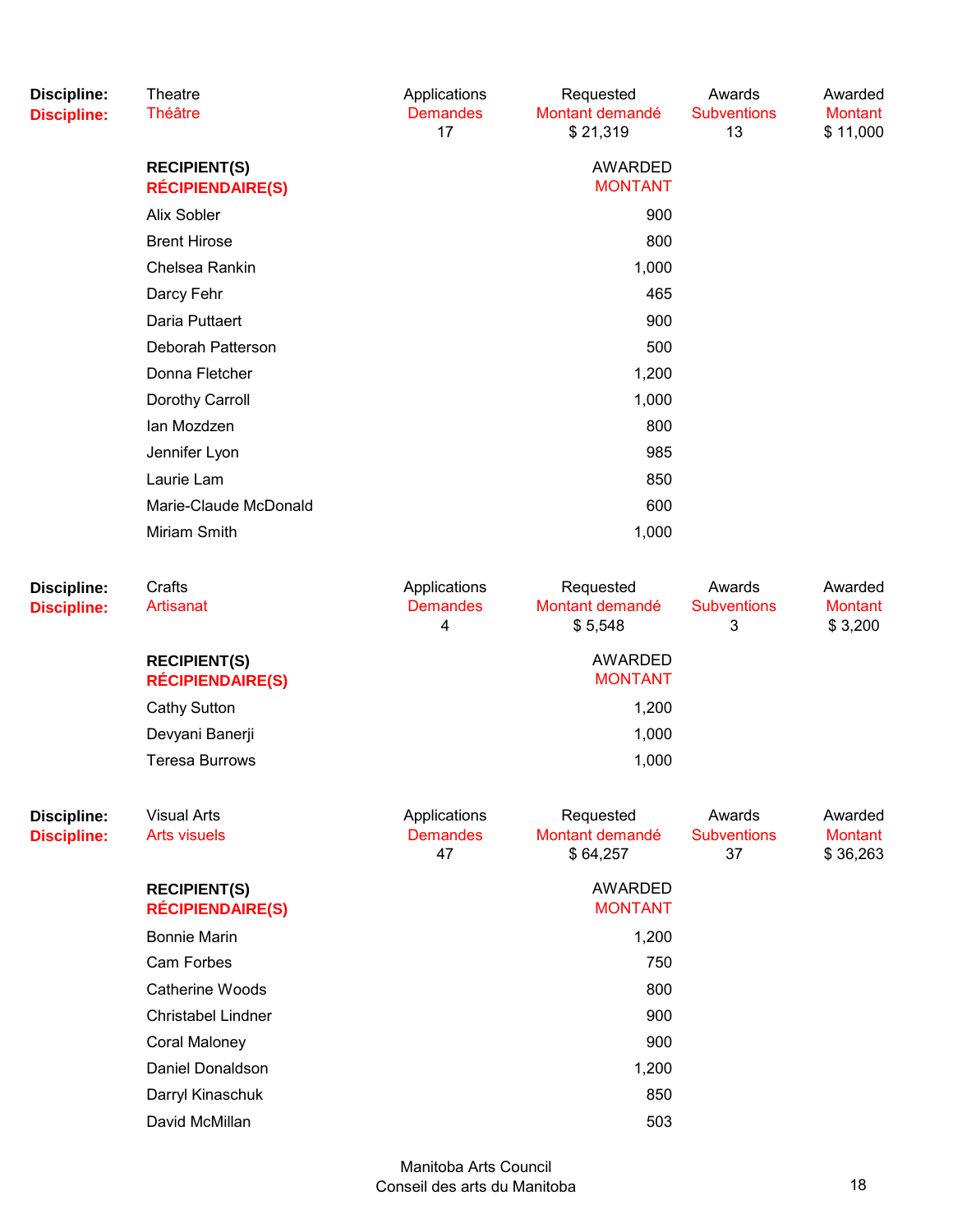| Discipline: | Theatre | Applications | Requested | Awards | Awarded |
|---|---|---|---|---|---|
| Discipline: | Théâtre | Demandes | Montant demandé | Subventions | Montant |
| | | 17 | $ 21,319 | 13 | $ 11,000 |

| RECIPIENT(S) RÉCIPIENDAIRE(S) | AWARDED MONTANT |
|---|---|
| Alix Sobler | 900 |
| Brent Hirose | 800 |
| Chelsea Rankin | 1,000 |
| Darcy Fehr | 465 |
| Daria Puttaert | 900 |
| Deborah Patterson | 500 |
| Donna Fletcher | 1,200 |
| Dorothy Carroll | 1,000 |
| Ian Mozdzen | 800 |
| Jennifer Lyon | 985 |
| Laurie Lam | 850 |
| Marie-Claude McDonald | 600 |
| Miriam Smith | 1,000 |

| Discipline: | Crafts | Applications | Requested | Awards | Awarded |
|---|---|---|---|---|---|
| Discipline: | Artisanat | Demandes | Montant demandé | Subventions | Montant |
| | | 4 | $ 5,548 | 3 | $ 3,200 |

| RECIPIENT(S) RÉCIPIENDAIRE(S) | AWARDED MONTANT |
|---|---|
| Cathy Sutton | 1,200 |
| Devyani Banerji | 1,000 |
| Teresa Burrows | 1,000 |

| Discipline: | Visual Arts | Applications | Requested | Awards | Awarded |
|---|---|---|---|---|---|
| Discipline: | Arts visuels | Demandes | Montant demandé | Subventions | Montant |
| | | 47 | $ 64,257 | 37 | $ 36,263 |

| RECIPIENT(S) RÉCIPIENDAIRE(S) | AWARDED MONTANT |
|---|---|
| Bonnie Marin | 1,200 |
| Cam Forbes | 750 |
| Catherine Woods | 800 |
| Christabel Lindner | 900 |
| Coral Maloney | 900 |
| Daniel Donaldson | 1,200 |
| Darryl Kinaschuk | 850 |
| David McMillan | 503 |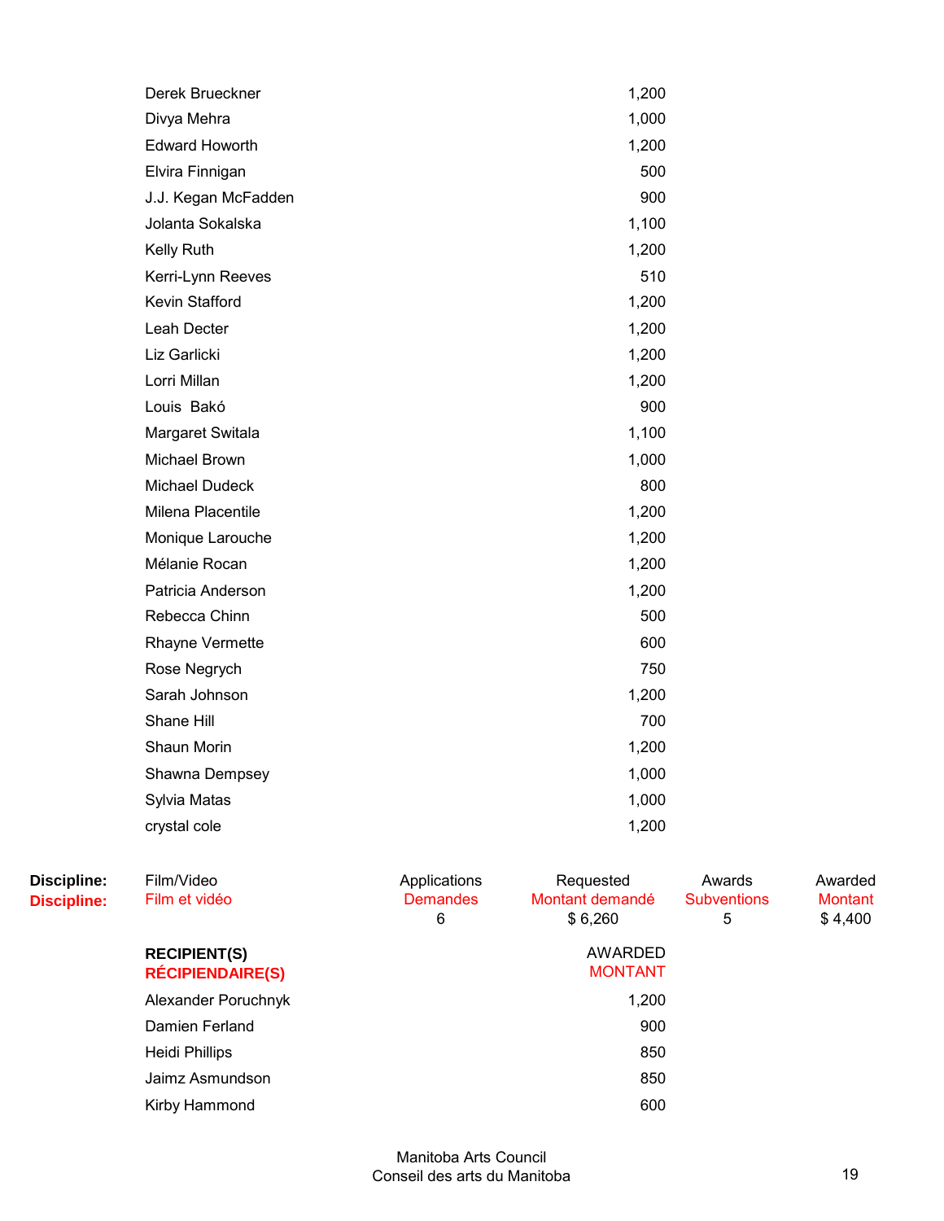| | |
|---|---|
| Derek Brueckner | 1,200 |
| Divya Mehra | 1,000 |
| Edward Howorth | 1,200 |
| Elvira Finnigan | 500 |
| J.J. Kegan McFadden | 900 |
| Jolanta Sokalska | 1,100 |
| Kelly Ruth | 1,200 |
| Kerri-Lynn Reeves | 510 |
| Kevin Stafford | 1,200 |
| Leah Decter | 1,200 |
| Liz Garlicki | 1,200 |
| Lorri Millan | 1,200 |
| Louis  Bakó | 900 |
| Margaret Switala | 1,100 |
| Michael Brown | 1,000 |
| Michael Dudeck | 800 |
| Milena Placentile | 1,200 |
| Monique Larouche | 1,200 |
| Mélanie Rocan | 1,200 |
| Patricia Anderson | 1,200 |
| Rebecca Chinn | 500 |
| Rhayne Vermette | 600 |
| Rose Negrych | 750 |
| Sarah Johnson | 1,200 |
| Shane Hill | 700 |
| Shaun Morin | 1,200 |
| Shawna Dempsey | 1,000 |
| Sylvia Matas | 1,000 |
| crystal cole | 1,200 |

| **Discipline:** / **Discipline:** | Film/Video / Film et vidéo | Applications / Demandes | Requested / Montant demandé | Awards / Subventions | Awarded / Montant |
|---|---|---|---|---|---|
| | | 6 | $ 6,260 | 5 | $ 4,400 |

| **RECIPIENT(S)** / **RÉCIPIENDAIRE(S)** | AWARDED / MONTANT |
|---|---|
| Alexander Poruchnyk | 1,200 |
| Damien Ferland | 900 |
| Heidi Phillips | 850 |
| Jaimz Asmundson | 850 |
| Kirby Hammond | 600 |

Manitoba Arts Council
Conseil des arts du Manitoba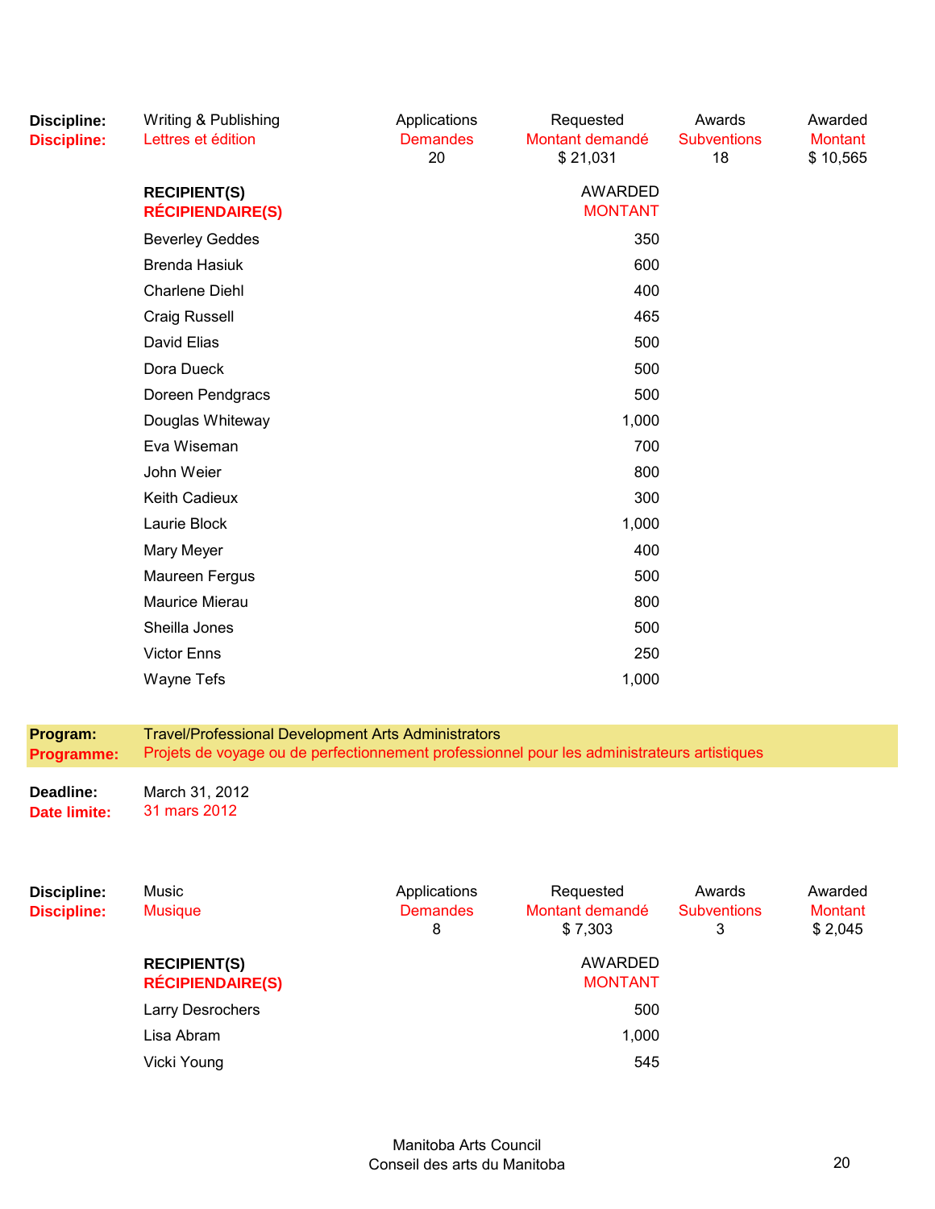| **Discipline:** | Writing & Publishing | Applications | Requested | Awards | Awarded |
|---|---|---|---|---|---|
| **Discipline:** | Lettres et édition | Demandes | Montant demandé | Subventions | Montant |
| | | 20 | $ 21,031 | 18 | $ 10,565 |

| **RECIPIENT(S)**<br>**RÉCIPIENDAIRE(S)** | AWARDED<br>MONTANT |
|---|---|
| Beverley Geddes | 350 |
| Brenda Hasiuk | 600 |
| Charlene Diehl | 400 |
| Craig Russell | 465 |
| David Elias | 500 |
| Dora Dueck | 500 |
| Doreen Pendgracs | 500 |
| Douglas Whiteway | 1,000 |
| Eva Wiseman | 700 |
| John Weier | 800 |
| Keith Cadieux | 300 |
| Laurie Block | 1,000 |
| Mary Meyer | 400 |
| Maureen Fergus | 500 |
| Maurice Mierau | 800 |
| Sheilla Jones | 500 |
| Victor Enns | 250 |
| Wayne Tefs | 1,000 |

**Program:** Travel/Professional Development Arts Administrators
**Programme:** Projets de voyage ou de perfectionnement professionnel pour les administrateurs artistiques

**Deadline:** March 31, 2012
**Date limite:** 31 mars 2012

| **Discipline:** | Music | Applications | Requested | Awards | Awarded |
|---|---|---|---|---|---|
| **Discipline:** | Musique | Demandes | Montant demandé | Subventions | Montant |
| | | 8 | $ 7,303 | 3 | $ 2,045 |

| **RECIPIENT(S)**<br>**RÉCIPIENDAIRE(S)** | AWARDED<br>MONTANT |
|---|---|
| Larry Desrochers | 500 |
| Lisa Abram | 1,000 |
| Vicki Young | 545 |

Manitoba Arts Council
Conseil des arts du Manitoba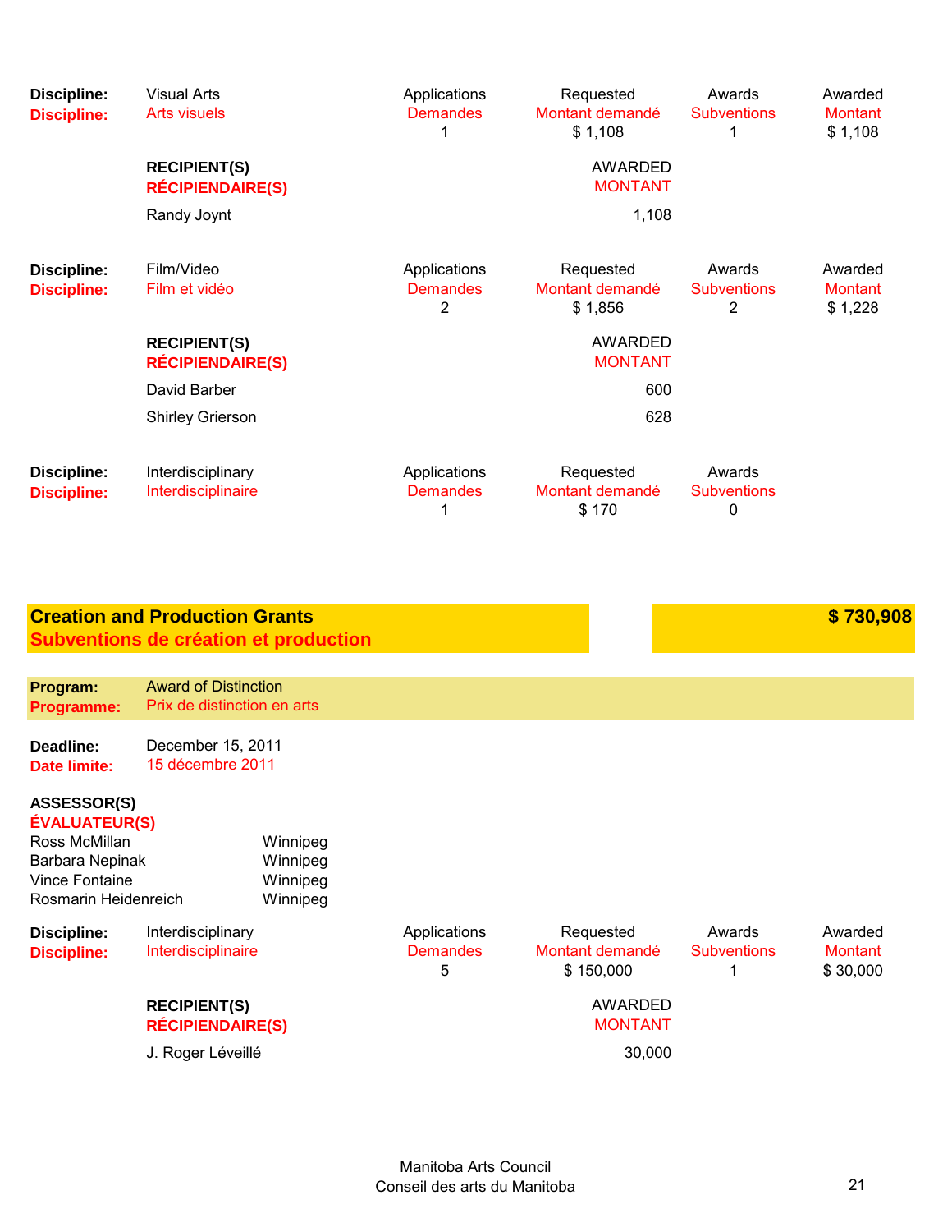| Discipline: | Visual Arts | Applications | Requested | Awards | Awarded |
|---|---|---|---|---|---|
| Discipline: | Arts visuels | Demandes | Montant demandé | Subventions | Montant |
| | | 1 | $ 1,108 | 1 | $ 1,108 |

| RECIPIENT(S) / RÉCIPIENDAIRE(S) | AWARDED / MONTANT |
|---|---|
| Randy Joynt | 1,108 |

| Discipline: | Film/Video | Applications | Requested | Awards | Awarded |
|---|---|---|---|---|---|
| Discipline: | Film et vidéo | Demandes | Montant demandé | Subventions | Montant |
| | | 2 | $ 1,856 | 2 | $ 1,228 |

| RECIPIENT(S) / RÉCIPIENDAIRE(S) | AWARDED / MONTANT |
|---|---|
| David Barber | 600 |
| Shirley Grierson | 628 |

| Discipline: | Interdisciplinary | Applications | Requested | Awards |
|---|---|---|---|---|
| Discipline: | Interdisciplinaire | Demandes | Montant demandé | Subventions |
| | | 1 | $ 170 | 0 |

## Creation and Production Grants / Subventions de création et production — $ 730,908

**Program:** Award of Distinction
**Programme:** Prix de distinction en arts

**Deadline:** December 15, 2011
**Date limite:** 15 décembre 2011

**ASSESSOR(S)**
**ÉVALUATEUR(S)**

| | |
|---|---|
| Ross McMillan | Winnipeg |
| Barbara Nepinak | Winnipeg |
| Vince Fontaine | Winnipeg |
| Rosmarin Heidenreich | Winnipeg |

| Discipline: | Interdisciplinary | Applications | Requested | Awards | Awarded |
|---|---|---|---|---|---|
| Discipline: | Interdisciplinaire | Demandes | Montant demandé | Subventions | Montant |
| | | 5 | $ 150,000 | 1 | $ 30,000 |

| RECIPIENT(S) / RÉCIPIENDAIRE(S) | AWARDED / MONTANT |
|---|---|
| J. Roger Léveillé | 30,000 |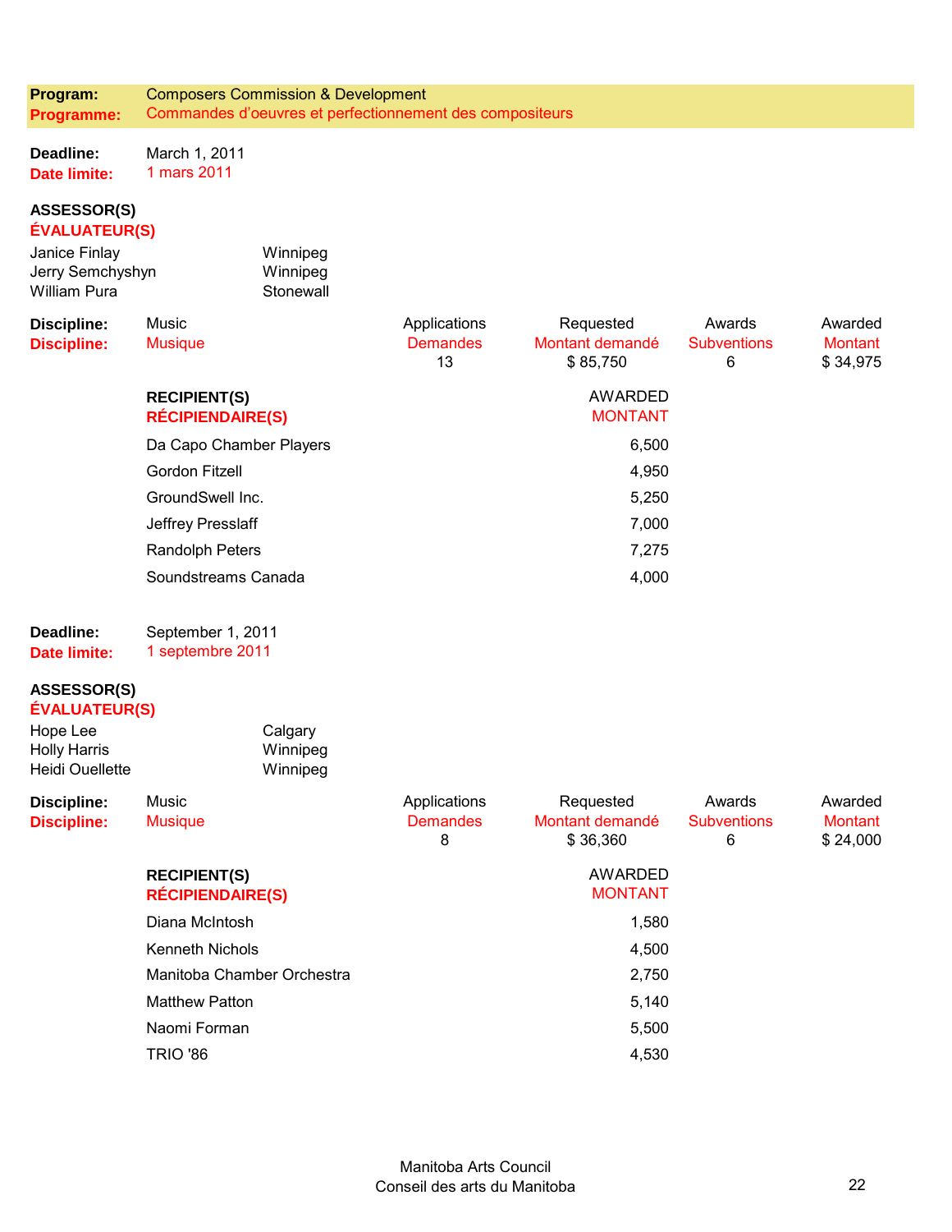**Program:** Composers Commission & Development
**Programme:** Commandes d'oeuvres et perfectionnement des compositeurs

**Deadline:** March 1, 2011
**Date limite:** 1 mars 2011

**ASSESSOR(S)**
**ÉVALUATEUR(S)**

| | |
|---|---|
| Janice Finlay | Winnipeg |
| Jerry Semchyshyn | Winnipeg |
| William Pura | Stonewall |

| Discipline: / Discipline: | | Applications / Demandes | Requested / Montant demandé | Awards / Subventions | Awarded / Montant |
|---|---|---|---|---|---|
| | Music / Musique | 13 | $ 85,750 | 6 | $ 34,975 |

| RECIPIENT(S) / RÉCIPIENDAIRE(S) | AWARDED / MONTANT |
|---|---|
| Da Capo Chamber Players | 6,500 |
| Gordon Fitzell | 4,950 |
| GroundSwell Inc. | 5,250 |
| Jeffrey Presslaff | 7,000 |
| Randolph Peters | 7,275 |
| Soundstreams Canada | 4,000 |

**Deadline:** September 1, 2011
**Date limite:** 1 septembre 2011

**ASSESSOR(S)**
**ÉVALUATEUR(S)**

| | |
|---|---|
| Hope Lee | Calgary |
| Holly Harris | Winnipeg |
| Heidi Ouellette | Winnipeg |

| Discipline: / Discipline: | | Applications / Demandes | Requested / Montant demandé | Awards / Subventions | Awarded / Montant |
|---|---|---|---|---|---|
| | Music / Musique | 8 | $ 36,360 | 6 | $ 24,000 |

| RECIPIENT(S) / RÉCIPIENDAIRE(S) | AWARDED / MONTANT |
|---|---|
| Diana McIntosh | 1,580 |
| Kenneth Nichols | 4,500 |
| Manitoba Chamber Orchestra | 2,750 |
| Matthew Patton | 5,140 |
| Naomi Forman | 5,500 |
| TRIO '86 | 4,530 |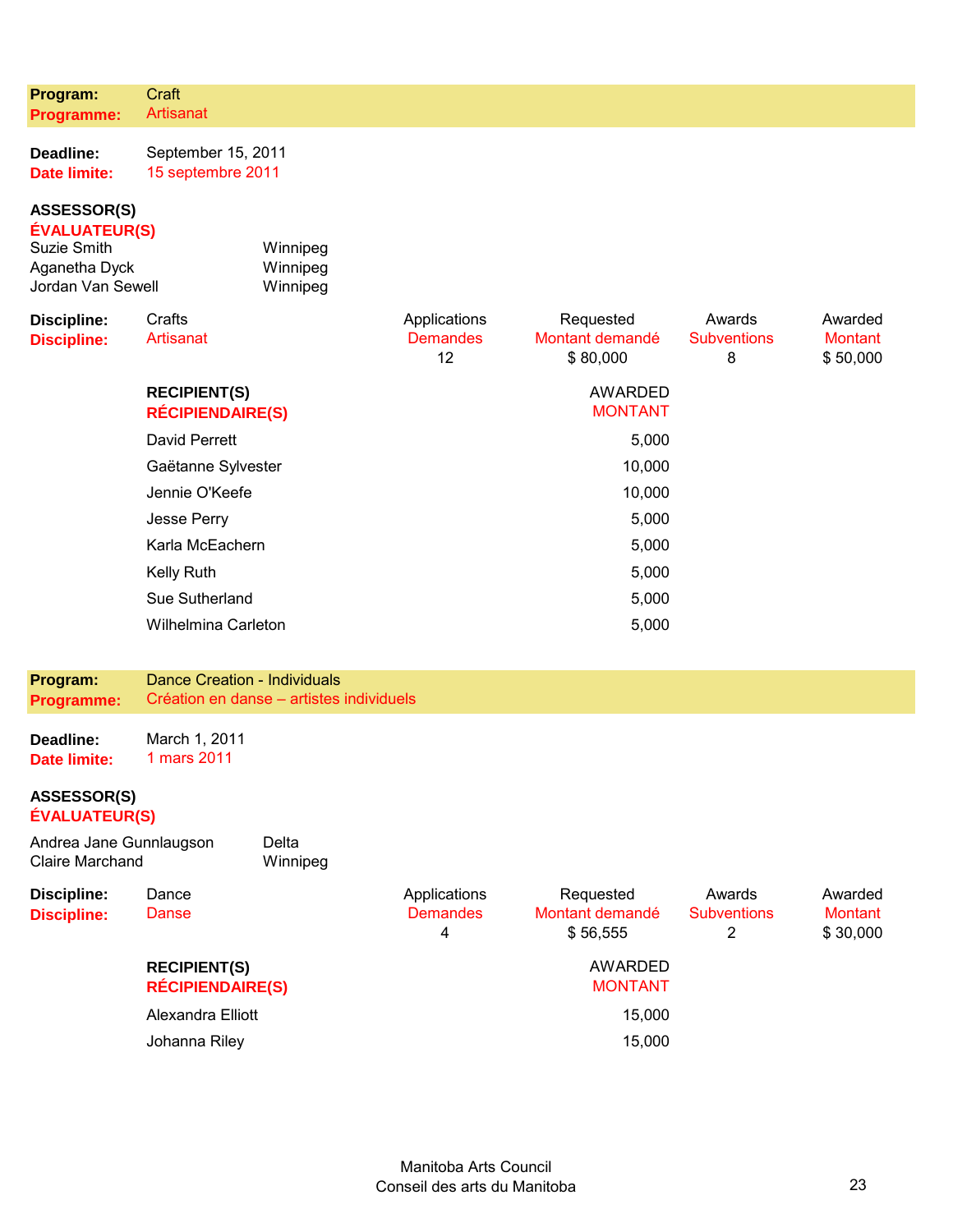**Program:** Craft
**Programme:** Artisanat

**Deadline:** September 15, 2011
**Date limite:** 15 septembre 2011

**ASSESSOR(S)**
**ÉVALUATEUR(S)**

| | |
|---|---|
| Suzie Smith | Winnipeg |
| Aganetha Dyck | Winnipeg |
| Jordan Van Sewell | Winnipeg |

| Discipline: | | Applications / Demandes | Requested / Montant demandé | Awards / Subventions | Awarded / Montant |
|---|---|---|---|---|---|
| **Discipline:** | Crafts / Artisanat | 12 | $ 80,000 | 8 | $ 50,000 |

| RECIPIENT(S) / RÉCIPIENDAIRE(S) | AWARDED / MONTANT |
|---|---|
| David Perrett | 5,000 |
| Gaëtanne Sylvester | 10,000 |
| Jennie O'Keefe | 10,000 |
| Jesse Perry | 5,000 |
| Karla McEachern | 5,000 |
| Kelly Ruth | 5,000 |
| Sue Sutherland | 5,000 |
| Wilhelmina Carleton | 5,000 |

**Program:** Dance Creation - Individuals
**Programme:** Création en danse – artistes individuels

**Deadline:** March 1, 2011
**Date limite:** 1 mars 2011

**ASSESSOR(S)**
**ÉVALUATEUR(S)**

| | |
|---|---|
| Andrea Jane Gunnlaugson | Delta |
| Claire Marchand | Winnipeg |

| Discipline: | | Applications / Demandes | Requested / Montant demandé | Awards / Subventions | Awarded / Montant |
|---|---|---|---|---|---|
| **Discipline:** | Dance / Danse | 4 | $ 56,555 | 2 | $ 30,000 |

| RECIPIENT(S) / RÉCIPIENDAIRE(S) | AWARDED / MONTANT |
|---|---|
| Alexandra Elliott | 15,000 |
| Johanna Riley | 15,000 |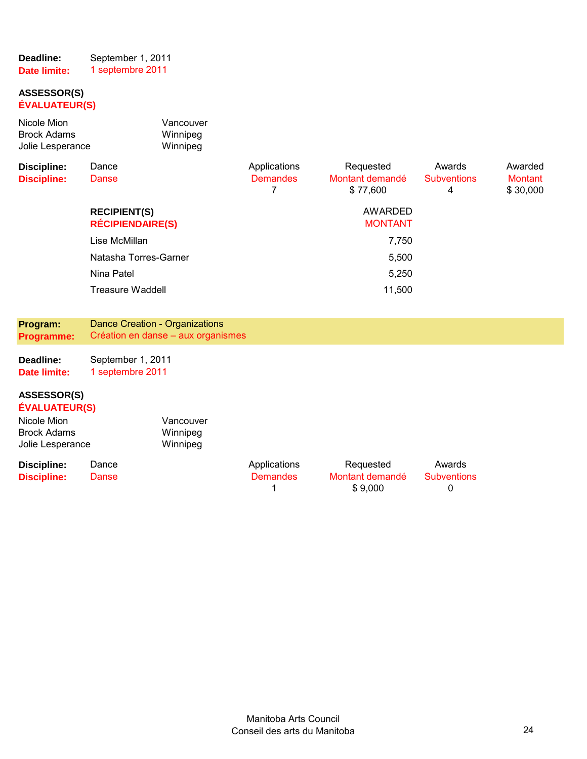**Deadline:** September 1, 2011
**Date limite:** 1 septembre 2011

**ASSESSOR(S)**
**ÉVALUATEUR(S)**

| | |
|---|---|
| Nicole Mion | Vancouver |
| Brock Adams | Winnipeg |
| Jolie Lesperance | Winnipeg |

| **Discipline:** Dance | Applications | Requested | Awards | Awarded |
|---|---|---|---|---|
| **Discipline:** Danse | Demandes | Montant demandé | Subventions | Montant |
| | 7 | $ 77,600 | 4 | $ 30,000 |

| **RECIPIENT(S)** **RÉCIPIENDAIRE(S)** | AWARDED MONTANT |
|---|---|
| Lise McMillan | 7,750 |
| Natasha Torres-Garner | 5,500 |
| Nina Patel | 5,250 |
| Treasure Waddell | 11,500 |

## Program: Dance Creation - Organizations
## Programme: Création en danse – aux organismes

**Deadline:** September 1, 2011
**Date limite:** 1 septembre 2011

**ASSESSOR(S)**
**ÉVALUATEUR(S)**

| | |
|---|---|
| Nicole Mion | Vancouver |
| Brock Adams | Winnipeg |
| Jolie Lesperance | Winnipeg |

| **Discipline:** Dance | Applications | Requested | Awards |
|---|---|---|---|
| **Discipline:** Danse | Demandes | Montant demandé | Subventions |
| | 1 | $ 9,000 | 0 |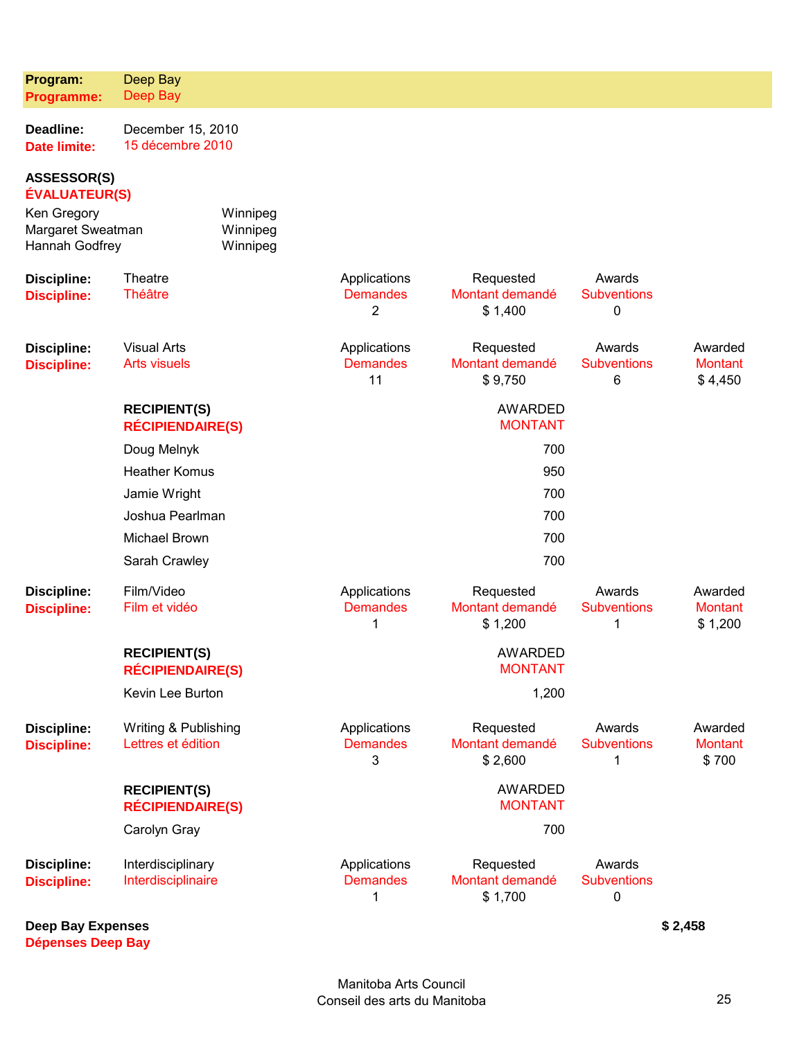**Program:** Deep Bay
**Programme:** Deep Bay

**Deadline:** December 15, 2010
**Date limite:** 15 décembre 2010

**ASSESSOR(S)**
**ÉVALUATEUR(S)**

| | |
|---|---|
| Ken Gregory | Winnipeg |
| Margaret Sweatman | Winnipeg |
| Hannah Godfrey | Winnipeg |

| Discipline / Discipline | Applications / Demandes | Requested / Montant demandé | Awards / Subventions | Awarded / Montant |
|---|---|---|---|---|
| Theatre / Théâtre | 2 | $ 1,400 | 0 | |

| Discipline / Discipline | Applications / Demandes | Requested / Montant demandé | Awards / Subventions | Awarded / Montant |
|---|---|---|---|---|
| Visual Arts / Arts visuels | 11 | $ 9,750 | 6 | $ 4,450 |

| RECIPIENT(S) / RÉCIPIENDAIRE(S) | AWARDED / MONTANT |
|---|---|
| Doug Melnyk | 700 |
| Heather Komus | 950 |
| Jamie Wright | 700 |
| Joshua Pearlman | 700 |
| Michael Brown | 700 |
| Sarah Crawley | 700 |

| Discipline / Discipline | Applications / Demandes | Requested / Montant demandé | Awards / Subventions | Awarded / Montant |
|---|---|---|---|---|
| Film/Video / Film et vidéo | 1 | $ 1,200 | 1 | $ 1,200 |

| RECIPIENT(S) / RÉCIPIENDAIRE(S) | AWARDED / MONTANT |
|---|---|
| Kevin Lee Burton | 1,200 |

| Discipline / Discipline | Applications / Demandes | Requested / Montant demandé | Awards / Subventions | Awarded / Montant |
|---|---|---|---|---|
| Writing & Publishing / Lettres et édition | 3 | $ 2,600 | 1 | $ 700 |

| RECIPIENT(S) / RÉCIPIENDAIRE(S) | AWARDED / MONTANT |
|---|---|
| Carolyn Gray | 700 |

| Discipline / Discipline | Applications / Demandes | Requested / Montant demandé | Awards / Subventions | Awarded / Montant |
|---|---|---|---|---|
| Interdisciplinary / Interdisciplinaire | 1 | $ 1,700 | 0 | |

**Deep Bay Expenses** **$ 2,458**
**Dépenses Deep Bay**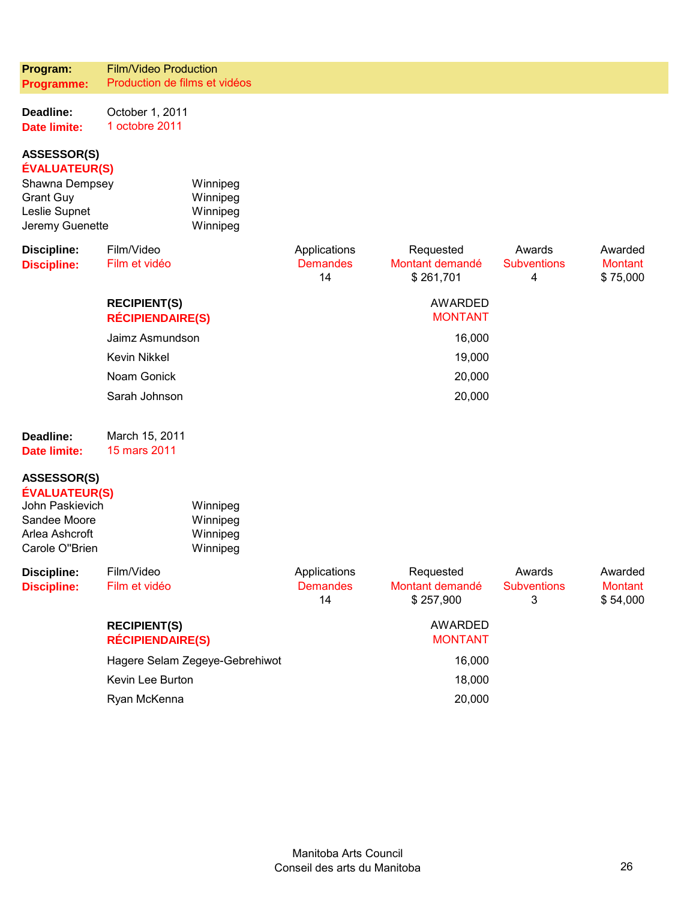| **Program:** | Film/Video Production |
|---|---|
| **Programme:** | Production de films et vidéos |

**Deadline:** October 1, 2011
**Date limite:** 1 octobre 2011

**ASSESSOR(S)**
**ÉVALUATEUR(S)**

| | |
|---|---|
| Shawna Dempsey | Winnipeg |
| Grant Guy | Winnipeg |
| Leslie Supnet | Winnipeg |
| Jeremy Guenette | Winnipeg |

| **Discipline:** / **Discipline:** | Applications / Demandes | Requested / Montant demandé | Awards / Subventions | Awarded / Montant |
|---|---|---|---|---|
| Film/Video / Film et vidéo | 14 | $ 261,701 | 4 | $ 75,000 |

| **RECIPIENT(S)** / **RÉCIPIENDAIRE(S)** | AWARDED / MONTANT |
|---|---|
| Jaimz Asmundson | 16,000 |
| Kevin Nikkel | 19,000 |
| Noam Gonick | 20,000 |
| Sarah Johnson | 20,000 |

**Deadline:** March 15, 2011
**Date limite:** 15 mars 2011

**ASSESSOR(S)**
**ÉVALUATEUR(S)**

| | |
|---|---|
| John Paskievich | Winnipeg |
| Sandee Moore | Winnipeg |
| Arlea Ashcroft | Winnipeg |
| Carole O''Brien | Winnipeg |

| **Discipline:** / **Discipline:** | Applications / Demandes | Requested / Montant demandé | Awards / Subventions | Awarded / Montant |
|---|---|---|---|---|
| Film/Video / Film et vidéo | 14 | $ 257,900 | 3 | $ 54,000 |

| **RECIPIENT(S)** / **RÉCIPIENDAIRE(S)** | AWARDED / MONTANT |
|---|---|
| Hagere Selam Zegeye-Gebrehiwot | 16,000 |
| Kevin Lee Burton | 18,000 |
| Ryan McKenna | 20,000 |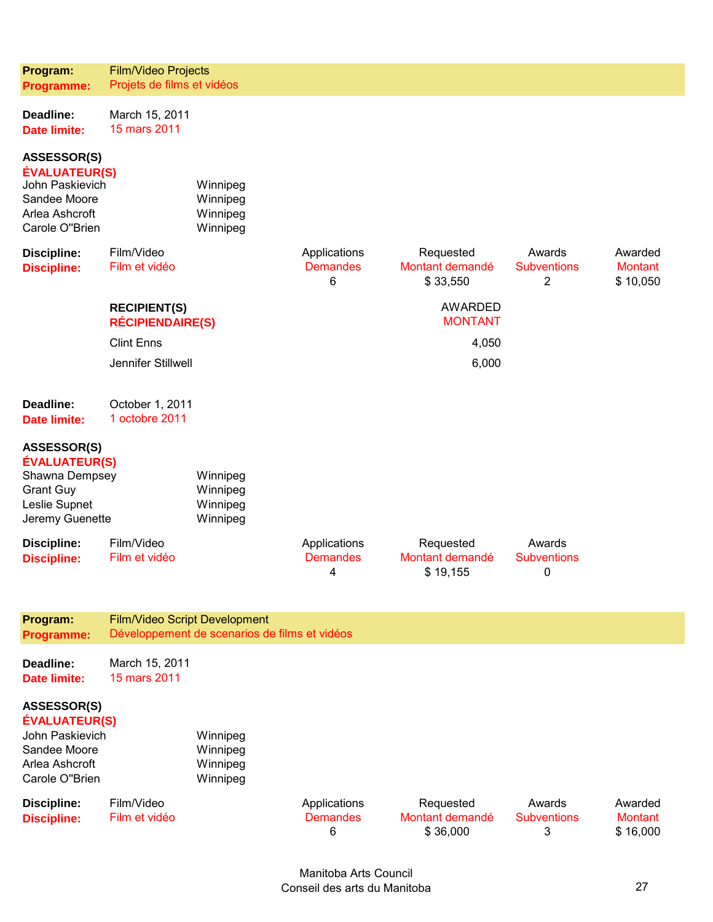**Program:** Film/Video Projects
**Programme:** Projets de films et vidéos

**Deadline:** March 15, 2011
**Date limite:** 15 mars 2011

**ASSESSOR(S)**
**ÉVALUATEUR(S)**

| | |
|---|---|
| John Paskievich | Winnipeg |
| Sandee Moore | Winnipeg |
| Arlea Ashcroft | Winnipeg |
| Carole O''Brien | Winnipeg |

| Discipline: / Discipline: | | Applications / Demandes | Requested / Montant demandé | Awards / Subventions | Awarded / Montant |
|---|---|---|---|---|---|
| | Film/Video / Film et vidéo | 6 | $ 33,550 | 2 | $ 10,050 |

| RECIPIENT(S) / RÉCIPIENDAIRE(S) | AWARDED / MONTANT |
|---|---|
| Clint Enns | 4,050 |
| Jennifer Stillwell | 6,000 |

**Deadline:** October 1, 2011
**Date limite:** 1 octobre 2011

**ASSESSOR(S)**
**ÉVALUATEUR(S)**

| | |
|---|---|
| Shawna Dempsey | Winnipeg |
| Grant Guy | Winnipeg |
| Leslie Supnet | Winnipeg |
| Jeremy Guenette | Winnipeg |

| Discipline: / Discipline: | | Applications / Demandes | Requested / Montant demandé | Awards / Subventions |
|---|---|---|---|---|
| | Film/Video / Film et vidéo | 4 | $ 19,155 | 0 |

**Program:** Film/Video Script Development
**Programme:** Développement de scenarios de films et vidéos

**Deadline:** March 15, 2011
**Date limite:** 15 mars 2011

**ASSESSOR(S)**
**ÉVALUATEUR(S)**

| | |
|---|---|
| John Paskievich | Winnipeg |
| Sandee Moore | Winnipeg |
| Arlea Ashcroft | Winnipeg |
| Carole O''Brien | Winnipeg |

| Discipline: / Discipline: | | Applications / Demandes | Requested / Montant demandé | Awards / Subventions | Awarded / Montant |
|---|---|---|---|---|---|
| | Film/Video / Film et vidéo | 6 | $ 36,000 | 3 | $ 16,000 |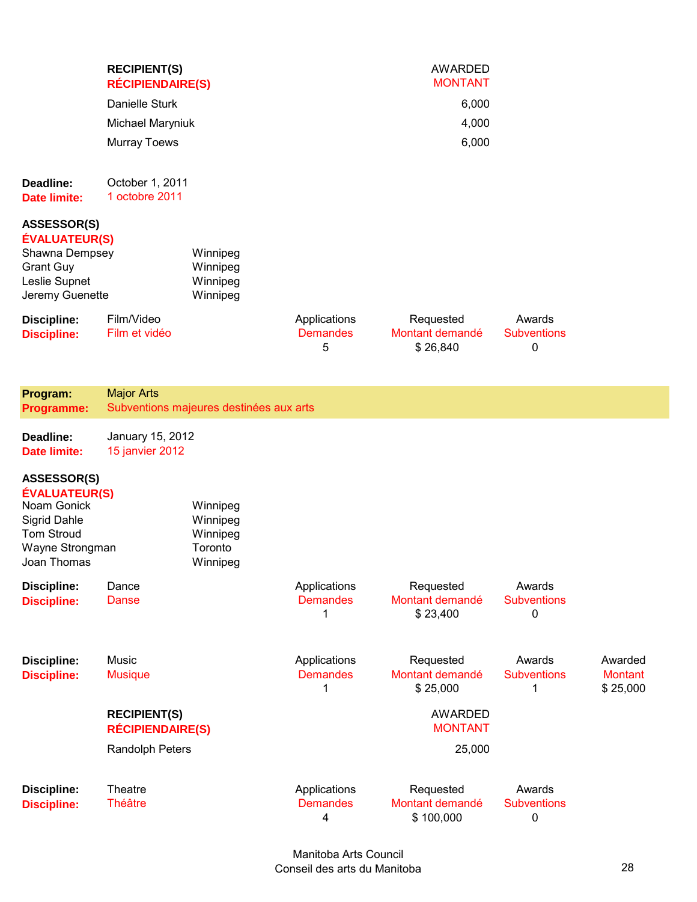| RECIPIENT(S)<br>RÉCIPIENDAIRE(S) | AWARDED<br>MONTANT |
|---|---|
| Danielle Sturk | 6,000 |
| Michael Maryniuk | 4,000 |
| Murray Toews | 6,000 |

**Deadline:** October 1, 2011
**Date limite:** 1 octobre 2011

**ASSESSOR(S)**
**ÉVALUATEUR(S)**

| | |
|---|---|
| Shawna Dempsey | Winnipeg |
| Grant Guy | Winnipeg |
| Leslie Supnet | Winnipeg |
| Jeremy Guenette | Winnipeg |

| Discipline: / Discipline: | Applications / Demandes | Requested / Montant demandé | Awards / Subventions |
|---|---|---|---|
| Film/Video / Film et vidéo | 5 | $ 26,840 | 0 |

## Program: Major Arts
## Programme: Subventions majeures destinées aux arts

**Deadline:** January 15, 2012
**Date limite:** 15 janvier 2012

**ASSESSOR(S)**
**ÉVALUATEUR(S)**

| | |
|---|---|
| Noam Gonick | Winnipeg |
| Sigrid Dahle | Winnipeg |
| Tom Stroud | Winnipeg |
| Wayne Strongman | Toronto |
| Joan Thomas | Winnipeg |

| Discipline: / Discipline: | Applications / Demandes | Requested / Montant demandé | Awards / Subventions |
|---|---|---|---|
| Dance / Danse | 1 | $ 23,400 | 0 |

| Discipline: / Discipline: | Applications / Demandes | Requested / Montant demandé | Awards / Subventions | Awarded / Montant |
|---|---|---|---|---|
| Music / Musique | 1 | $ 25,000 | 1 | $ 25,000 |

| RECIPIENT(S)<br>RÉCIPIENDAIRE(S) | AWARDED<br>MONTANT |
|---|---|
| Randolph Peters | 25,000 |

| Discipline: / Discipline: | Applications / Demandes | Requested / Montant demandé | Awards / Subventions |
|---|---|---|---|
| Theatre / Théâtre | 4 | $ 100,000 | 0 |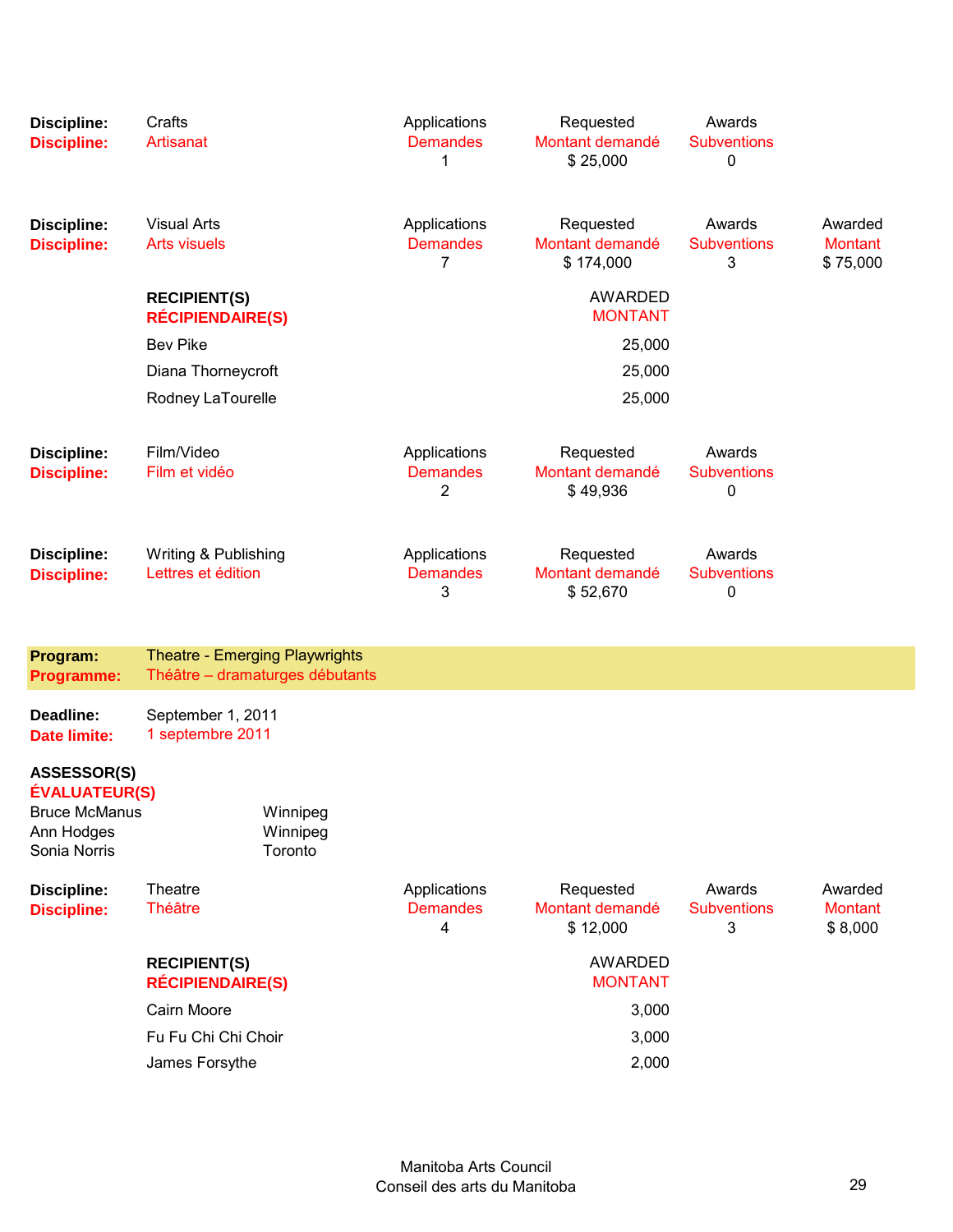| **Discipline:** | Crafts | Applications | Requested | Awards | |
|---|---|---|---|---|---|
| **Discipline:** | Artisanat | Demandes | Montant demandé | Subventions | |
| | | 1 | $ 25,000 | 0 | |

| **Discipline:** | Visual Arts | Applications | Requested | Awards | Awarded |
|---|---|---|---|---|---|
| **Discipline:** | Arts visuels | Demandes | Montant demandé | Subventions | Montant |
| | | 7 | $ 174,000 | 3 | $ 75,000 |

| **RECIPIENT(S)** / **RÉCIPIENDAIRE(S)** | AWARDED / MONTANT |
|---|---|
| Bev Pike | 25,000 |
| Diana Thorneycroft | 25,000 |
| Rodney LaTourelle | 25,000 |

| **Discipline:** | Film/Video | Applications | Requested | Awards | |
|---|---|---|---|---|---|
| **Discipline:** | Film et vidéo | Demandes | Montant demandé | Subventions | |
| | | 2 | $ 49,936 | 0 | |

| **Discipline:** | Writing & Publishing | Applications | Requested | Awards | |
|---|---|---|---|---|---|
| **Discipline:** | Lettres et édition | Demandes | Montant demandé | Subventions | |
| | | 3 | $ 52,670 | 0 | |

## **Program:** Theatre - Emerging Playwrights
## **Programme:** Théâtre – dramaturges débutants

**Deadline:** September 1, 2011
**Date limite:** 1 septembre 2011

**ASSESSOR(S)**
**ÉVALUATEUR(S)**

| | |
|---|---|
| Bruce McManus | Winnipeg |
| Ann Hodges | Winnipeg |
| Sonia Norris | Toronto |

| **Discipline:** | Theatre | Applications | Requested | Awards | Awarded |
|---|---|---|---|---|---|
| **Discipline:** | Théâtre | Demandes | Montant demandé | Subventions | Montant |
| | | 4 | $ 12,000 | 3 | $ 8,000 |

| **RECIPIENT(S)** / **RÉCIPIENDAIRE(S)** | AWARDED / MONTANT |
|---|---|
| Cairn Moore | 3,000 |
| Fu Fu Chi Chi Choir | 3,000 |
| James Forsythe | 2,000 |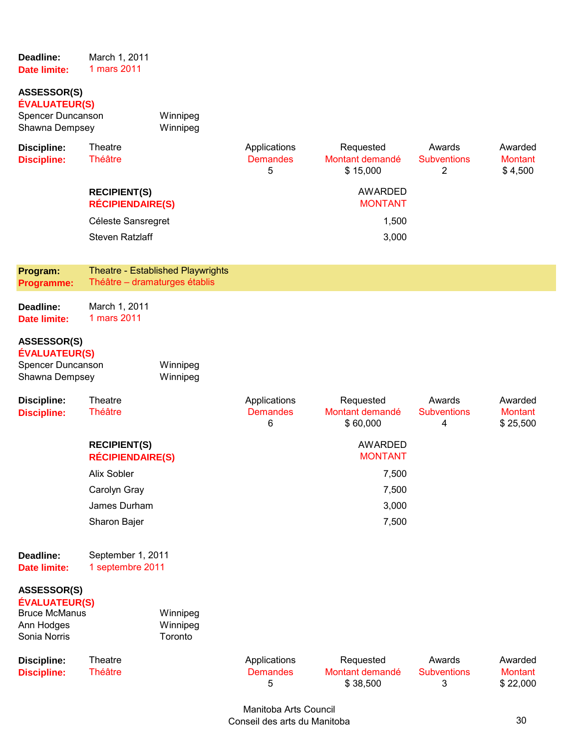**Deadline:** March 1, 2011
**Date limite:** 1 mars 2011

**ASSESSOR(S)**
**ÉVALUATEUR(S)**

Spencer Duncanson — Winnipeg
Shawna Dempsey — Winnipeg

| Discipline: / Discipline: | Applications / Demandes | Requested / Montant demandé | Awards / Subventions | Awarded / Montant |
|---|---|---|---|---|
| Theatre / Théâtre | 5 | $ 15,000 | 2 | $ 4,500 |

| RECIPIENT(S) / RÉCIPIENDAIRE(S) | AWARDED / MONTANT |
|---|---|
| Céleste Sansregret | 1,500 |
| Steven Ratzlaff | 3,000 |

## Program: Theatre - Established Playwrights
## Programme: Théâtre – dramaturges établis

**Deadline:** March 1, 2011
**Date limite:** 1 mars 2011

**ASSESSOR(S)**
**ÉVALUATEUR(S)**

Spencer Duncanson — Winnipeg
Shawna Dempsey — Winnipeg

| Discipline: / Discipline: | Applications / Demandes | Requested / Montant demandé | Awards / Subventions | Awarded / Montant |
|---|---|---|---|---|
| Theatre / Théâtre | 6 | $ 60,000 | 4 | $ 25,500 |

| RECIPIENT(S) / RÉCIPIENDAIRE(S) | AWARDED / MONTANT |
|---|---|
| Alix Sobler | 7,500 |
| Carolyn Gray | 7,500 |
| James Durham | 3,000 |
| Sharon Bajer | 7,500 |

**Deadline:** September 1, 2011
**Date limite:** 1 septembre 2011

**ASSESSOR(S)**
**ÉVALUATEUR(S)**

Bruce McManus — Winnipeg
Ann Hodges — Winnipeg
Sonia Norris — Toronto

| Discipline: / Discipline: | Applications / Demandes | Requested / Montant demandé | Awards / Subventions | Awarded / Montant |
|---|---|---|---|---|
| Theatre / Théâtre | 5 | $ 38,500 | 3 | $ 22,000 |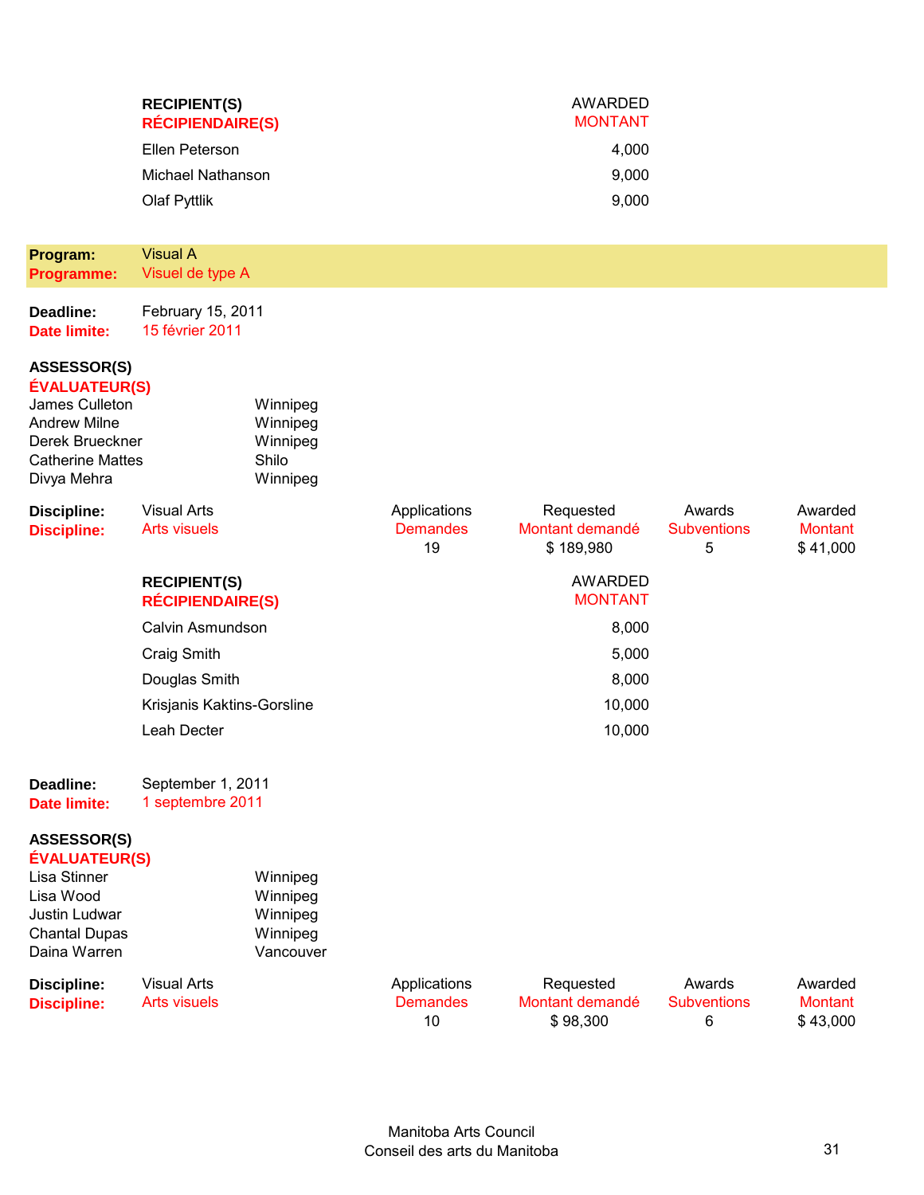| RECIPIENT(S) / RÉCIPIENDAIRE(S) | AWARDED / MONTANT |
|---|---|
| Ellen Peterson | 4,000 |
| Michael Nathanson | 9,000 |
| Olaf Pyttlik | 9,000 |

**Program:** Visual A
**Programme:** Visuel de type A

**Deadline:** February 15, 2011
**Date limite:** 15 février 2011

**ASSESSOR(S)**
**ÉVALUATEUR(S)**

| | |
|---|---|
| James Culleton | Winnipeg |
| Andrew Milne | Winnipeg |
| Derek Brueckner | Winnipeg |
| Catherine Mattes | Shilo |
| Divya Mehra | Winnipeg |

| Discipline / Discipline | Applications / Demandes | Requested / Montant demandé | Awards / Subventions | Awarded / Montant |
|---|---|---|---|---|
| Visual Arts / Arts visuels | 19 | $ 189,980 | 5 | $ 41,000 |

| RECIPIENT(S) / RÉCIPIENDAIRE(S) | AWARDED / MONTANT |
|---|---|
| Calvin Asmundson | 8,000 |
| Craig Smith | 5,000 |
| Douglas Smith | 8,000 |
| Krisjanis Kaktins-Gorsline | 10,000 |
| Leah Decter | 10,000 |

**Deadline:** September 1, 2011
**Date limite:** 1 septembre 2011

**ASSESSOR(S)**
**ÉVALUATEUR(S)**

| | |
|---|---|
| Lisa Stinner | Winnipeg |
| Lisa Wood | Winnipeg |
| Justin Ludwar | Winnipeg |
| Chantal Dupas | Winnipeg |
| Daina Warren | Vancouver |

| Discipline / Discipline | Applications / Demandes | Requested / Montant demandé | Awards / Subventions | Awarded / Montant |
|---|---|---|---|---|
| Visual Arts / Arts visuels | 10 | $ 98,300 | 6 | $ 43,000 |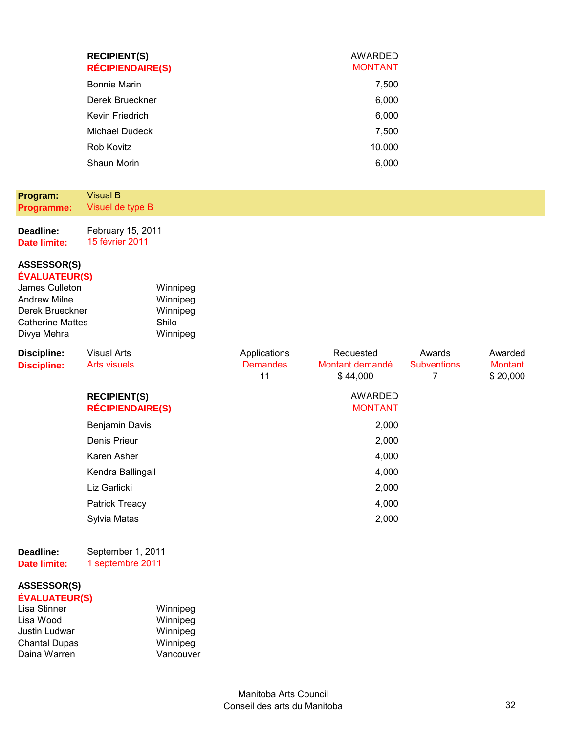| RECIPIENT(S)<br>RÉCIPIENDAIRE(S) | AWARDED<br>MONTANT |
|---|---|
| Bonnie Marin | 7,500 |
| Derek Brueckner | 6,000 |
| Kevin Friedrich | 6,000 |
| Michael Dudeck | 7,500 |
| Rob Kovitz | 10,000 |
| Shaun Morin | 6,000 |

**Program:** Visual B
**Programme:** Visuel de type B

**Deadline:** February 15, 2011
**Date limite:** 15 février 2011

**ASSESSOR(S)**
**ÉVALUATEUR(S)**

| | |
|---|---|
| James Culleton | Winnipeg |
| Andrew Milne | Winnipeg |
| Derek Brueckner | Winnipeg |
| Catherine Mattes | Shilo |
| Divya Mehra | Winnipeg |

| Discipline: | Applications<br>Demandes | Requested<br>Montant demandé | Awards<br>Subventions | Awarded<br>Montant |
|---|---|---|---|---|
| Visual Arts<br>Arts visuels | 11 | $ 44,000 | 7 | $ 20,000 |

| RECIPIENT(S)<br>RÉCIPIENDAIRE(S) | AWARDED<br>MONTANT |
|---|---|
| Benjamin Davis | 2,000 |
| Denis Prieur | 2,000 |
| Karen Asher | 4,000 |
| Kendra Ballingall | 4,000 |
| Liz Garlicki | 2,000 |
| Patrick Treacy | 4,000 |
| Sylvia Matas | 2,000 |

**Deadline:** September 1, 2011
**Date limite:** 1 septembre 2011

**ASSESSOR(S)**
**ÉVALUATEUR(S)**

| | |
|---|---|
| Lisa Stinner | Winnipeg |
| Lisa Wood | Winnipeg |
| Justin Ludwar | Winnipeg |
| Chantal Dupas | Winnipeg |
| Daina Warren | Vancouver |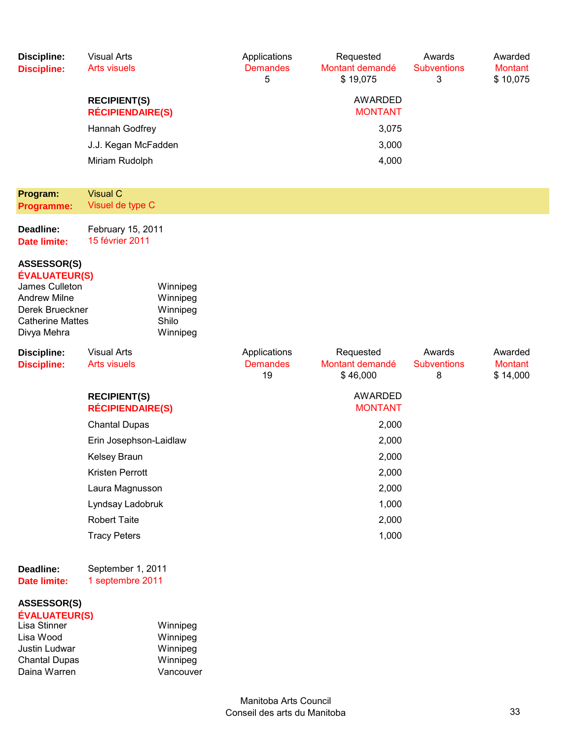| **Discipline:** | Visual Arts | Applications | Requested | Awards | Awarded |
|---|---|---|---|---|---|
| **Discipline:** | Arts visuels | Demandes | Montant demandé | Subventions | Montant |
| | | 5 | $ 19,075 | 3 | $ 10,075 |

| **RECIPIENT(S)** / **RÉCIPIENDAIRE(S)** | AWARDED / MONTANT |
|---|---|
| Hannah Godfrey | 3,075 |
| J.J. Kegan McFadden | 3,000 |
| Miriam Rudolph | 4,000 |

**Program:** Visual C
**Programme:** Visuel de type C

**Deadline:** February 15, 2011
**Date limite:** 15 février 2011

**ASSESSOR(S)**
**ÉVALUATEUR(S)**

| | |
|---|---|
| James Culleton | Winnipeg |
| Andrew Milne | Winnipeg |
| Derek Brueckner | Winnipeg |
| Catherine Mattes | Shilo |
| Divya Mehra | Winnipeg |

| **Discipline:** | Visual Arts | Applications | Requested | Awards | Awarded |
|---|---|---|---|---|---|
| **Discipline:** | Arts visuels | Demandes | Montant demandé | Subventions | Montant |
| | | 19 | $ 46,000 | 8 | $ 14,000 |

| **RECIPIENT(S)** / **RÉCIPIENDAIRE(S)** | AWARDED / MONTANT |
|---|---|
| Chantal Dupas | 2,000 |
| Erin Josephson-Laidlaw | 2,000 |
| Kelsey Braun | 2,000 |
| Kristen Perrott | 2,000 |
| Laura Magnusson | 2,000 |
| Lyndsay Ladobruk | 1,000 |
| Robert Taite | 2,000 |
| Tracy Peters | 1,000 |

**Deadline:** September 1, 2011
**Date limite:** 1 septembre 2011

**ASSESSOR(S)**
**ÉVALUATEUR(S)**

| | |
|---|---|
| Lisa Stinner | Winnipeg |
| Lisa Wood | Winnipeg |
| Justin Ludwar | Winnipeg |
| Chantal Dupas | Winnipeg |
| Daina Warren | Vancouver |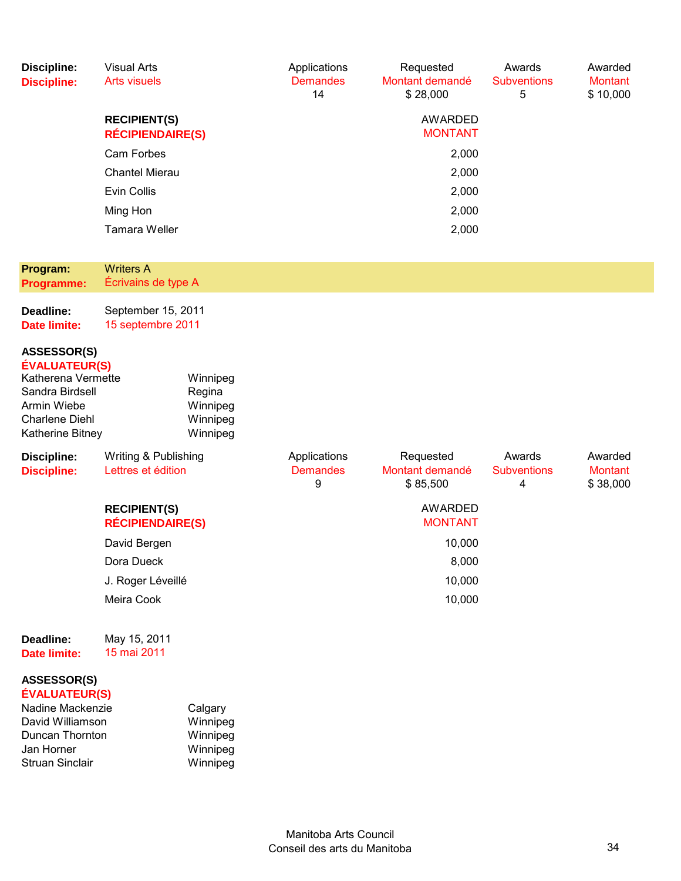| Discipline: | Visual Arts | Applications | Requested | Awards | Awarded |
|---|---|---|---|---|---|
| **Discipline:** | Arts visuels | Demandes | Montant demandé | Subventions | Montant |
| | | 14 | $ 28,000 | 5 | $ 10,000 |

| RECIPIENT(S) / RÉCIPIENDAIRE(S) | AWARDED / MONTANT |
|---|---|
| Cam Forbes | 2,000 |
| Chantel Mierau | 2,000 |
| Evin Collis | 2,000 |
| Ming Hon | 2,000 |
| Tamara Weller | 2,000 |

**Program:** Writers A
**Programme:** Écrivains de type A

**Deadline:** September 15, 2011
**Date limite:** 15 septembre 2011

**ASSESSOR(S)**
**ÉVALUATEUR(S)**

| | |
|---|---|
| Katherena Vermette | Winnipeg |
| Sandra Birdsell | Regina |
| Armin Wiebe | Winnipeg |
| Charlene Diehl | Winnipeg |
| Katherine Bitney | Winnipeg |

| Discipline: | Writing & Publishing | Applications | Requested | Awards | Awarded |
|---|---|---|---|---|---|
| **Discipline:** | Lettres et édition | Demandes | Montant demandé | Subventions | Montant |
| | | 9 | $ 85,500 | 4 | $ 38,000 |

| RECIPIENT(S) / RÉCIPIENDAIRE(S) | AWARDED / MONTANT |
|---|---|
| David Bergen | 10,000 |
| Dora Dueck | 8,000 |
| J. Roger Léveillé | 10,000 |
| Meira Cook | 10,000 |

**Deadline:** May 15, 2011
**Date limite:** 15 mai 2011

**ASSESSOR(S)**
**ÉVALUATEUR(S)**

| | |
|---|---|
| Nadine Mackenzie | Calgary |
| David Williamson | Winnipeg |
| Duncan Thornton | Winnipeg |
| Jan Horner | Winnipeg |
| Struan Sinclair | Winnipeg |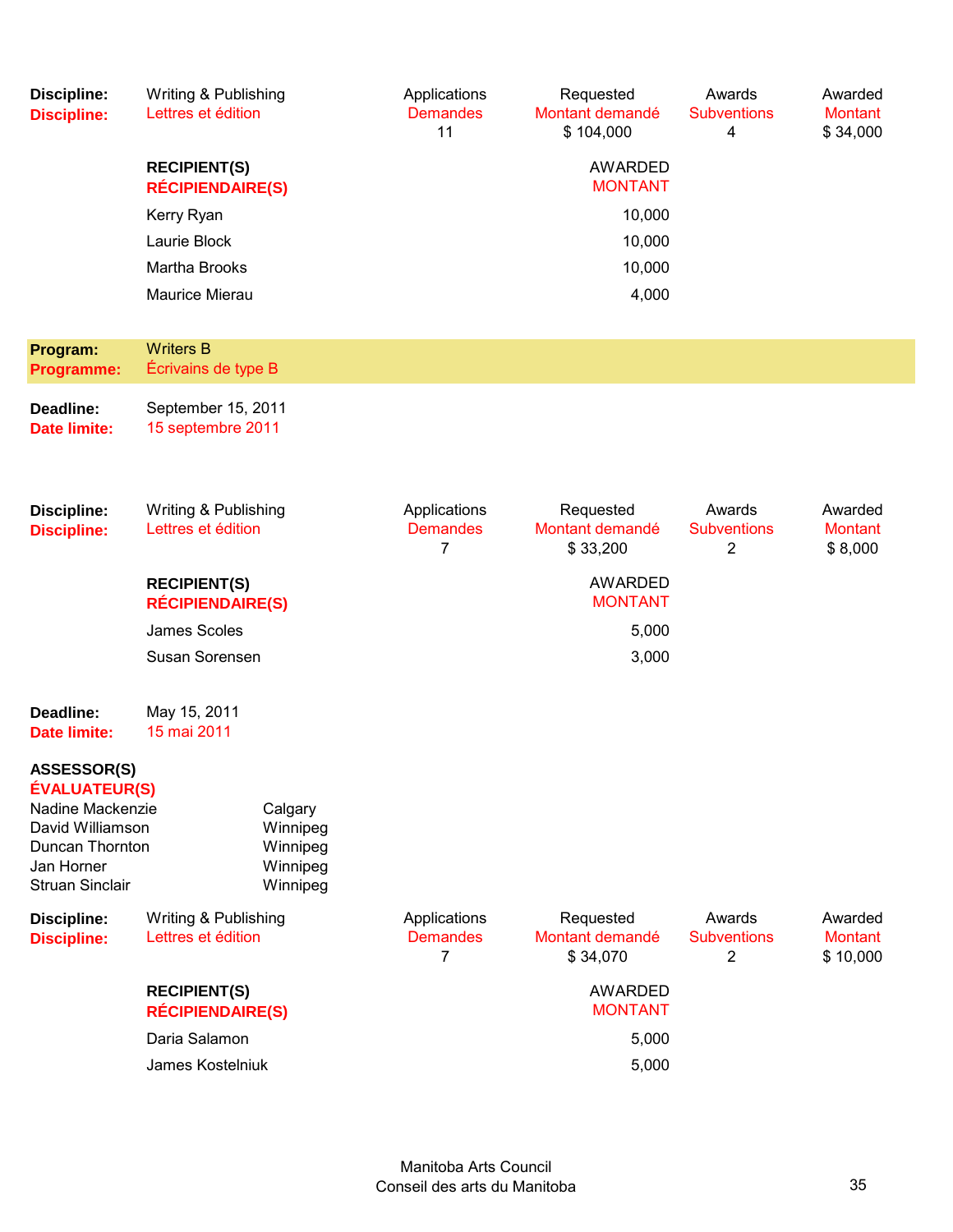**Discipline:** Writing & Publishing
**Discipline:** Lettres et édition

| Applications / Demandes | Requested / Montant demandé | Awards / Subventions | Awarded / Montant |
|---|---|---|---|
| 11 | $ 104,000 | 4 | $ 34,000 |

| RECIPIENT(S) / RÉCIPIENDAIRE(S) | AWARDED / MONTANT |
|---|---|
| Kerry Ryan | 10,000 |
| Laurie Block | 10,000 |
| Martha Brooks | 10,000 |
| Maurice Mierau | 4,000 |

## Program: Writers B
## Programme: Écrivains de type B

**Deadline:** September 15, 2011
**Date limite:** 15 septembre 2011

**Discipline:** Writing & Publishing
**Discipline:** Lettres et édition

| Applications / Demandes | Requested / Montant demandé | Awards / Subventions | Awarded / Montant |
|---|---|---|---|
| 7 | $ 33,200 | 2 | $ 8,000 |

| RECIPIENT(S) / RÉCIPIENDAIRE(S) | AWARDED / MONTANT |
|---|---|
| James Scoles | 5,000 |
| Susan Sorensen | 3,000 |

**Deadline:** May 15, 2011
**Date limite:** 15 mai 2011

**ASSESSOR(S)**
**ÉVALUATEUR(S)**

| | |
|---|---|
| Nadine Mackenzie | Calgary |
| David Williamson | Winnipeg |
| Duncan Thornton | Winnipeg |
| Jan Horner | Winnipeg |
| Struan Sinclair | Winnipeg |

**Discipline:** Writing & Publishing
**Discipline:** Lettres et édition

| Applications / Demandes | Requested / Montant demandé | Awards / Subventions | Awarded / Montant |
|---|---|---|---|
| 7 | $ 34,070 | 2 | $ 10,000 |

| RECIPIENT(S) / RÉCIPIENDAIRE(S) | AWARDED / MONTANT |
|---|---|
| Daria Salamon | 5,000 |
| James Kostelniuk | 5,000 |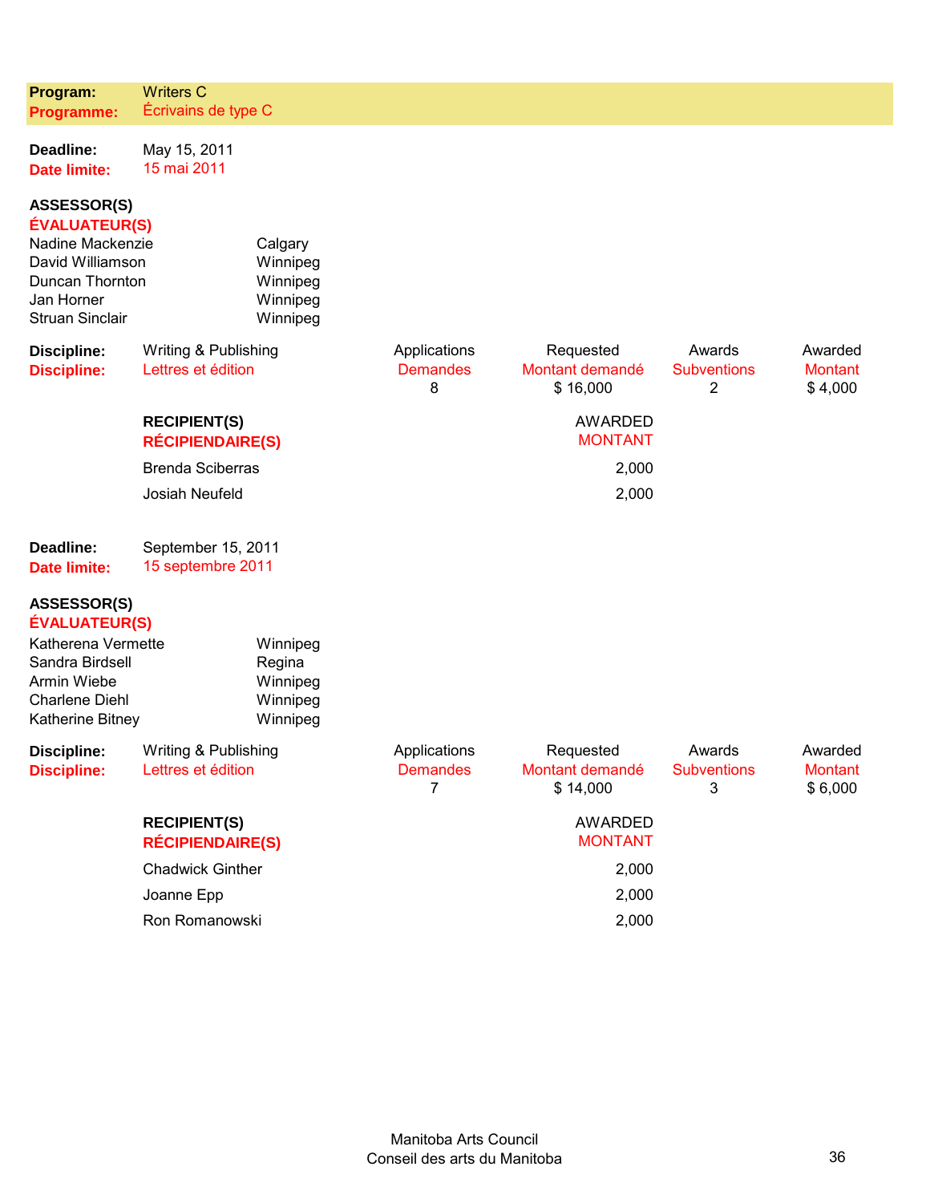**Program:** Writers C
**Programme:** Écrivains de type C

**Deadline:** May 15, 2011
**Date limite:** 15 mai 2011

**ASSESSOR(S)**
**ÉVALUATEUR(S)**

| | |
|---|---|
| Nadine Mackenzie | Calgary |
| David Williamson | Winnipeg |
| Duncan Thornton | Winnipeg |
| Jan Horner | Winnipeg |
| Struan Sinclair | Winnipeg |

| Discipline: / Discipline: | | Applications / Demandes | Requested / Montant demandé | Awards / Subventions | Awarded / Montant |
|---|---|---|---|---|---|
| Writing & Publishing / Lettres et édition | | 8 | $ 16,000 | 2 | $ 4,000 |

| RECIPIENT(S) / RÉCIPIENDAIRE(S) | AWARDED / MONTANT |
|---|---|
| Brenda Sciberras | 2,000 |
| Josiah Neufeld | 2,000 |

**Deadline:** September 15, 2011
**Date limite:** 15 septembre 2011

**ASSESSOR(S)**
**ÉVALUATEUR(S)**

| | |
|---|---|
| Katherena Vermette | Winnipeg |
| Sandra Birdsell | Regina |
| Armin Wiebe | Winnipeg |
| Charlene Diehl | Winnipeg |
| Katherine Bitney | Winnipeg |

| Discipline: / Discipline: | | Applications / Demandes | Requested / Montant demandé | Awards / Subventions | Awarded / Montant |
|---|---|---|---|---|---|
| Writing & Publishing / Lettres et édition | | 7 | $ 14,000 | 3 | $ 6,000 |

| RECIPIENT(S) / RÉCIPIENDAIRE(S) | AWARDED / MONTANT |
|---|---|
| Chadwick Ginther | 2,000 |
| Joanne Epp | 2,000 |
| Ron Romanowski | 2,000 |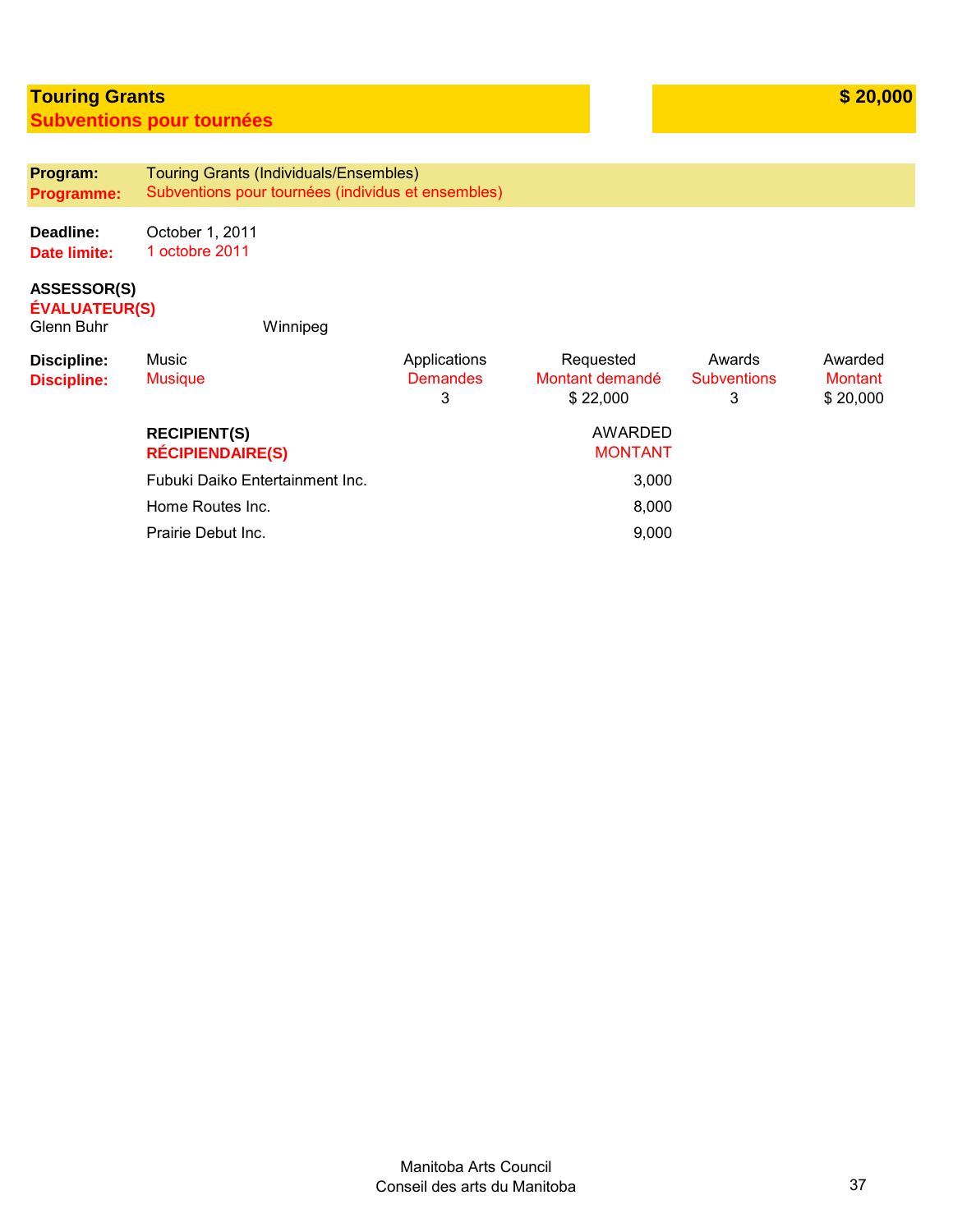## Touring Grants
## Subventions pour tournées

**$ 20,000**

**Program:** Touring Grants (Individuals/Ensembles)
**Programme:** Subventions pour tournées (individus et ensembles)

**Deadline:** October 1, 2011
**Date limite:** 1 octobre 2011

**ASSESSOR(S)**
**ÉVALUATEUR(S)**

Glenn Buhr — Winnipeg

| Discipline: / Discipline: | Applications / Demandes | Requested / Montant demandé | Awards / Subventions | Awarded / Montant |
|---|---|---|---|---|
| Music / Musique | 3 | $ 22,000 | 3 | $ 20,000 |

| RECIPIENT(S) / RÉCIPIENDAIRE(S) | AWARDED / MONTANT |
|---|---|
| Fubuki Daiko Entertainment Inc. | 3,000 |
| Home Routes Inc. | 8,000 |
| Prairie Debut Inc. | 9,000 |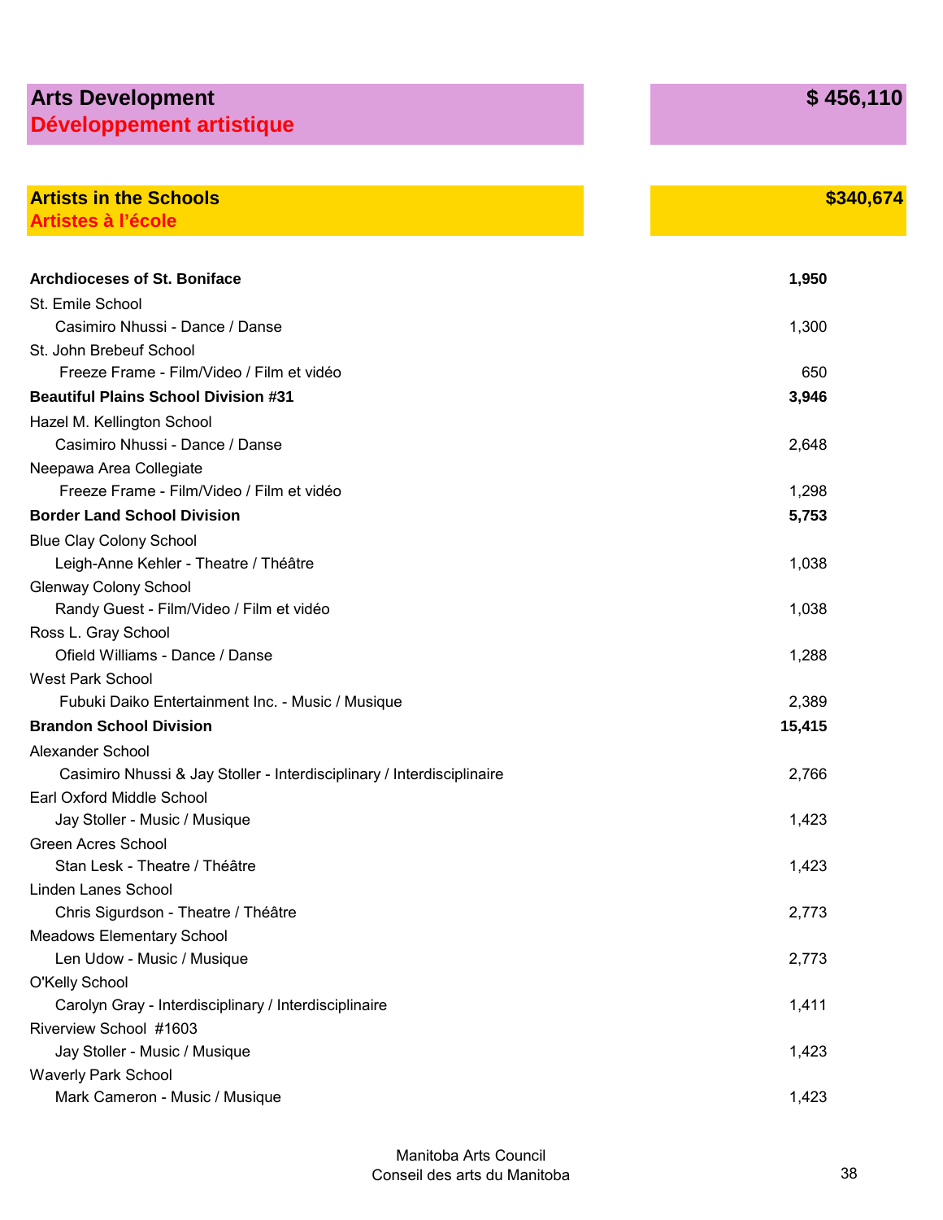## Arts Development / Développement artistique — $ 456,110

### Artists in the Schools / Artistes à l’école — $340,674

| | |
|---|---|
| **Archdioceses of St. Boniface** | **1,950** |
| St. Emile School | |
| Casimiro Nhussi - Dance / Danse | 1,300 |
| St. John Brebeuf School | |
| Freeze Frame - Film/Video / Film et vidéo | 650 |
| **Beautiful Plains School Division #31** | **3,946** |
| Hazel M. Kellington School | |
| Casimiro Nhussi - Dance / Danse | 2,648 |
| Neepawa Area Collegiate | |
| Freeze Frame - Film/Video / Film et vidéo | 1,298 |
| **Border Land School Division** | **5,753** |
| Blue Clay Colony School | |
| Leigh-Anne Kehler - Theatre / Théâtre | 1,038 |
| Glenway Colony School | |
| Randy Guest - Film/Video / Film et vidéo | 1,038 |
| Ross L. Gray School | |
| Ofield Williams - Dance / Danse | 1,288 |
| West Park School | |
| Fubuki Daiko Entertainment Inc. - Music / Musique | 2,389 |
| **Brandon School Division** | **15,415** |
| Alexander School | |
| Casimiro Nhussi & Jay Stoller - Interdisciplinary / Interdisciplinaire | 2,766 |
| Earl Oxford Middle School | |
| Jay Stoller - Music / Musique | 1,423 |
| Green Acres School | |
| Stan Lesk - Theatre / Théâtre | 1,423 |
| Linden Lanes School | |
| Chris Sigurdson - Theatre / Théâtre | 2,773 |
| Meadows Elementary School | |
| Len Udow - Music / Musique | 2,773 |
| O'Kelly School | |
| Carolyn Gray - Interdisciplinary / Interdisciplinaire | 1,411 |
| Riverview School #1603 | |
| Jay Stoller - Music / Musique | 1,423 |
| Waverly Park School | |
| Mark Cameron - Music / Musique | 1,423 |

Manitoba Arts Council
Conseil des arts du Manitoba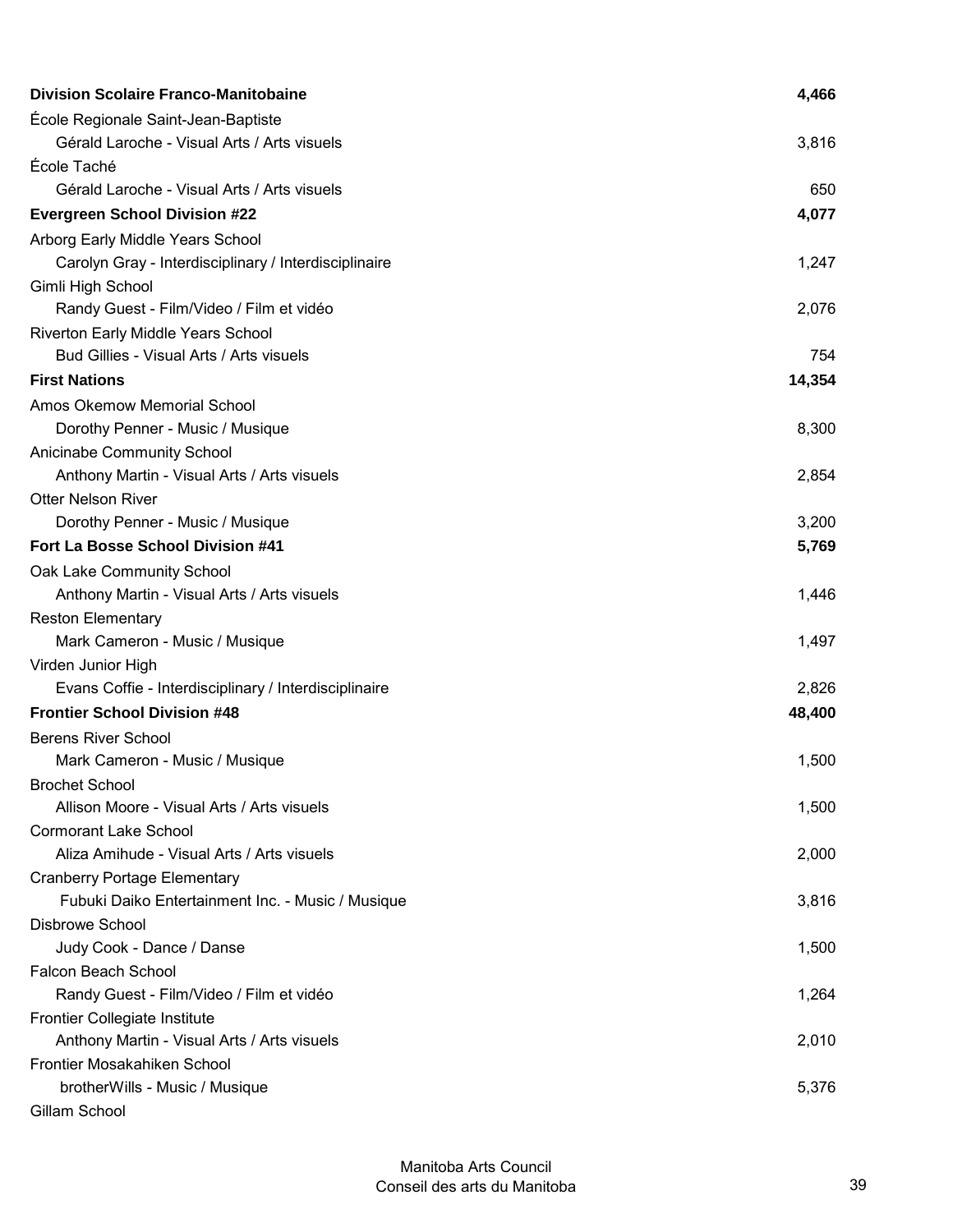| | |
|---|---|
| **Division Scolaire Franco-Manitobaine** | **4,466** |
| École Regionale Saint-Jean-Baptiste | |
| Gérald Laroche - Visual Arts / Arts visuels | 3,816 |
| École Taché | |
| Gérald Laroche - Visual Arts / Arts visuels | 650 |
| **Evergreen School Division #22** | **4,077** |
| Arborg Early Middle Years School | |
| Carolyn Gray - Interdisciplinary / Interdisciplinaire | 1,247 |
| Gimli High School | |
| Randy Guest - Film/Video / Film et vidéo | 2,076 |
| Riverton Early Middle Years School | |
| Bud Gillies - Visual Arts / Arts visuels | 754 |
| **First Nations** | **14,354** |
| Amos Okemow Memorial School | |
| Dorothy Penner - Music / Musique | 8,300 |
| Anicinabe Community School | |
| Anthony Martin - Visual Arts / Arts visuels | 2,854 |
| Otter Nelson River | |
| Dorothy Penner - Music / Musique | 3,200 |
| **Fort La Bosse School Division #41** | **5,769** |
| Oak Lake Community School | |
| Anthony Martin - Visual Arts / Arts visuels | 1,446 |
| Reston Elementary | |
| Mark Cameron - Music / Musique | 1,497 |
| Virden Junior High | |
| Evans Coffie - Interdisciplinary / Interdisciplinaire | 2,826 |
| **Frontier School Division #48** | **48,400** |
| Berens River School | |
| Mark Cameron - Music / Musique | 1,500 |
| Brochet School | |
| Allison Moore - Visual Arts / Arts visuels | 1,500 |
| Cormorant Lake School | |
| Aliza Amihude - Visual Arts / Arts visuels | 2,000 |
| Cranberry Portage Elementary | |
| Fubuki Daiko Entertainment Inc. - Music / Musique | 3,816 |
| Disbrowe School | |
| Judy Cook - Dance / Danse | 1,500 |
| Falcon Beach School | |
| Randy Guest - Film/Video / Film et vidéo | 1,264 |
| Frontier Collegiate Institute | |
| Anthony Martin - Visual Arts / Arts visuels | 2,010 |
| Frontier Mosakahiken School | |
| brotherWills - Music / Musique | 5,376 |
| Gillam School | |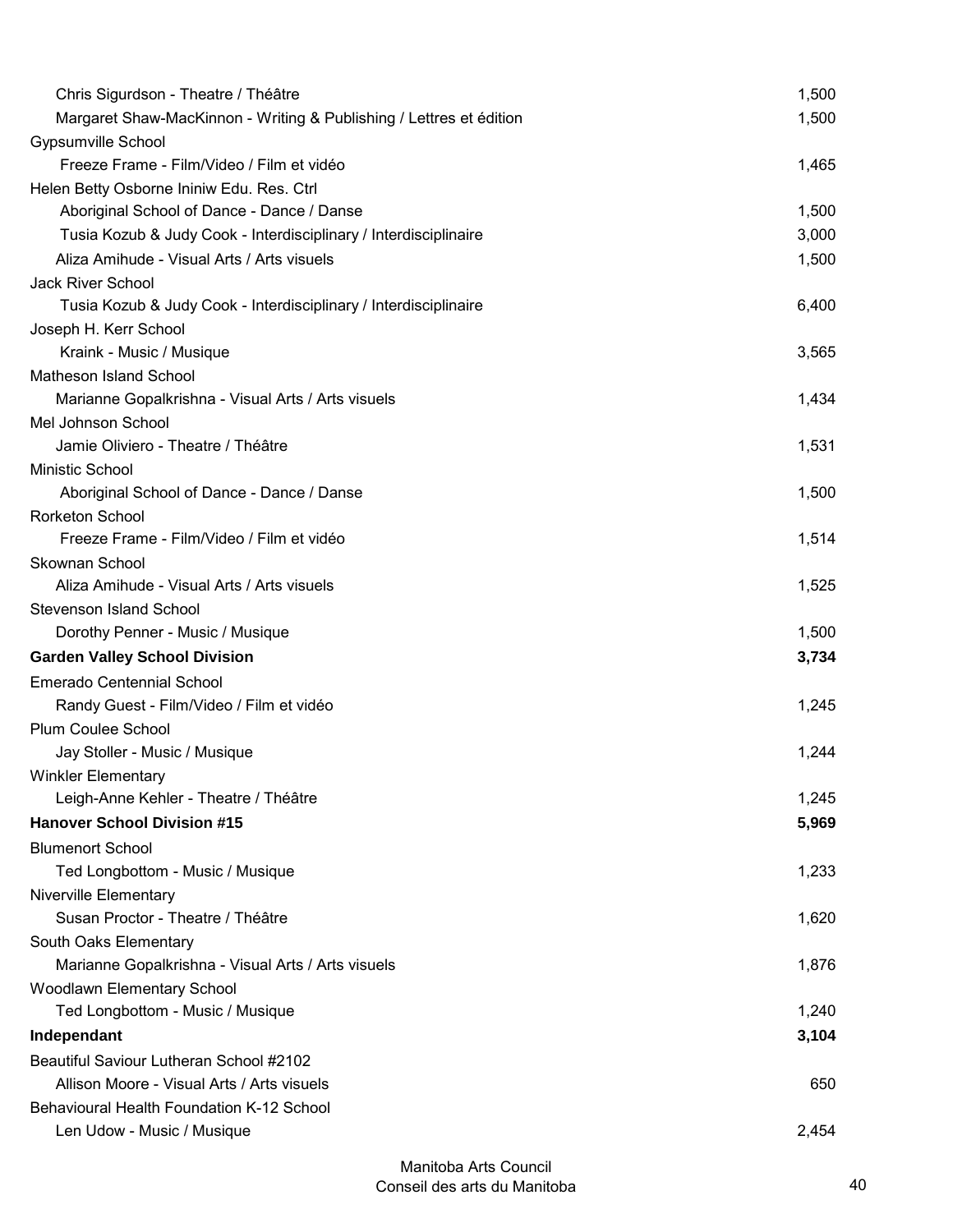| | |
|---|---|
| Chris Sigurdson - Theatre / Théâtre | 1,500 |
| Margaret Shaw-MacKinnon - Writing & Publishing / Lettres et édition | 1,500 |
| Gypsumville School | |
| Freeze Frame - Film/Video / Film et vidéo | 1,465 |
| Helen Betty Osborne Ininiw Edu. Res. Ctrl | |
| Aboriginal School of Dance - Dance / Danse | 1,500 |
| Tusia Kozub & Judy Cook - Interdisciplinary / Interdisciplinaire | 3,000 |
| Aliza Amihude - Visual Arts / Arts visuels | 1,500 |
| Jack River School | |
| Tusia Kozub & Judy Cook - Interdisciplinary / Interdisciplinaire | 6,400 |
| Joseph H. Kerr School | |
| Kraink - Music / Musique | 3,565 |
| Matheson Island School | |
| Marianne Gopalkrishna - Visual Arts / Arts visuels | 1,434 |
| Mel Johnson School | |
| Jamie Oliviero - Theatre / Théâtre | 1,531 |
| Ministic School | |
| Aboriginal School of Dance - Dance / Danse | 1,500 |
| Rorketon School | |
| Freeze Frame - Film/Video / Film et vidéo | 1,514 |
| Skownan School | |
| Aliza Amihude - Visual Arts / Arts visuels | 1,525 |
| Stevenson Island School | |
| Dorothy Penner - Music / Musique | 1,500 |
| **Garden Valley School Division** | **3,734** |
| Emerado Centennial School | |
| Randy Guest - Film/Video / Film et vidéo | 1,245 |
| Plum Coulee School | |
| Jay Stoller - Music / Musique | 1,244 |
| Winkler Elementary | |
| Leigh-Anne Kehler - Theatre / Théâtre | 1,245 |
| **Hanover School Division #15** | **5,969** |
| Blumenort School | |
| Ted Longbottom - Music / Musique | 1,233 |
| Niverville Elementary | |
| Susan Proctor - Theatre / Théâtre | 1,620 |
| South Oaks Elementary | |
| Marianne Gopalkrishna - Visual Arts / Arts visuels | 1,876 |
| Woodlawn Elementary School | |
| Ted Longbottom - Music / Musique | 1,240 |
| **Independant** | **3,104** |
| Beautiful Saviour Lutheran School #2102 | |
| Allison Moore - Visual Arts / Arts visuels | 650 |
| Behavioural Health Foundation K-12 School | |
| Len Udow - Music / Musique | 2,454 |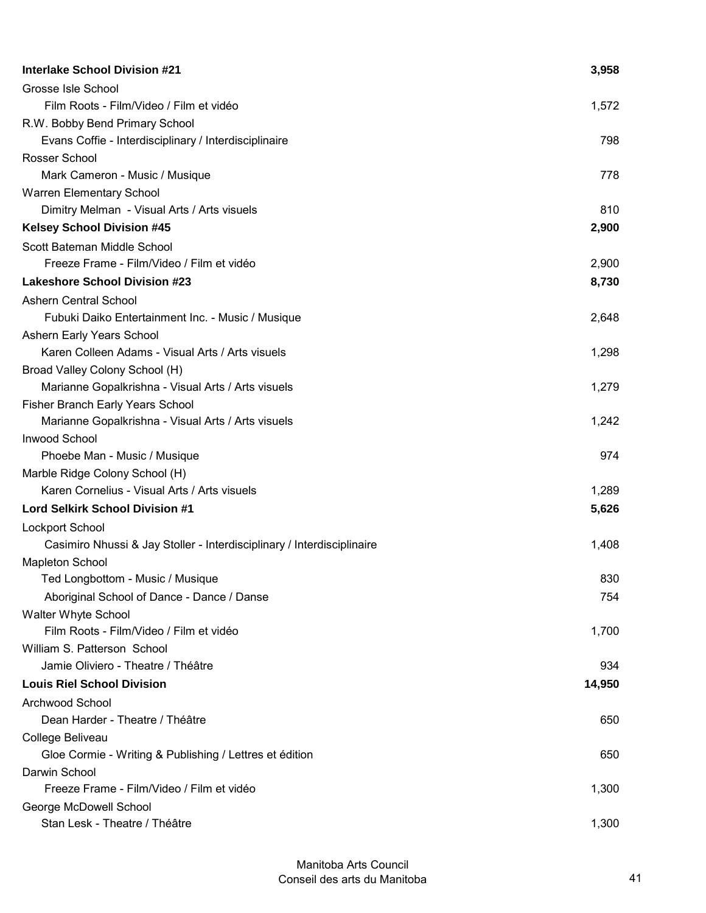| | |
|---|---|
| **Interlake School Division #21** | **3,958** |
| Grosse Isle School | |
| Film Roots - Film/Video / Film et vidéo | 1,572 |
| R.W. Bobby Bend Primary School | |
| Evans Coffie - Interdisciplinary / Interdisciplinaire | 798 |
| Rosser School | |
| Mark Cameron - Music / Musique | 778 |
| Warren Elementary School | |
| Dimitry Melman - Visual Arts / Arts visuels | 810 |
| **Kelsey School Division #45** | **2,900** |
| Scott Bateman Middle School | |
| Freeze Frame - Film/Video / Film et vidéo | 2,900 |
| **Lakeshore School Division #23** | **8,730** |
| Ashern Central School | |
| Fubuki Daiko Entertainment Inc. - Music / Musique | 2,648 |
| Ashern Early Years School | |
| Karen Colleen Adams - Visual Arts / Arts visuels | 1,298 |
| Broad Valley Colony School (H) | |
| Marianne Gopalkrishna - Visual Arts / Arts visuels | 1,279 |
| Fisher Branch Early Years School | |
| Marianne Gopalkrishna - Visual Arts / Arts visuels | 1,242 |
| Inwood School | |
| Phoebe Man - Music / Musique | 974 |
| Marble Ridge Colony School (H) | |
| Karen Cornelius - Visual Arts / Arts visuels | 1,289 |
| **Lord Selkirk School Division #1** | **5,626** |
| Lockport School | |
| Casimiro Nhussi & Jay Stoller - Interdisciplinary / Interdisciplinaire | 1,408 |
| Mapleton School | |
| Ted Longbottom - Music / Musique | 830 |
| Aboriginal School of Dance - Dance / Danse | 754 |
| Walter Whyte School | |
| Film Roots - Film/Video / Film et vidéo | 1,700 |
| William S. Patterson School | |
| Jamie Oliviero - Theatre / Théâtre | 934 |
| **Louis Riel School Division** | **14,950** |
| Archwood School | |
| Dean Harder - Theatre / Théâtre | 650 |
| College Beliveau | |
| Gloe Cormie - Writing & Publishing / Lettres et édition | 650 |
| Darwin School | |
| Freeze Frame - Film/Video / Film et vidéo | 1,300 |
| George McDowell School | |
| Stan Lesk - Theatre / Théâtre | 1,300 |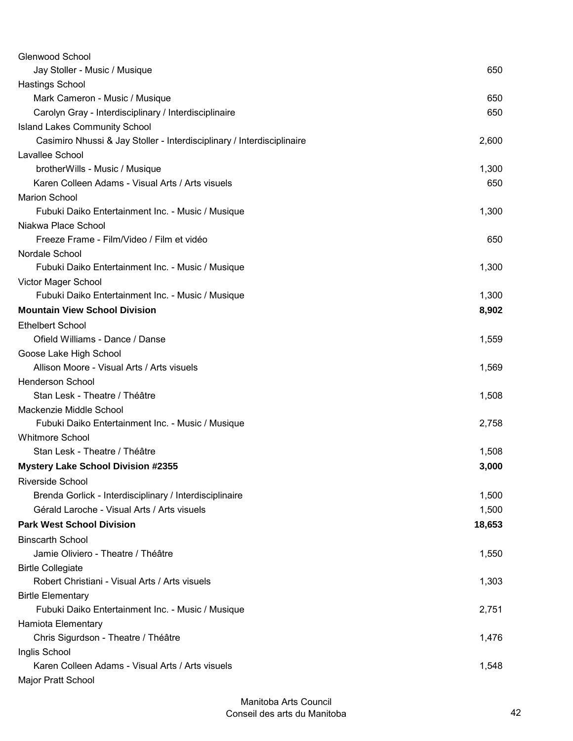| | |
|---|---|
| Glenwood School | |
| Jay Stoller - Music / Musique | 650 |
| Hastings School | |
| Mark Cameron - Music / Musique | 650 |
| Carolyn Gray - Interdisciplinary / Interdisciplinaire | 650 |
| Island Lakes Community School | |
| Casimiro Nhussi & Jay Stoller - Interdisciplinary / Interdisciplinaire | 2,600 |
| Lavallee School | |
| brotherWills - Music / Musique | 1,300 |
| Karen Colleen Adams - Visual Arts / Arts visuels | 650 |
| Marion School | |
| Fubuki Daiko Entertainment Inc. - Music / Musique | 1,300 |
| Niakwa Place School | |
| Freeze Frame - Film/Video / Film et vidéo | 650 |
| Nordale School | |
| Fubuki Daiko Entertainment Inc. - Music / Musique | 1,300 |
| Victor Mager School | |
| Fubuki Daiko Entertainment Inc. - Music / Musique | 1,300 |
| **Mountain View School Division** | **8,902** |
| Ethelbert School | |
| Ofield Williams - Dance / Danse | 1,559 |
| Goose Lake High School | |
| Allison Moore - Visual Arts / Arts visuels | 1,569 |
| Henderson School | |
| Stan Lesk - Theatre / Théâtre | 1,508 |
| Mackenzie Middle School | |
| Fubuki Daiko Entertainment Inc. - Music / Musique | 2,758 |
| Whitmore School | |
| Stan Lesk - Theatre / Théâtre | 1,508 |
| **Mystery Lake School Division #2355** | **3,000** |
| Riverside School | |
| Brenda Gorlick - Interdisciplinary / Interdisciplinaire | 1,500 |
| Gérald Laroche - Visual Arts / Arts visuels | 1,500 |
| **Park West School Division** | **18,653** |
| Binscarth School | |
| Jamie Oliviero - Theatre / Théâtre | 1,550 |
| Birtle Collegiate | |
| Robert Christiani - Visual Arts / Arts visuels | 1,303 |
| Birtle Elementary | |
| Fubuki Daiko Entertainment Inc. - Music / Musique | 2,751 |
| Hamiota Elementary | |
| Chris Sigurdson - Theatre / Théâtre | 1,476 |
| Inglis School | |
| Karen Colleen Adams - Visual Arts / Arts visuels | 1,548 |
| Major Pratt School | |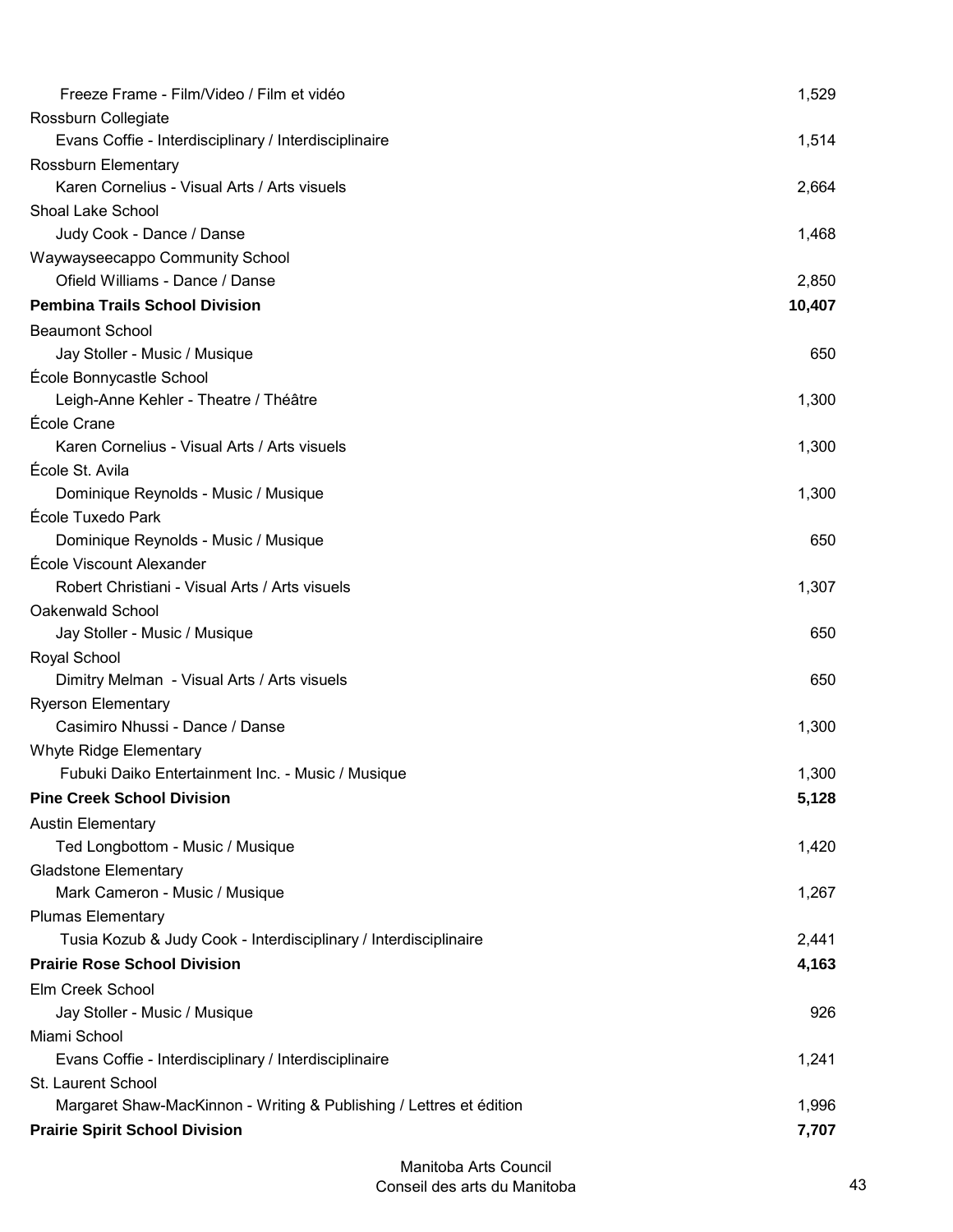| | |
|---|---|
| Freeze Frame - Film/Video / Film et vidéo | 1,529 |
| Rossburn Collegiate | |
| Evans Coffie - Interdisciplinary / Interdisciplinaire | 1,514 |
| Rossburn Elementary | |
| Karen Cornelius - Visual Arts / Arts visuels | 2,664 |
| Shoal Lake School | |
| Judy Cook - Dance / Danse | 1,468 |
| Waywayseecappo Community School | |
| Ofield Williams - Dance / Danse | 2,850 |
| **Pembina Trails School Division** | **10,407** |
| Beaumont School | |
| Jay Stoller - Music / Musique | 650 |
| École Bonnycastle School | |
| Leigh-Anne Kehler - Theatre / Théâtre | 1,300 |
| École Crane | |
| Karen Cornelius - Visual Arts / Arts visuels | 1,300 |
| École St. Avila | |
| Dominique Reynolds - Music / Musique | 1,300 |
| École Tuxedo Park | |
| Dominique Reynolds - Music / Musique | 650 |
| École Viscount Alexander | |
| Robert Christiani - Visual Arts / Arts visuels | 1,307 |
| Oakenwald School | |
| Jay Stoller - Music / Musique | 650 |
| Royal School | |
| Dimitry Melman - Visual Arts / Arts visuels | 650 |
| Ryerson Elementary | |
| Casimiro Nhussi - Dance / Danse | 1,300 |
| Whyte Ridge Elementary | |
| Fubuki Daiko Entertainment Inc. - Music / Musique | 1,300 |
| **Pine Creek School Division** | **5,128** |
| Austin Elementary | |
| Ted Longbottom - Music / Musique | 1,420 |
| Gladstone Elementary | |
| Mark Cameron - Music / Musique | 1,267 |
| Plumas Elementary | |
| Tusia Kozub & Judy Cook - Interdisciplinary / Interdisciplinaire | 2,441 |
| **Prairie Rose School Division** | **4,163** |
| Elm Creek School | |
| Jay Stoller - Music / Musique | 926 |
| Miami School | |
| Evans Coffie - Interdisciplinary / Interdisciplinaire | 1,241 |
| St. Laurent School | |
| Margaret Shaw-MacKinnon - Writing & Publishing / Lettres et édition | 1,996 |
| **Prairie Spirit School Division** | **7,707** |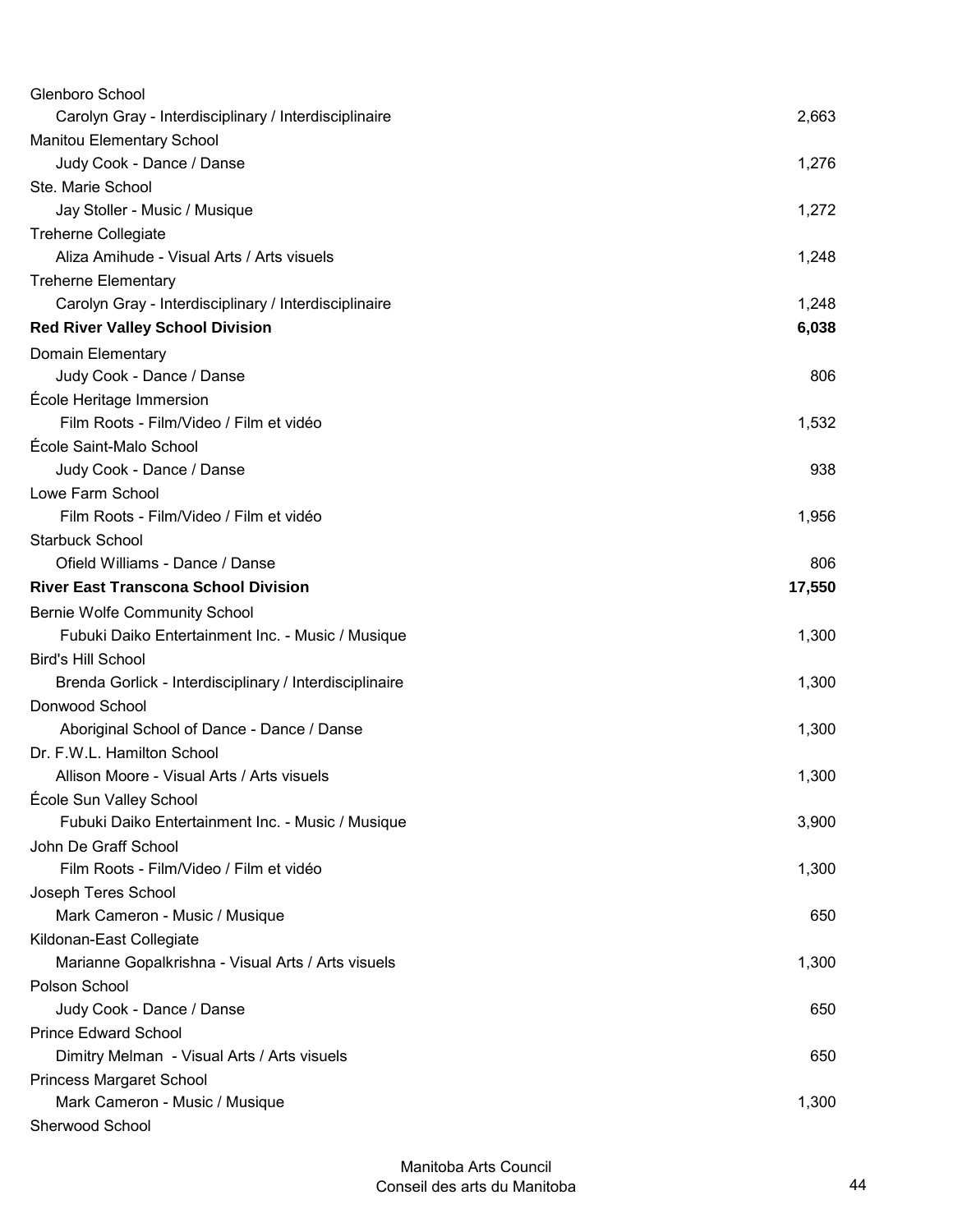| | |
|---|---|
| Glenboro School | |
| Carolyn Gray - Interdisciplinary / Interdisciplinaire | 2,663 |
| Manitou Elementary School | |
| Judy Cook - Dance / Danse | 1,276 |
| Ste. Marie School | |
| Jay Stoller - Music / Musique | 1,272 |
| Treherne Collegiate | |
| Aliza Amihude - Visual Arts / Arts visuels | 1,248 |
| Treherne Elementary | |
| Carolyn Gray - Interdisciplinary / Interdisciplinaire | 1,248 |
| **Red River Valley School Division** | **6,038** |
| Domain Elementary | |
| Judy Cook - Dance / Danse | 806 |
| École Heritage Immersion | |
| Film Roots - Film/Video / Film et vidéo | 1,532 |
| École Saint-Malo School | |
| Judy Cook - Dance / Danse | 938 |
| Lowe Farm School | |
| Film Roots - Film/Video / Film et vidéo | 1,956 |
| Starbuck School | |
| Ofield Williams - Dance / Danse | 806 |
| **River East Transcona School Division** | **17,550** |
| Bernie Wolfe Community School | |
| Fubuki Daiko Entertainment Inc. - Music / Musique | 1,300 |
| Bird's Hill School | |
| Brenda Gorlick - Interdisciplinary / Interdisciplinaire | 1,300 |
| Donwood School | |
| Aboriginal School of Dance - Dance / Danse | 1,300 |
| Dr. F.W.L. Hamilton School | |
| Allison Moore - Visual Arts / Arts visuels | 1,300 |
| École Sun Valley School | |
| Fubuki Daiko Entertainment Inc. - Music / Musique | 3,900 |
| John De Graff School | |
| Film Roots - Film/Video / Film et vidéo | 1,300 |
| Joseph Teres School | |
| Mark Cameron - Music / Musique | 650 |
| Kildonan-East Collegiate | |
| Marianne Gopalkrishna - Visual Arts / Arts visuels | 1,300 |
| Polson School | |
| Judy Cook - Dance / Danse | 650 |
| Prince Edward School | |
| Dimitry Melman - Visual Arts / Arts visuels | 650 |
| Princess Margaret School | |
| Mark Cameron - Music / Musique | 1,300 |
| Sherwood School | |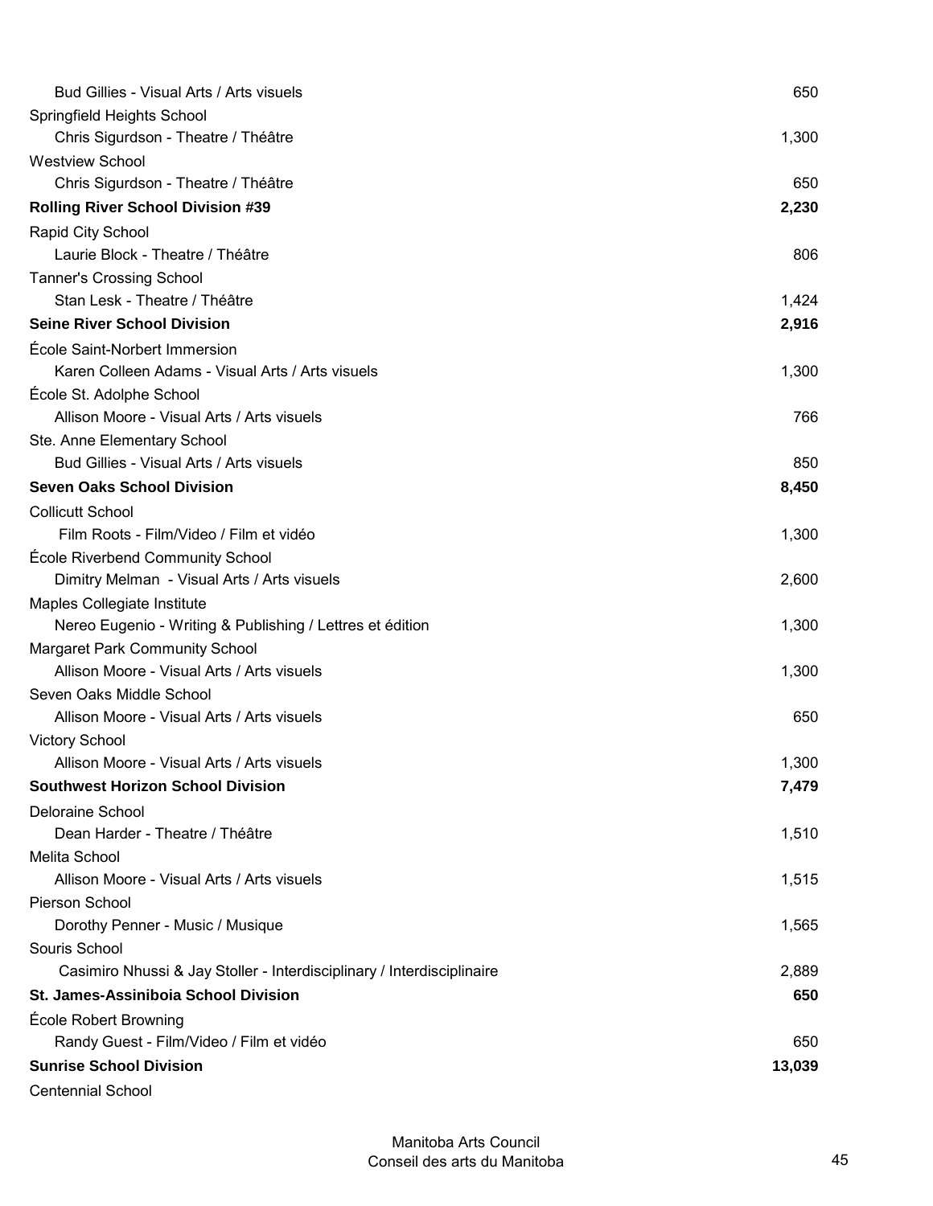| | |
|---|---:|
| Bud Gillies - Visual Arts / Arts visuels | 650 |
| Springfield Heights School | |
| Chris Sigurdson - Theatre / Théâtre | 1,300 |
| Westview School | |
| Chris Sigurdson - Theatre / Théâtre | 650 |
| **Rolling River School Division #39** | **2,230** |
| Rapid City School | |
| Laurie Block - Theatre / Théâtre | 806 |
| Tanner's Crossing School | |
| Stan Lesk - Theatre / Théâtre | 1,424 |
| **Seine River School Division** | **2,916** |
| École Saint-Norbert Immersion | |
| Karen Colleen Adams - Visual Arts / Arts visuels | 1,300 |
| École St. Adolphe School | |
| Allison Moore - Visual Arts / Arts visuels | 766 |
| Ste. Anne Elementary School | |
| Bud Gillies - Visual Arts / Arts visuels | 850 |
| **Seven Oaks School Division** | **8,450** |
| Collicutt School | |
| Film Roots - Film/Video / Film et vidéo | 1,300 |
| École Riverbend Community School | |
| Dimitry Melman - Visual Arts / Arts visuels | 2,600 |
| Maples Collegiate Institute | |
| Nereo Eugenio - Writing & Publishing / Lettres et édition | 1,300 |
| Margaret Park Community School | |
| Allison Moore - Visual Arts / Arts visuels | 1,300 |
| Seven Oaks Middle School | |
| Allison Moore - Visual Arts / Arts visuels | 650 |
| Victory School | |
| Allison Moore - Visual Arts / Arts visuels | 1,300 |
| **Southwest Horizon School Division** | **7,479** |
| Deloraine School | |
| Dean Harder - Theatre / Théâtre | 1,510 |
| Melita School | |
| Allison Moore - Visual Arts / Arts visuels | 1,515 |
| Pierson School | |
| Dorothy Penner - Music / Musique | 1,565 |
| Souris School | |
| Casimiro Nhussi & Jay Stoller - Interdisciplinary / Interdisciplinaire | 2,889 |
| **St. James-Assiniboia School Division** | **650** |
| École Robert Browning | |
| Randy Guest - Film/Video / Film et vidéo | 650 |
| **Sunrise School Division** | **13,039** |
| Centennial School | |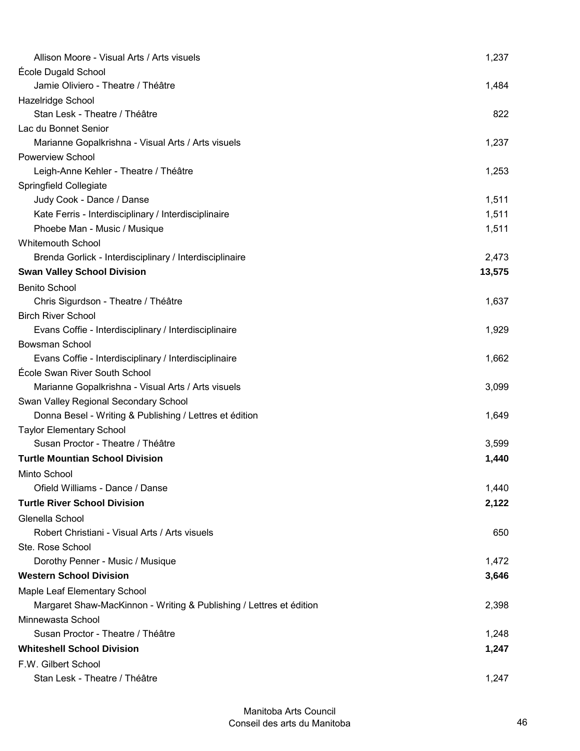| | |
|---|---|
| Allison Moore - Visual Arts / Arts visuels | 1,237 |
| École Dugald School | |
| Jamie Oliviero - Theatre / Théâtre | 1,484 |
| Hazelridge School | |
| Stan Lesk - Theatre / Théâtre | 822 |
| Lac du Bonnet Senior | |
| Marianne Gopalkrishna - Visual Arts / Arts visuels | 1,237 |
| Powerview School | |
| Leigh-Anne Kehler - Theatre / Théâtre | 1,253 |
| Springfield Collegiate | |
| Judy Cook - Dance / Danse | 1,511 |
| Kate Ferris - Interdisciplinary / Interdisciplinaire | 1,511 |
| Phoebe Man - Music / Musique | 1,511 |
| Whitemouth School | |
| Brenda Gorlick - Interdisciplinary / Interdisciplinaire | 2,473 |
| **Swan Valley School Division** | **13,575** |
| Benito School | |
| Chris Sigurdson - Theatre / Théâtre | 1,637 |
| Birch River School | |
| Evans Coffie - Interdisciplinary / Interdisciplinaire | 1,929 |
| Bowsman School | |
| Evans Coffie - Interdisciplinary / Interdisciplinaire | 1,662 |
| École Swan River South School | |
| Marianne Gopalkrishna - Visual Arts / Arts visuels | 3,099 |
| Swan Valley Regional Secondary School | |
| Donna Besel - Writing & Publishing / Lettres et édition | 1,649 |
| Taylor Elementary School | |
| Susan Proctor - Theatre / Théâtre | 3,599 |
| **Turtle Mountian School Division** | **1,440** |
| Minto School | |
| Ofield Williams - Dance / Danse | 1,440 |
| **Turtle River School Division** | **2,122** |
| Glenella School | |
| Robert Christiani - Visual Arts / Arts visuels | 650 |
| Ste. Rose School | |
| Dorothy Penner - Music / Musique | 1,472 |
| **Western School Division** | **3,646** |
| Maple Leaf Elementary School | |
| Margaret Shaw-MacKinnon - Writing & Publishing / Lettres et édition | 2,398 |
| Minnewasta School | |
| Susan Proctor - Theatre / Théâtre | 1,248 |
| **Whiteshell School Division** | **1,247** |
| F.W. Gilbert School | |
| Stan Lesk - Theatre / Théâtre | 1,247 |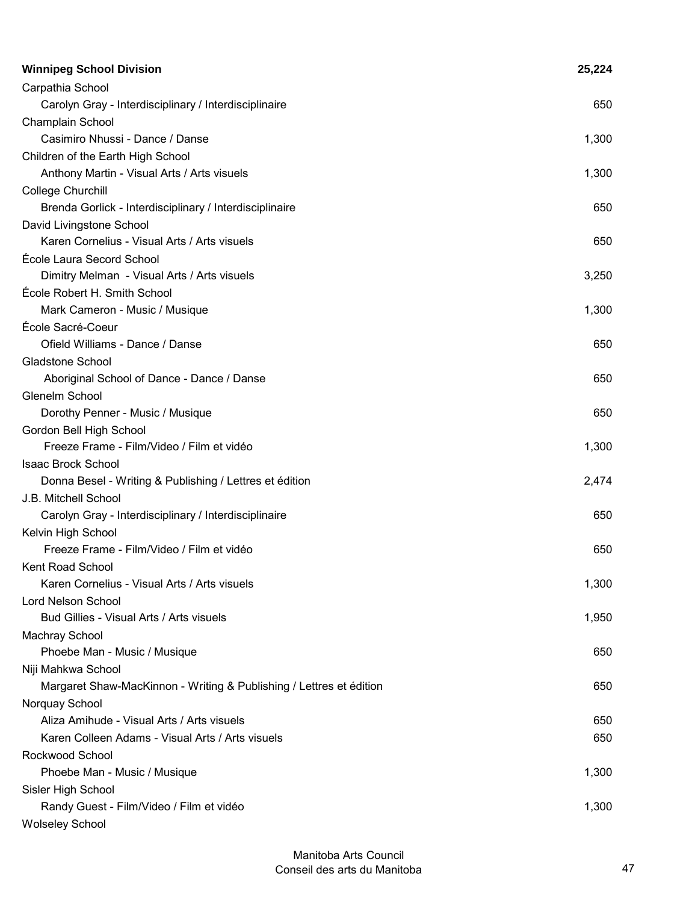| | |
|---|---:|
| **Winnipeg School Division** | **25,224** |
| Carpathia School | |
| Carolyn Gray - Interdisciplinary / Interdisciplinaire | 650 |
| Champlain School | |
| Casimiro Nhussi - Dance / Danse | 1,300 |
| Children of the Earth High School | |
| Anthony Martin - Visual Arts / Arts visuels | 1,300 |
| College Churchill | |
| Brenda Gorlick - Interdisciplinary / Interdisciplinaire | 650 |
| David Livingstone School | |
| Karen Cornelius - Visual Arts / Arts visuels | 650 |
| École Laura Secord School | |
| Dimitry Melman - Visual Arts / Arts visuels | 3,250 |
| École Robert H. Smith School | |
| Mark Cameron - Music / Musique | 1,300 |
| École Sacré-Coeur | |
| Ofield Williams - Dance / Danse | 650 |
| Gladstone School | |
| Aboriginal School of Dance - Dance / Danse | 650 |
| Glenelm School | |
| Dorothy Penner - Music / Musique | 650 |
| Gordon Bell High School | |
| Freeze Frame - Film/Video / Film et vidéo | 1,300 |
| Isaac Brock School | |
| Donna Besel - Writing & Publishing / Lettres et édition | 2,474 |
| J.B. Mitchell School | |
| Carolyn Gray - Interdisciplinary / Interdisciplinaire | 650 |
| Kelvin High School | |
| Freeze Frame - Film/Video / Film et vidéo | 650 |
| Kent Road School | |
| Karen Cornelius - Visual Arts / Arts visuels | 1,300 |
| Lord Nelson School | |
| Bud Gillies - Visual Arts / Arts visuels | 1,950 |
| Machray School | |
| Phoebe Man - Music / Musique | 650 |
| Niji Mahkwa School | |
| Margaret Shaw-MacKinnon - Writing & Publishing / Lettres et édition | 650 |
| Norquay School | |
| Aliza Amihude - Visual Arts / Arts visuels | 650 |
| Karen Colleen Adams - Visual Arts / Arts visuels | 650 |
| Rockwood School | |
| Phoebe Man - Music / Musique | 1,300 |
| Sisler High School | |
| Randy Guest - Film/Video / Film et vidéo | 1,300 |
| Wolseley School | |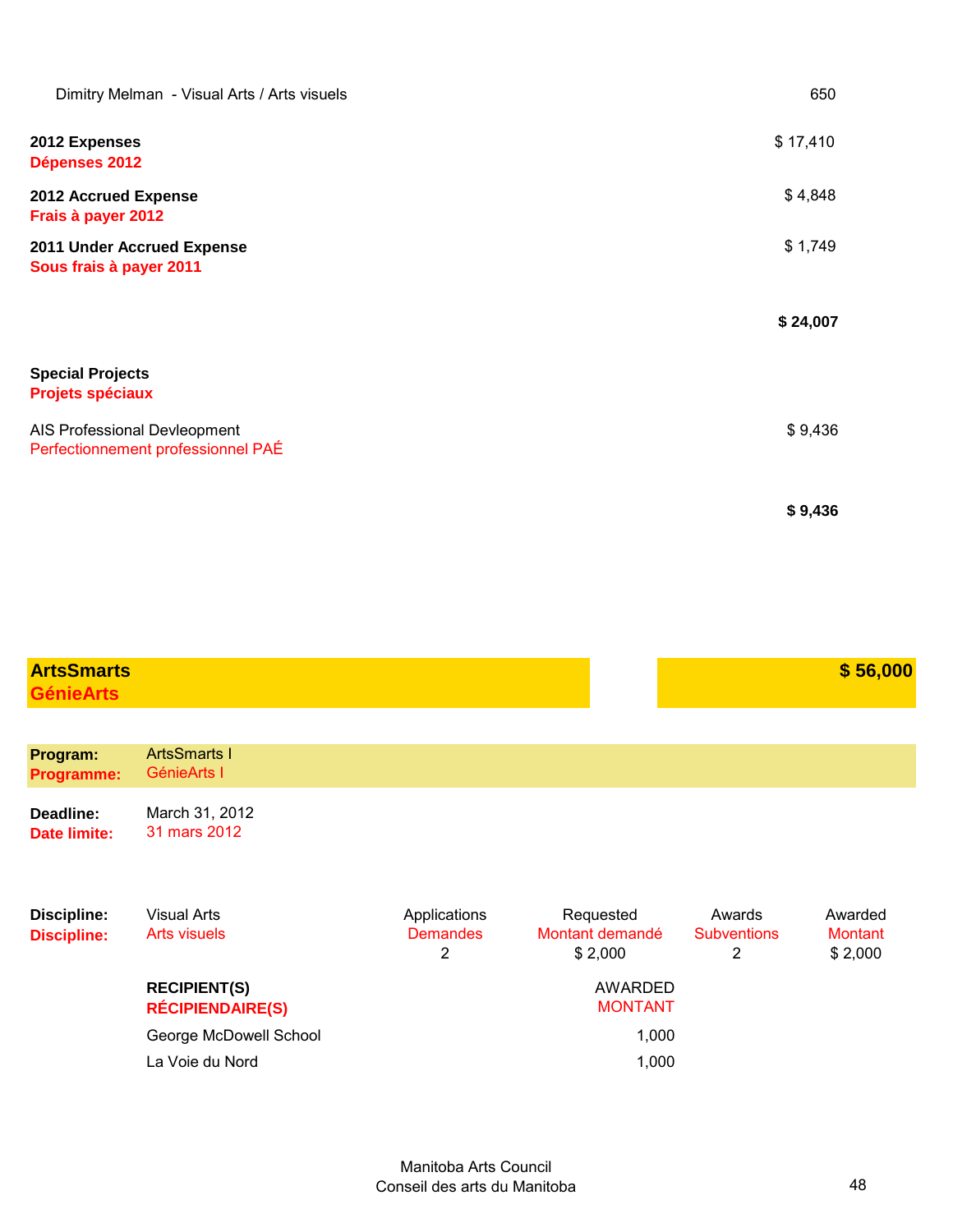| | |
|---|---|
| Dimitry Melman - Visual Arts / Arts visuels | 650 |

| | |
|---|---|
| **2012 Expenses**<br>**Dépenses 2012** | $ 17,410 |
| **2012 Accrued Expense**<br>**Frais à payer 2012** | $ 4,848 |
| **2011 Under Accrued Expense**<br>**Sous frais à payer 2011** | $ 1,749 |
| | **$ 24,007** |

**Special Projects**
**Projets spéciaux**

| | |
|---|---|
| AIS Professional Devleopment<br>Perfectionnement professionnel PAÉ | $ 9,436 |
| | **$ 9,436** |

## ArtsSmarts / GénieArts — $ 56,000

**Program: / Programme:** ArtsSmarts I / GénieArts I

**Deadline: / Date limite:** March 31, 2012 / 31 mars 2012

| Discipline: / Discipline: | | Applications / Demandes | Requested / Montant demandé | Awards / Subventions | Awarded / Montant |
|---|---|---|---|---|---|
| Visual Arts / Arts visuels | | 2 | $ 2,000 | 2 | $ 2,000 |

| RECIPIENT(S) / RÉCIPIENDAIRE(S) | AWARDED / MONTANT |
|---|---|
| George McDowell School | 1,000 |
| La Voie du Nord | 1,000 |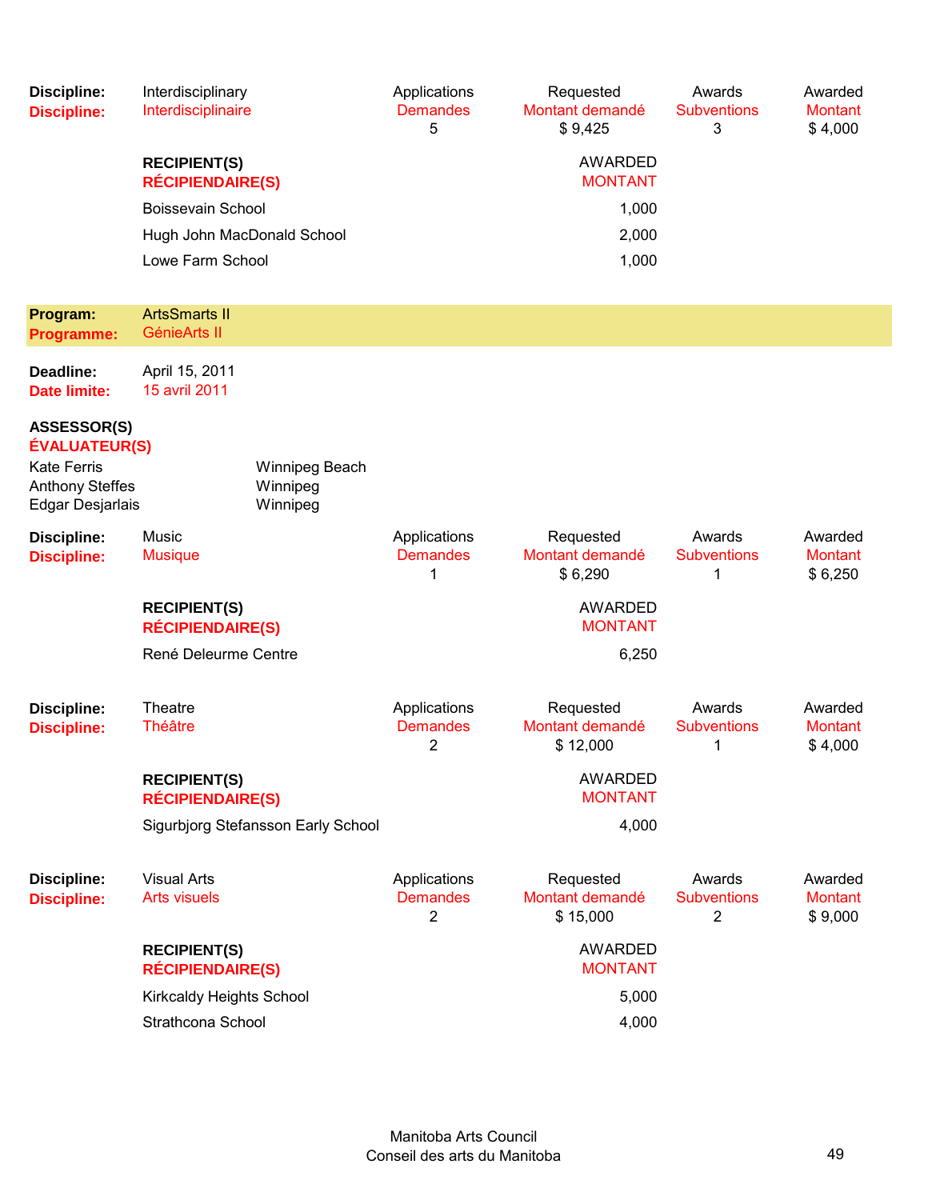| **Discipline:** | Interdisciplinary | Applications | Requested | Awards | Awarded |
|---|---|---|---|---|---|
| **Discipline:** | Interdisciplinaire | Demandes | Montant demandé | Subventions | Montant |
| | | 5 | $ 9,425 | 3 | $ 4,000 |

| **RECIPIENT(S)** **RÉCIPIENDAIRE(S)** | AWARDED MONTANT |
|---|---|
| Boissevain School | 1,000 |
| Hugh John MacDonald School | 2,000 |
| Lowe Farm School | 1,000 |

## Program: ArtsSmarts II
## Programme: GénieArts II

**Deadline:** April 15, 2011
**Date limite:** 15 avril 2011

**ASSESSOR(S)**
**ÉVALUATEUR(S)**

| | |
|---|---|
| Kate Ferris | Winnipeg Beach |
| Anthony Steffes | Winnipeg |
| Edgar Desjarlais | Winnipeg |

| **Discipline:** | Music | Applications | Requested | Awards | Awarded |
|---|---|---|---|---|---|
| **Discipline:** | Musique | Demandes | Montant demandé | Subventions | Montant |
| | | 1 | $ 6,290 | 1 | $ 6,250 |

| **RECIPIENT(S)** **RÉCIPIENDAIRE(S)** | AWARDED MONTANT |
|---|---|
| René Deleurme Centre | 6,250 |

| **Discipline:** | Theatre | Applications | Requested | Awards | Awarded |
|---|---|---|---|---|---|
| **Discipline:** | Théâtre | Demandes | Montant demandé | Subventions | Montant |
| | | 2 | $ 12,000 | 1 | $ 4,000 |

| **RECIPIENT(S)** **RÉCIPIENDAIRE(S)** | AWARDED MONTANT |
|---|---|
| Sigurbjorg Stefansson Early School | 4,000 |

| **Discipline:** | Visual Arts | Applications | Requested | Awards | Awarded |
|---|---|---|---|---|---|
| **Discipline:** | Arts visuels | Demandes | Montant demandé | Subventions | Montant |
| | | 2 | $ 15,000 | 2 | $ 9,000 |

| **RECIPIENT(S)** **RÉCIPIENDAIRE(S)** | AWARDED MONTANT |
|---|---|
| Kirkcaldy Heights School | 5,000 |
| Strathcona School | 4,000 |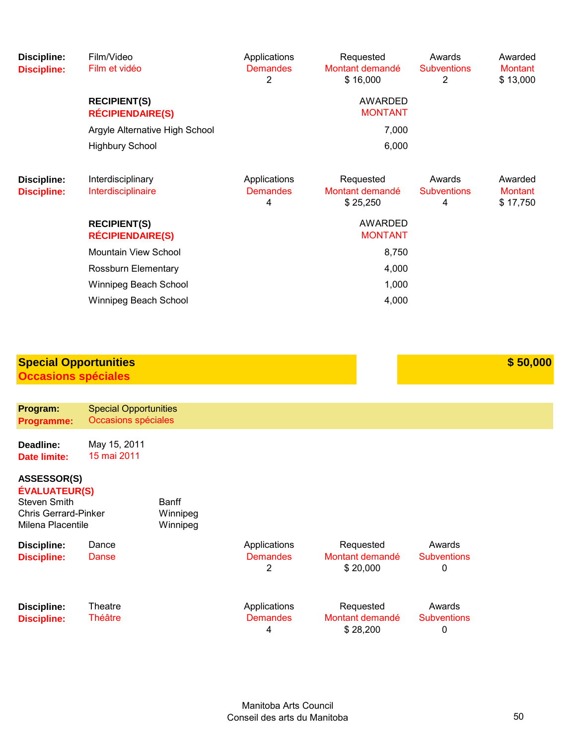| Discipline: | Film/Video | Applications | Requested | Awards | Awarded |
|---|---|---|---|---|---|
| Discipline: | Film et vidéo | Demandes | Montant demandé | Subventions | Montant |
| | | 2 | $ 16,000 | 2 | $ 13,000 |

| RECIPIENT(S) / RÉCIPIENDAIRE(S) | AWARDED / MONTANT |
|---|---|
| Argyle Alternative High School | 7,000 |
| Highbury School | 6,000 |

| Discipline: | Interdisciplinary | Applications | Requested | Awards | Awarded |
|---|---|---|---|---|---|
| Discipline: | Interdisciplinaire | Demandes | Montant demandé | Subventions | Montant |
| | | 4 | $ 25,250 | 4 | $ 17,750 |

| RECIPIENT(S) / RÉCIPIENDAIRE(S) | AWARDED / MONTANT |
|---|---|
| Mountain View School | 8,750 |
| Rossburn Elementary | 4,000 |
| Winnipeg Beach School | 1,000 |
| Winnipeg Beach School | 4,000 |

## Special Opportunities / Occasions spéciales — $ 50,000

**Program:** Special Opportunities
**Programme:** Occasions spéciales

**Deadline:** May 15, 2011
**Date limite:** 15 mai 2011

**ASSESSOR(S)**
**ÉVALUATEUR(S)**

| | |
|---|---|
| Steven Smith | Banff |
| Chris Gerrard-Pinker | Winnipeg |
| Milena Placentile | Winnipeg |

| Discipline: | Dance | Applications | Requested | Awards |
|---|---|---|---|---|
| Discipline: | Danse | Demandes | Montant demandé | Subventions |
| | | 2 | $ 20,000 | 0 |

| Discipline: | Theatre | Applications | Requested | Awards |
|---|---|---|---|---|
| Discipline: | Théâtre | Demandes | Montant demandé | Subventions |
| | | 4 | $ 28,200 | 0 |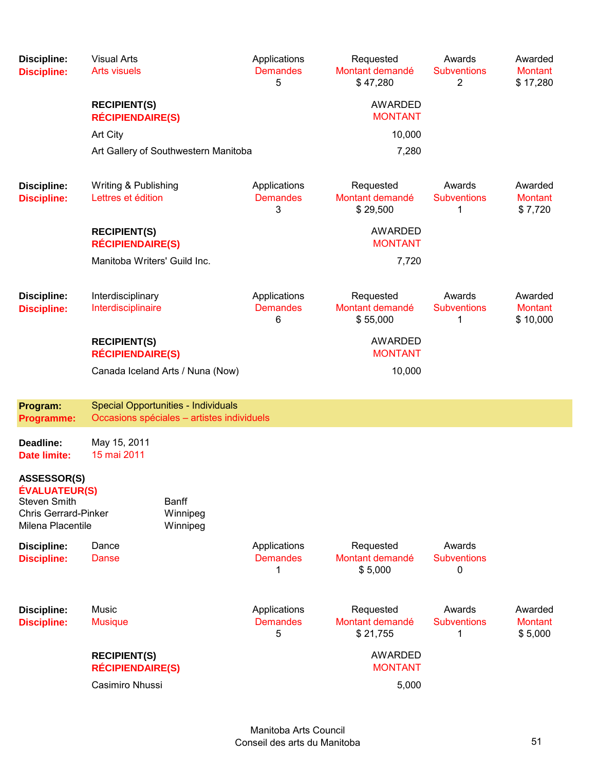| **Discipline:** | Visual Arts | Applications | Requested | Awards | Awarded |
|---|---|---|---|---|---|
| **Discipline:** | Arts visuels | Demandes | Montant demandé | Subventions | Montant |
| | | 5 | $ 47,280 | 2 | $ 17,280 |

| **RECIPIENT(S)** **RÉCIPIENDAIRE(S)** | AWARDED MONTANT |
|---|---|
| Art City | 10,000 |
| Art Gallery of Southwestern Manitoba | 7,280 |

| **Discipline:** | Writing & Publishing | Applications | Requested | Awards | Awarded |
|---|---|---|---|---|---|
| **Discipline:** | Lettres et édition | Demandes | Montant demandé | Subventions | Montant |
| | | 3 | $ 29,500 | 1 | $ 7,720 |

| **RECIPIENT(S)** **RÉCIPIENDAIRE(S)** | AWARDED MONTANT |
|---|---|
| Manitoba Writers' Guild Inc. | 7,720 |

| **Discipline:** | Interdisciplinary | Applications | Requested | Awards | Awarded |
|---|---|---|---|---|---|
| **Discipline:** | Interdisciplinaire | Demandes | Montant demandé | Subventions | Montant |
| | | 6 | $ 55,000 | 1 | $ 10,000 |

| **RECIPIENT(S)** **RÉCIPIENDAIRE(S)** | AWARDED MONTANT |
|---|---|
| Canada Iceland Arts / Nuna (Now) | 10,000 |

**Program:** Special Opportunities - Individuals
**Programme:** Occasions spéciales – artistes individuels

**Deadline:** May 15, 2011
**Date limite:** 15 mai 2011

**ASSESSOR(S)**
**ÉVALUATEUR(S)**

| | |
|---|---|
| Steven Smith | Banff |
| Chris Gerrard-Pinker | Winnipeg |
| Milena Placentile | Winnipeg |

| **Discipline:** | Dance | Applications | Requested | Awards |
|---|---|---|---|---|
| **Discipline:** | Danse | Demandes | Montant demandé | Subventions |
| | | 1 | $ 5,000 | 0 |

| **Discipline:** | Music | Applications | Requested | Awards | Awarded |
|---|---|---|---|---|---|
| **Discipline:** | Musique | Demandes | Montant demandé | Subventions | Montant |
| | | 5 | $ 21,755 | 1 | $ 5,000 |

| **RECIPIENT(S)** **RÉCIPIENDAIRE(S)** | AWARDED MONTANT |
|---|---|
| Casimiro Nhussi | 5,000 |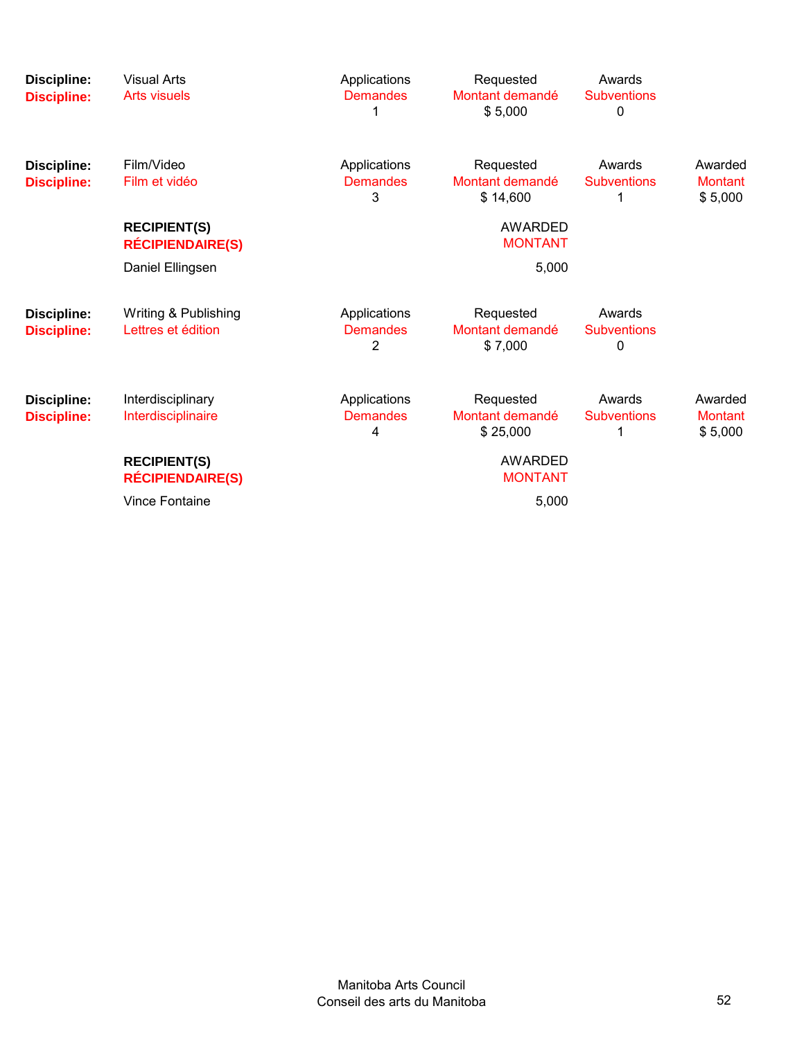| Discipline: | Visual Arts | Applications | Requested | Awards | |
|---|---|---|---|---|---|
| **Discipline:** | Arts visuels | Demandes | Montant demandé | Subventions | |
| | | 1 | $ 5,000 | 0 | |

| Discipline: | Film/Video | Applications | Requested | Awards | Awarded |
|---|---|---|---|---|---|
| **Discipline:** | Film et vidéo | Demandes | Montant demandé | Subventions | Montant |
| | | 3 | $ 14,600 | 1 | $ 5,000 |

| RECIPIENT(S) / RÉCIPIENDAIRE(S) | AWARDED / MONTANT |
|---|---|
| Daniel Ellingsen | 5,000 |

| Discipline: | Writing & Publishing | Applications | Requested | Awards | |
|---|---|---|---|---|---|
| **Discipline:** | Lettres et édition | Demandes | Montant demandé | Subventions | |
| | | 2 | $ 7,000 | 0 | |

| Discipline: | Interdisciplinary | Applications | Requested | Awards | Awarded |
|---|---|---|---|---|---|
| **Discipline:** | Interdisciplinaire | Demandes | Montant demandé | Subventions | Montant |
| | | 4 | $ 25,000 | 1 | $ 5,000 |

| RECIPIENT(S) / RÉCIPIENDAIRE(S) | AWARDED / MONTANT |
|---|---|
| Vince Fontaine | 5,000 |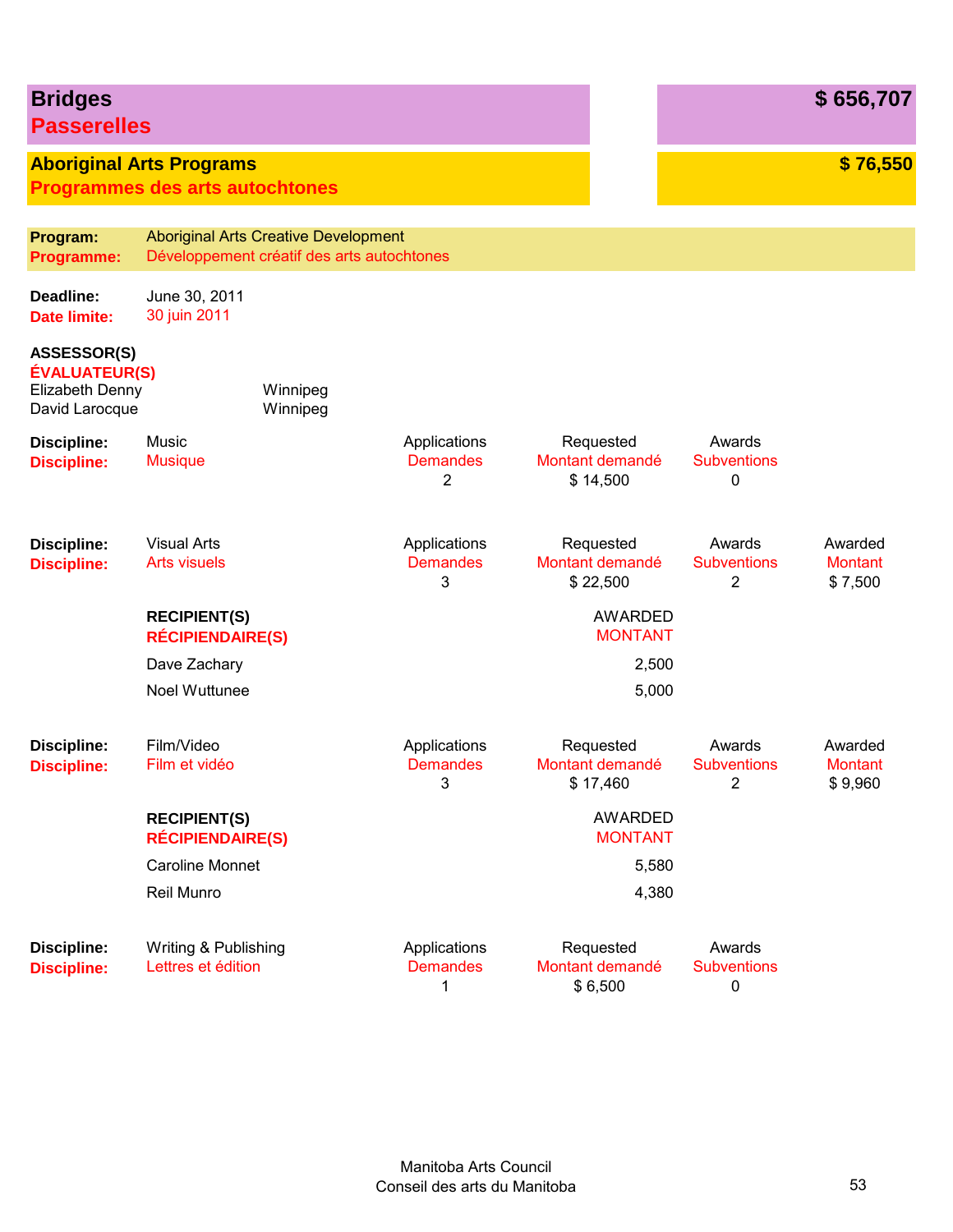## Bridges — $ 656,707
## Passerelles

### Aboriginal Arts Programs — $ 76,550
### Programmes des arts autochtones

**Program:** Aboriginal Arts Creative Development
**Programme:** Développement créatif des arts autochtones

**Deadline:** June 30, 2011
**Date limite:** 30 juin 2011

**ASSESSOR(S)**
**ÉVALUATEUR(S)**

| | |
|---|---|
| Elizabeth Denny | Winnipeg |
| David Larocque | Winnipeg |

**Discipline:** Music
**Discipline:** Musique

| Applications / Demandes | Requested / Montant demandé | Awards / Subventions |
|---|---|---|
| 2 | $ 14,500 | 0 |

**Discipline:** Visual Arts
**Discipline:** Arts visuels

| Applications / Demandes | Requested / Montant demandé | Awards / Subventions | Awarded / Montant |
|---|---|---|---|
| 3 | $ 22,500 | 2 | $ 7,500 |

| RECIPIENT(S) / RÉCIPIENDAIRE(S) | AWARDED / MONTANT |
|---|---|
| Dave Zachary | 2,500 |
| Noel Wuttunee | 5,000 |

**Discipline:** Film/Video
**Discipline:** Film et vidéo

| Applications / Demandes | Requested / Montant demandé | Awards / Subventions | Awarded / Montant |
|---|---|---|---|
| 3 | $ 17,460 | 2 | $ 9,960 |

| RECIPIENT(S) / RÉCIPIENDAIRE(S) | AWARDED / MONTANT |
|---|---|
| Caroline Monnet | 5,580 |
| Reil Munro | 4,380 |

**Discipline:** Writing & Publishing
**Discipline:** Lettres et édition

| Applications / Demandes | Requested / Montant demandé | Awards / Subventions |
|---|---|---|
| 1 | $ 6,500 | 0 |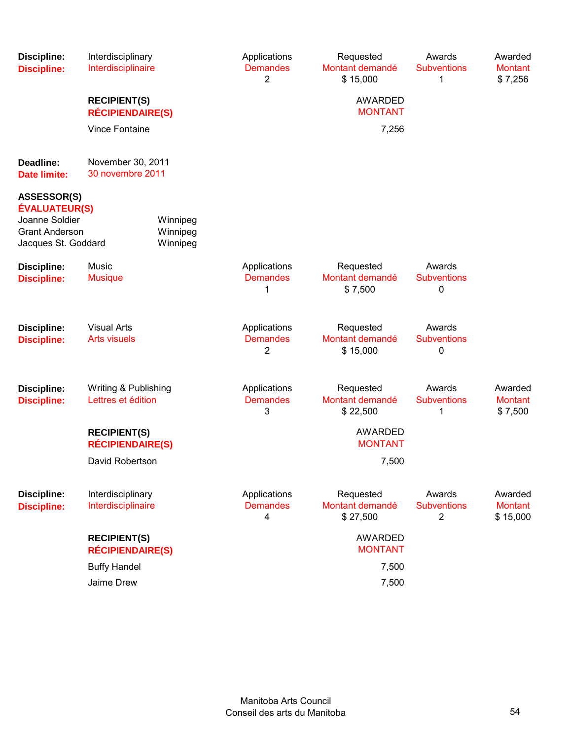| Discipline: | Interdisciplinary | Applications | Requested | Awards | Awarded |
|---|---|---|---|---|---|
| Discipline: | Interdisciplinaire | Demandes | Montant demandé | Subventions | Montant |
| | | 2 | $ 15,000 | 1 | $ 7,256 |

| RECIPIENT(S) / RÉCIPIENDAIRE(S) | AWARDED / MONTANT |
|---|---|
| Vince Fontaine | 7,256 |

**Deadline:** November 30, 2011
**Date limite:** 30 novembre 2011

**ASSESSOR(S)**
**ÉVALUATEUR(S)**

| | |
|---|---|
| Joanne Soldier | Winnipeg |
| Grant Anderson | Winnipeg |
| Jacques St. Goddard | Winnipeg |

| Discipline: | Music | Applications | Requested | Awards |
|---|---|---|---|---|
| Discipline: | Musique | Demandes | Montant demandé | Subventions |
| | | 1 | $ 7,500 | 0 |

| Discipline: | Visual Arts | Applications | Requested | Awards |
|---|---|---|---|---|
| Discipline: | Arts visuels | Demandes | Montant demandé | Subventions |
| | | 2 | $ 15,000 | 0 |

| Discipline: | Writing & Publishing | Applications | Requested | Awards | Awarded |
|---|---|---|---|---|---|
| Discipline: | Lettres et édition | Demandes | Montant demandé | Subventions | Montant |
| | | 3 | $ 22,500 | 1 | $ 7,500 |

| RECIPIENT(S) / RÉCIPIENDAIRE(S) | AWARDED / MONTANT |
|---|---|
| David Robertson | 7,500 |

| Discipline: | Interdisciplinary | Applications | Requested | Awards | Awarded |
|---|---|---|---|---|---|
| Discipline: | Interdisciplinaire | Demandes | Montant demandé | Subventions | Montant |
| | | 4 | $ 27,500 | 2 | $ 15,000 |

| RECIPIENT(S) / RÉCIPIENDAIRE(S) | AWARDED / MONTANT |
|---|---|
| Buffy Handel | 7,500 |
| Jaime Drew | 7,500 |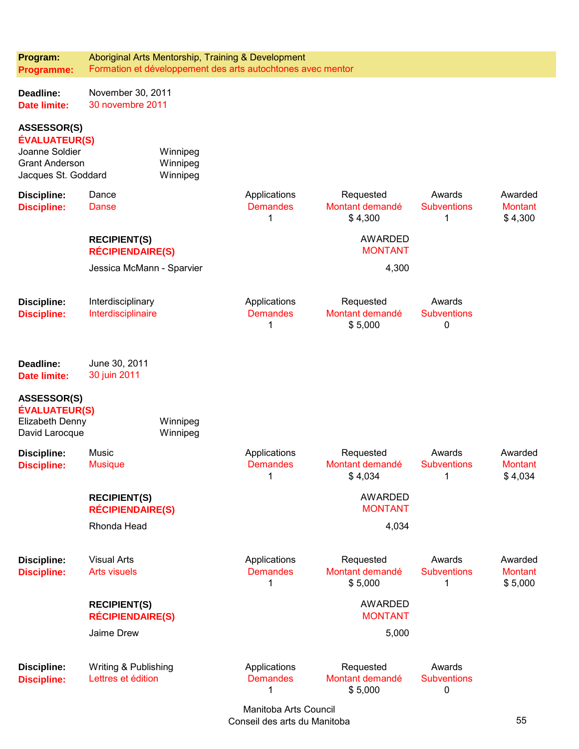**Program:** Aboriginal Arts Mentorship, Training & Development
**Programme:** Formation et développement des arts autochtones avec mentor

**Deadline:** November 30, 2011
**Date limite:** 30 novembre 2011

**ASSESSOR(S)**
**ÉVALUATEUR(S)**

| | |
|---|---|
| Joanne Soldier | Winnipeg |
| Grant Anderson | Winnipeg |
| Jacques St. Goddard | Winnipeg |

| Discipline: / Discipline: | | Applications / Demandes | Requested / Montant demandé | Awards / Subventions | Awarded / Montant |
|---|---|---|---|---|---|
| Dance / Danse | | 1 | $ 4,300 | 1 | $ 4,300 |

| RECIPIENT(S) / RÉCIPIENDAIRE(S) | AWARDED / MONTANT |
|---|---|
| Jessica McMann - Sparvier | 4,300 |

| Discipline: / Discipline: | Applications / Demandes | Requested / Montant demandé | Awards / Subventions |
|---|---|---|---|
| Interdisciplinary / Interdisciplinaire | 1 | $ 5,000 | 0 |

**Deadline:** June 30, 2011
**Date limite:** 30 juin 2011

**ASSESSOR(S)**
**ÉVALUATEUR(S)**

| | |
|---|---|
| Elizabeth Denny | Winnipeg |
| David Larocque | Winnipeg |

| Discipline: / Discipline: | Applications / Demandes | Requested / Montant demandé | Awards / Subventions | Awarded / Montant |
|---|---|---|---|---|
| Music / Musique | 1 | $ 4,034 | 1 | $ 4,034 |

| RECIPIENT(S) / RÉCIPIENDAIRE(S) | AWARDED / MONTANT |
|---|---|
| Rhonda Head | 4,034 |

| Discipline: / Discipline: | Applications / Demandes | Requested / Montant demandé | Awards / Subventions | Awarded / Montant |
|---|---|---|---|---|
| Visual Arts / Arts visuels | 1 | $ 5,000 | 1 | $ 5,000 |

| RECIPIENT(S) / RÉCIPIENDAIRE(S) | AWARDED / MONTANT |
|---|---|
| Jaime Drew | 5,000 |

| Discipline: / Discipline: | Applications / Demandes | Requested / Montant demandé | Awards / Subventions |
|---|---|---|---|
| Writing & Publishing / Lettres et édition | 1 | $ 5,000 | 0 |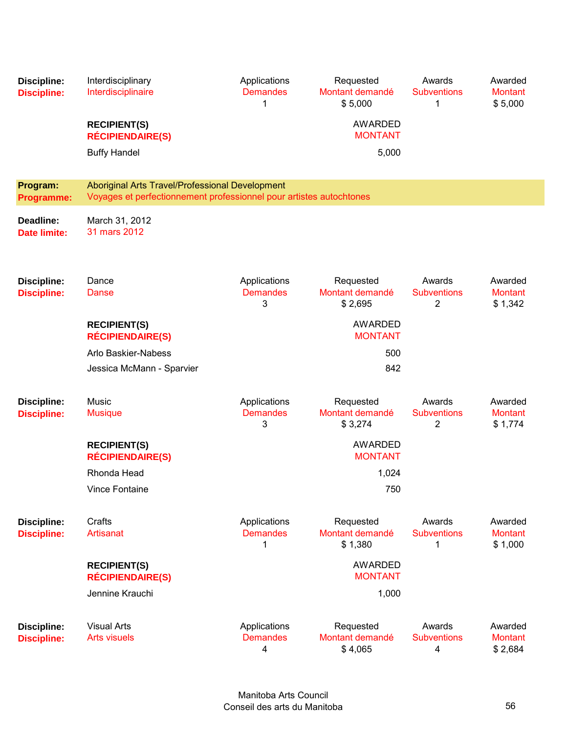| **Discipline:** | Interdisciplinary | Applications | Requested | Awards | Awarded |
|---|---|---|---|---|---|
| **Discipline:** | Interdisciplinaire | Demandes | Montant demandé | Subventions | Montant |
| | | 1 | $ 5,000 | 1 | $ 5,000 |

| **RECIPIENT(S)** / **RÉCIPIENDAIRE(S)** | AWARDED / MONTANT |
|---|---|
| Buffy Handel | 5,000 |

**Program:** Aboriginal Arts Travel/Professional Development
**Programme:** Voyages et perfectionnement professionnel pour artistes autochtones

**Deadline:** March 31, 2012
**Date limite:** 31 mars 2012

| **Discipline:** | Dance | Applications | Requested | Awards | Awarded |
|---|---|---|---|---|---|
| **Discipline:** | Danse | Demandes | Montant demandé | Subventions | Montant |
| | | 3 | $ 2,695 | 2 | $ 1,342 |

| **RECIPIENT(S)** / **RÉCIPIENDAIRE(S)** | AWARDED / MONTANT |
|---|---|
| Arlo Baskier-Nabess | 500 |
| Jessica McMann - Sparvier | 842 |

| **Discipline:** | Music | Applications | Requested | Awards | Awarded |
|---|---|---|---|---|---|
| **Discipline:** | Musique | Demandes | Montant demandé | Subventions | Montant |
| | | 3 | $ 3,274 | 2 | $ 1,774 |

| **RECIPIENT(S)** / **RÉCIPIENDAIRE(S)** | AWARDED / MONTANT |
|---|---|
| Rhonda Head | 1,024 |
| Vince Fontaine | 750 |

| **Discipline:** | Crafts | Applications | Requested | Awards | Awarded |
|---|---|---|---|---|---|
| **Discipline:** | Artisanat | Demandes | Montant demandé | Subventions | Montant |
| | | 1 | $ 1,380 | 1 | $ 1,000 |

| **RECIPIENT(S)** / **RÉCIPIENDAIRE(S)** | AWARDED / MONTANT |
|---|---|
| Jennine Krauchi | 1,000 |

| **Discipline:** | Visual Arts | Applications | Requested | Awards | Awarded |
|---|---|---|---|---|---|
| **Discipline:** | Arts visuels | Demandes | Montant demandé | Subventions | Montant |
| | | 4 | $ 4,065 | 4 | $ 2,684 |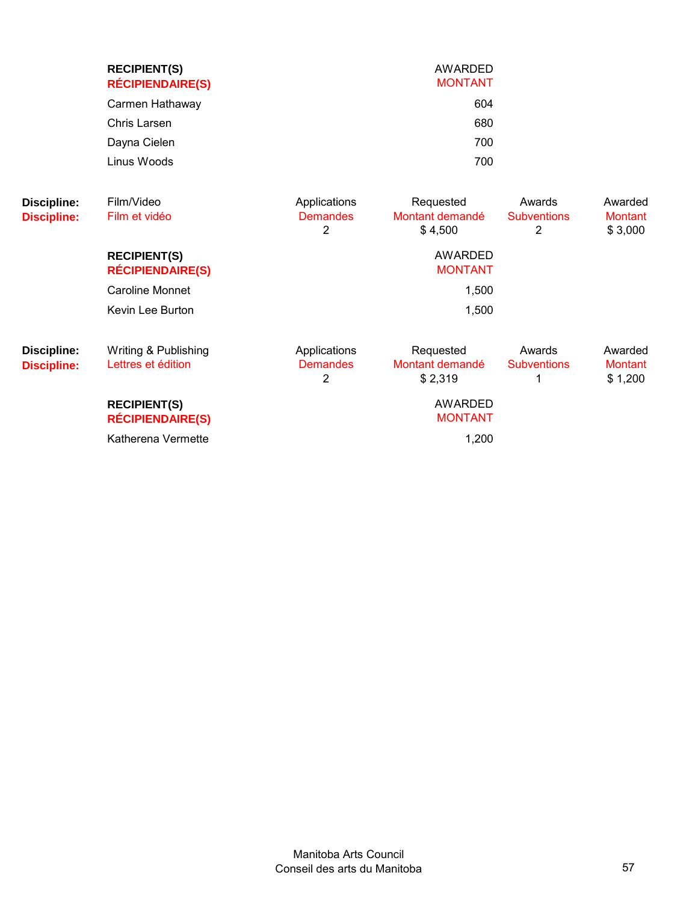| RECIPIENT(S) / RÉCIPIENDAIRE(S) | AWARDED / MONTANT |
|---|---|
| Carmen Hathaway | 604 |
| Chris Larsen | 680 |
| Dayna Cielen | 700 |
| Linus Woods | 700 |

| Discipline: / Discipline: | | Applications / Demandes | Requested / Montant demandé | Awards / Subventions | Awarded / Montant |
|---|---|---|---|---|---|
| | Film/Video / Film et vidéo | 2 | $ 4,500 | 2 | $ 3,000 |

| RECIPIENT(S) / RÉCIPIENDAIRE(S) | AWARDED / MONTANT |
|---|---|
| Caroline Monnet | 1,500 |
| Kevin Lee Burton | 1,500 |

| Discipline: / Discipline: | | Applications / Demandes | Requested / Montant demandé | Awards / Subventions | Awarded / Montant |
|---|---|---|---|---|---|
| | Writing & Publishing / Lettres et édition | 2 | $ 2,319 | 1 | $ 1,200 |

| RECIPIENT(S) / RÉCIPIENDAIRE(S) | AWARDED / MONTANT |
|---|---|
| Katherena Vermette | 1,200 |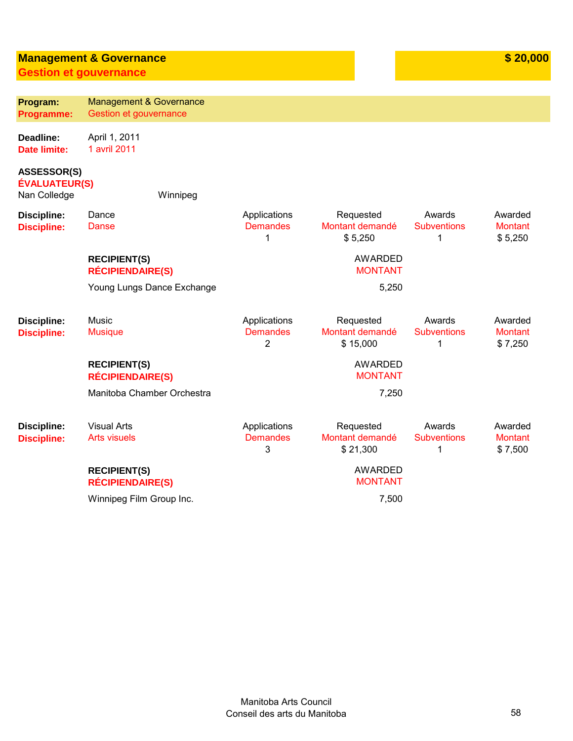## Management & Governance — $ 20,000
## Gestion et gouvernance

**Program:** Management & Governance
**Programme:** Gestion et gouvernance

**Deadline:** April 1, 2011
**Date limite:** 1 avril 2011

**ASSESSOR(S)**
**ÉVALUATEUR(S)**
Nan Colledge — Winnipeg

| Discipline: / Discipline: | | Applications / Demandes | Requested / Montant demandé | Awards / Subventions | Awarded / Montant |
|---|---|---|---|---|---|
| Dance / Danse | | 1 | $ 5,250 | 1 | $ 5,250 |

| RECIPIENT(S) / RÉCIPIENDAIRE(S) | AWARDED / MONTANT |
|---|---|
| Young Lungs Dance Exchange | 5,250 |

| Discipline: / Discipline: | | Applications / Demandes | Requested / Montant demandé | Awards / Subventions | Awarded / Montant |
|---|---|---|---|---|---|
| Music / Musique | | 2 | $ 15,000 | 1 | $ 7,250 |

| RECIPIENT(S) / RÉCIPIENDAIRE(S) | AWARDED / MONTANT |
|---|---|
| Manitoba Chamber Orchestra | 7,250 |

| Discipline: / Discipline: | | Applications / Demandes | Requested / Montant demandé | Awards / Subventions | Awarded / Montant |
|---|---|---|---|---|---|
| Visual Arts / Arts visuels | | 3 | $ 21,300 | 1 | $ 7,500 |

| RECIPIENT(S) / RÉCIPIENDAIRE(S) | AWARDED / MONTANT |
|---|---|
| Winnipeg Film Group Inc. | 7,500 |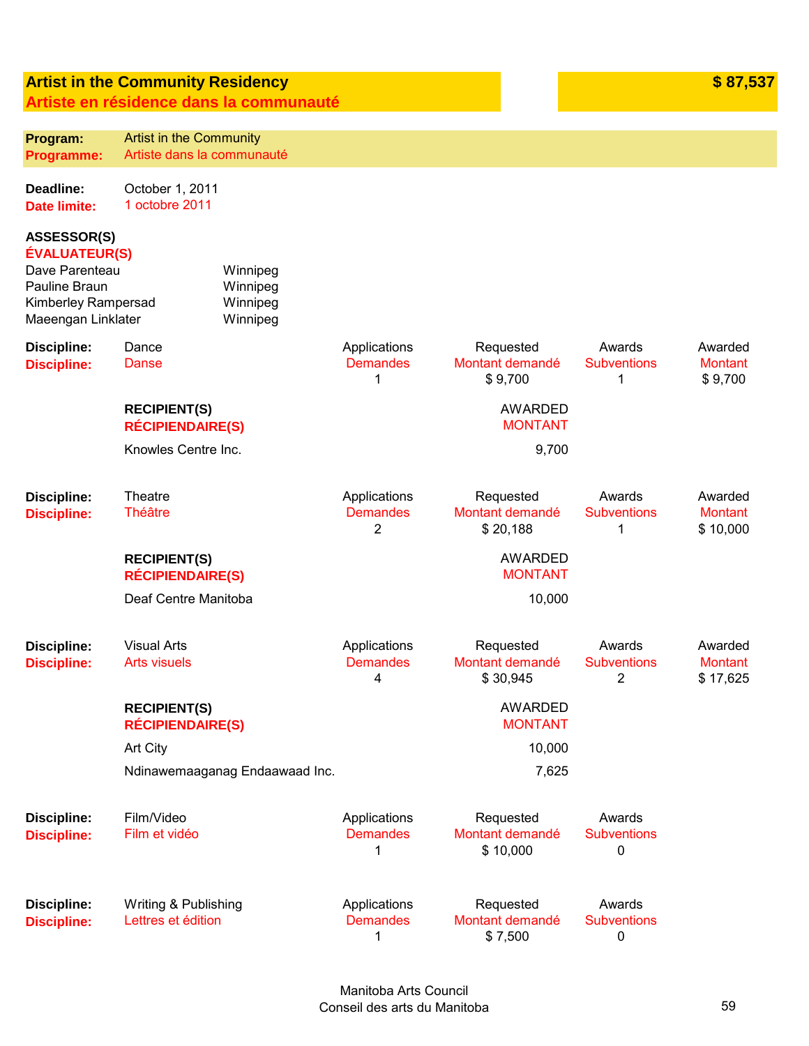## Artist in the Community Residency
## Artiste en résidence dans la communauté

**$ 87,537**

**Program:** Artist in the Community
**Programme:** Artiste dans la communauté

**Deadline:** October 1, 2011
**Date limite:** 1 octobre 2011

**ASSESSOR(S)**
**ÉVALUATEUR(S)**

| | |
|---|---|
| Dave Parenteau | Winnipeg |
| Pauline Braun | Winnipeg |
| Kimberley Rampersad | Winnipeg |
| Maeengan Linklater | Winnipeg |

**Discipline:** Dance
**Discipline:** Danse

| Applications / Demandes | Requested / Montant demandé | Awards / Subventions | Awarded / Montant |
|---|---|---|---|
| 1 | $ 9,700 | 1 | $ 9,700 |

| **RECIPIENT(S) / RÉCIPIENDAIRE(S)** | **AWARDED / MONTANT** |
|---|---|
| Knowles Centre Inc. | 9,700 |

**Discipline:** Theatre
**Discipline:** Théâtre

| Applications / Demandes | Requested / Montant demandé | Awards / Subventions | Awarded / Montant |
|---|---|---|---|
| 2 | $ 20,188 | 1 | $ 10,000 |

| **RECIPIENT(S) / RÉCIPIENDAIRE(S)** | **AWARDED / MONTANT** |
|---|---|
| Deaf Centre Manitoba | 10,000 |

**Discipline:** Visual Arts
**Discipline:** Arts visuels

| Applications / Demandes | Requested / Montant demandé | Awards / Subventions | Awarded / Montant |
|---|---|---|---|
| 4 | $ 30,945 | 2 | $ 17,625 |

| **RECIPIENT(S) / RÉCIPIENDAIRE(S)** | **AWARDED / MONTANT** |
|---|---|
| Art City | 10,000 |
| Ndinawemaaganag Endaawaad Inc. | 7,625 |

**Discipline:** Film/Video
**Discipline:** Film et vidéo

| Applications / Demandes | Requested / Montant demandé | Awards / Subventions |
|---|---|---|
| 1 | $ 10,000 | 0 |

**Discipline:** Writing & Publishing
**Discipline:** Lettres et édition

| Applications / Demandes | Requested / Montant demandé | Awards / Subventions |
|---|---|---|
| 1 | $ 7,500 | 0 |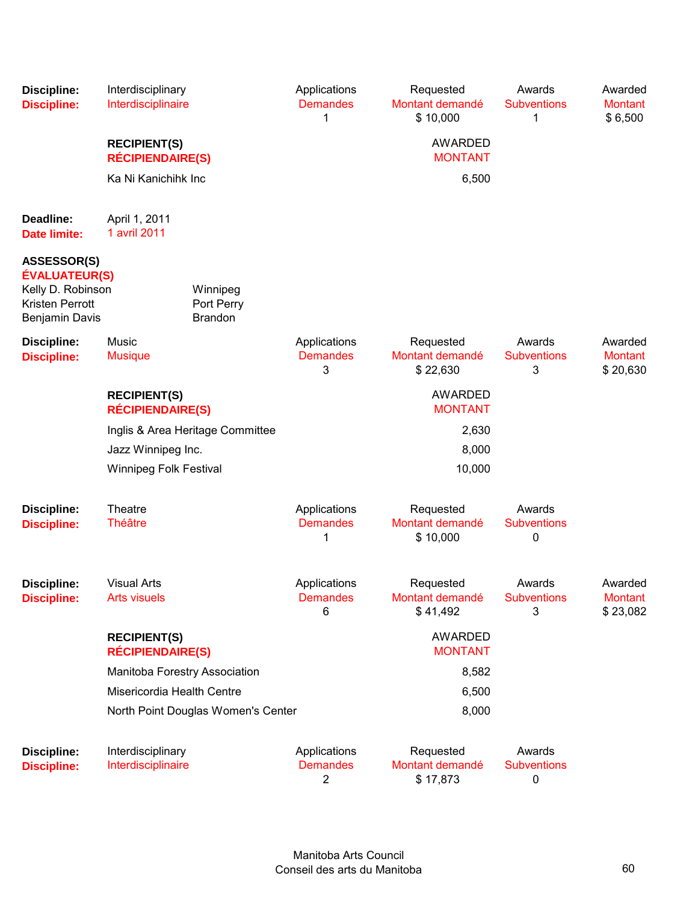| **Discipline:** | Interdisciplinary | Applications | Requested | Awards | Awarded |
|---|---|---|---|---|---|
| **Discipline:** | Interdisciplinaire | Demandes | Montant demandé | Subventions | Montant |
| | | 1 | $ 10,000 | 1 | $ 6,500 |

| **RECIPIENT(S)** **RÉCIPIENDAIRE(S)** | AWARDED MONTANT |
|---|---|
| Ka Ni Kanichihk Inc | 6,500 |

**Deadline:** April 1, 2011
**Date limite:** 1 avril 2011

**ASSESSOR(S)**
**ÉVALUATEUR(S)**

| | |
|---|---|
| Kelly D. Robinson | Winnipeg |
| Kristen Perrott | Port Perry |
| Benjamin Davis | Brandon |

| **Discipline:** | Music | Applications | Requested | Awards | Awarded |
|---|---|---|---|---|---|
| **Discipline:** | Musique | Demandes | Montant demandé | Subventions | Montant |
| | | 3 | $ 22,630 | 3 | $ 20,630 |

| **RECIPIENT(S)** **RÉCIPIENDAIRE(S)** | AWARDED MONTANT |
|---|---|
| Inglis & Area Heritage Committee | 2,630 |
| Jazz Winnipeg Inc. | 8,000 |
| Winnipeg Folk Festival | 10,000 |

| **Discipline:** | Theatre | Applications | Requested | Awards |
|---|---|---|---|---|
| **Discipline:** | Théâtre | Demandes | Montant demandé | Subventions |
| | | 1 | $ 10,000 | 0 |

| **Discipline:** | Visual Arts | Applications | Requested | Awards | Awarded |
|---|---|---|---|---|---|
| **Discipline:** | Arts visuels | Demandes | Montant demandé | Subventions | Montant |
| | | 6 | $ 41,492 | 3 | $ 23,082 |

| **RECIPIENT(S)** **RÉCIPIENDAIRE(S)** | AWARDED MONTANT |
|---|---|
| Manitoba Forestry Association | 8,582 |
| Misericordia Health Centre | 6,500 |
| North Point Douglas Women's Center | 8,000 |

| **Discipline:** | Interdisciplinary | Applications | Requested | Awards |
|---|---|---|---|---|
| **Discipline:** | Interdisciplinaire | Demandes | Montant demandé | Subventions |
| | | 2 | $ 17,873 | 0 |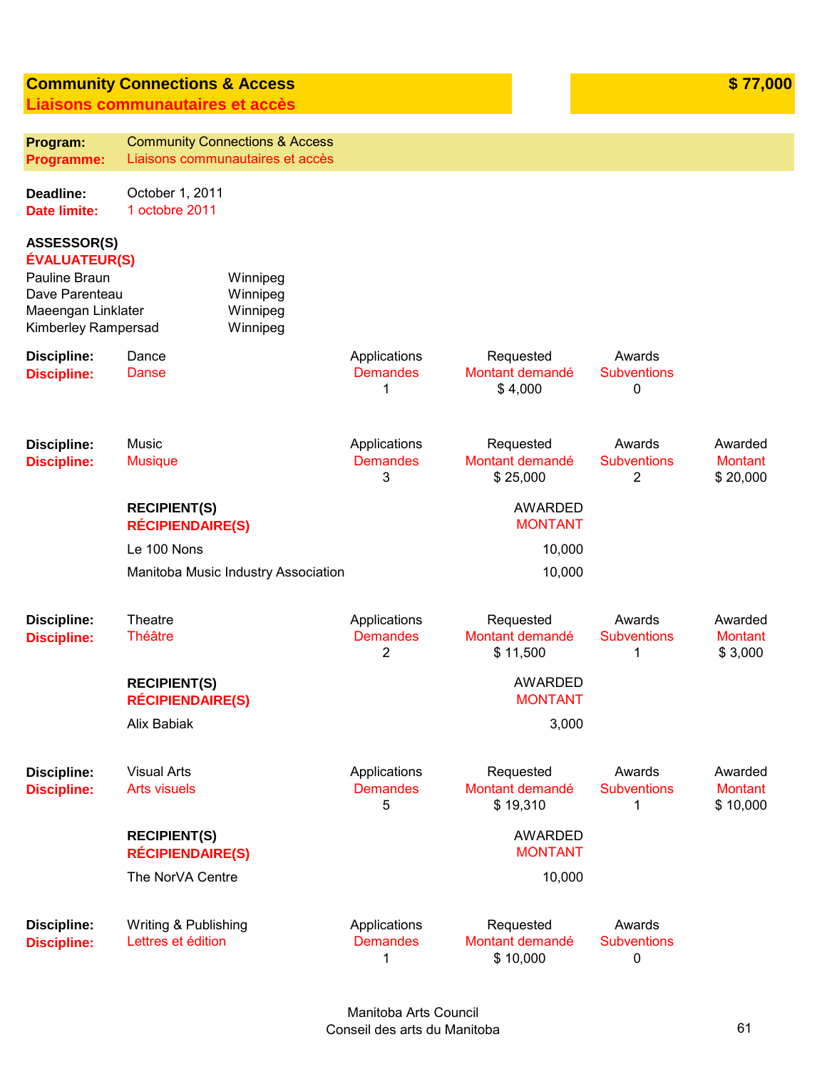## Community Connections & Access
## Liaisons communautaires et accès

**$ 77,000**

**Program:** Community Connections & Access
**Programme:** Liaisons communautaires et accès

**Deadline:** October 1, 2011
**Date limite:** 1 octobre 2011

**ASSESSOR(S)**
**ÉVALUATEUR(S)**

| | |
|---|---|
| Pauline Braun | Winnipeg |
| Dave Parenteau | Winnipeg |
| Maeengan Linklater | Winnipeg |
| Kimberley Rampersad | Winnipeg |

| Discipline: / Discipline: | | Applications / Demandes | Requested / Montant demandé | Awards / Subventions | Awarded / Montant |
|---|---|---|---|---|---|
| Dance / Danse | | 1 | $ 4,000 | 0 | |

| Discipline: / Discipline: | | Applications / Demandes | Requested / Montant demandé | Awards / Subventions | Awarded / Montant |
|---|---|---|---|---|---|
| Music / Musique | | 3 | $ 25,000 | 2 | $ 20,000 |

| RECIPIENT(S) / RÉCIPIENDAIRE(S) | AWARDED / MONTANT |
|---|---|
| Le 100 Nons | 10,000 |
| Manitoba Music Industry Association | 10,000 |

| Discipline: / Discipline: | | Applications / Demandes | Requested / Montant demandé | Awards / Subventions | Awarded / Montant |
|---|---|---|---|---|---|
| Theatre / Théâtre | | 2 | $ 11,500 | 1 | $ 3,000 |

| RECIPIENT(S) / RÉCIPIENDAIRE(S) | AWARDED / MONTANT |
|---|---|
| Alix Babiak | 3,000 |

| Discipline: / Discipline: | | Applications / Demandes | Requested / Montant demandé | Awards / Subventions | Awarded / Montant |
|---|---|---|---|---|---|
| Visual Arts / Arts visuels | | 5 | $ 19,310 | 1 | $ 10,000 |

| RECIPIENT(S) / RÉCIPIENDAIRE(S) | AWARDED / MONTANT |
|---|---|
| The NorVA Centre | 10,000 |

| Discipline: / Discipline: | | Applications / Demandes | Requested / Montant demandé | Awards / Subventions | Awarded / Montant |
|---|---|---|---|---|---|
| Writing & Publishing / Lettres et édition | | 1 | $ 10,000 | 0 | |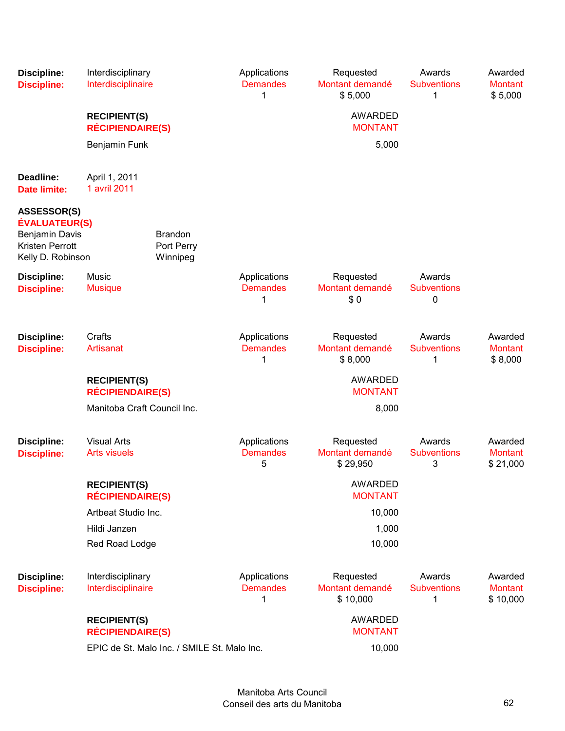| Discipline: | Interdisciplinary | Applications | Requested | Awards | Awarded |
|---|---|---|---|---|---|
| Discipline: | Interdisciplinaire | Demandes | Montant demandé | Subventions | Montant |
| | | 1 | $ 5,000 | 1 | $ 5,000 |

| RECIPIENT(S) / RÉCIPIENDAIRE(S) | AWARDED / MONTANT |
|---|---|
| Benjamin Funk | 5,000 |

**Deadline:** April 1, 2011
**Date limite:** 1 avril 2011

**ASSESSOR(S)**
**ÉVALUATEUR(S)**

| | |
|---|---|
| Benjamin Davis | Brandon |
| Kristen Perrott | Port Perry |
| Kelly D. Robinson | Winnipeg |

| Discipline: | Music | Applications | Requested | Awards |
|---|---|---|---|---|
| Discipline: | Musique | Demandes | Montant demandé | Subventions |
| | | 1 | $ 0 | 0 |

| Discipline: | Crafts | Applications | Requested | Awards | Awarded |
|---|---|---|---|---|---|
| Discipline: | Artisanat | Demandes | Montant demandé | Subventions | Montant |
| | | 1 | $ 8,000 | 1 | $ 8,000 |

| RECIPIENT(S) / RÉCIPIENDAIRE(S) | AWARDED / MONTANT |
|---|---|
| Manitoba Craft Council Inc. | 8,000 |

| Discipline: | Visual Arts | Applications | Requested | Awards | Awarded |
|---|---|---|---|---|---|
| Discipline: | Arts visuels | Demandes | Montant demandé | Subventions | Montant |
| | | 5 | $ 29,950 | 3 | $ 21,000 |

| RECIPIENT(S) / RÉCIPIENDAIRE(S) | AWARDED / MONTANT |
|---|---|
| Artbeat Studio Inc. | 10,000 |
| Hildi Janzen | 1,000 |
| Red Road Lodge | 10,000 |

| Discipline: | Interdisciplinary | Applications | Requested | Awards | Awarded |
|---|---|---|---|---|---|
| Discipline: | Interdisciplinaire | Demandes | Montant demandé | Subventions | Montant |
| | | 1 | $ 10,000 | 1 | $ 10,000 |

| RECIPIENT(S) / RÉCIPIENDAIRE(S) | AWARDED / MONTANT |
|---|---|
| EPIC de St. Malo Inc. / SMILE St. Malo Inc. | 10,000 |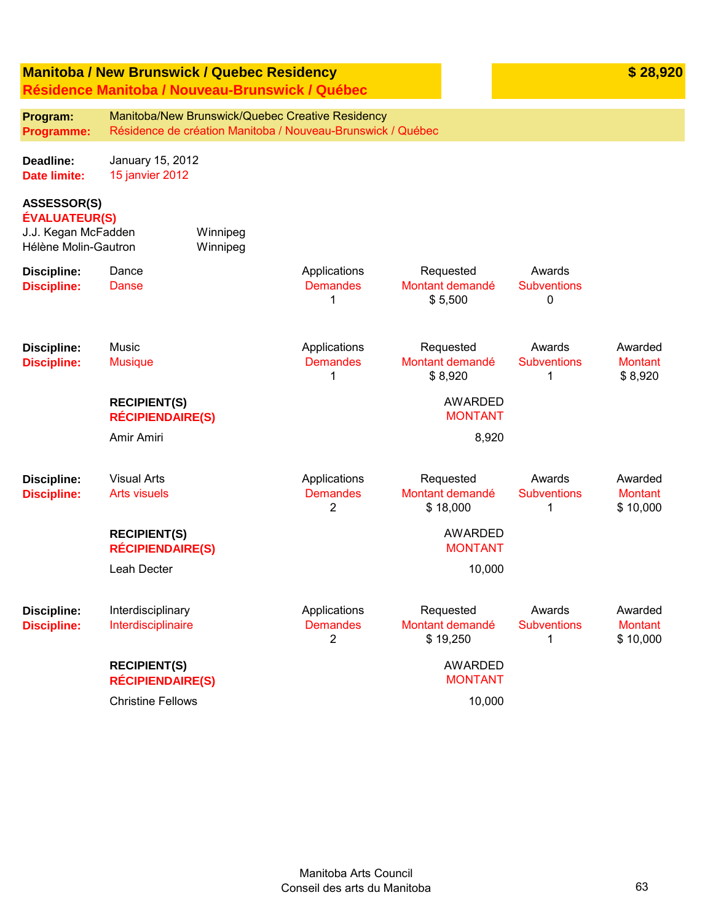## Manitoba / New Brunswick / Quebec Residency
## Résidence Manitoba / Nouveau-Brunswick / Québec

**$ 28,920**

**Program:** Manitoba/New Brunswick/Quebec Creative Residency
**Programme:** Résidence de création Manitoba / Nouveau-Brunswick / Québec

**Deadline:** January 15, 2012
**Date limite:** 15 janvier 2012

**ASSESSOR(S)**
**ÉVALUATEUR(S)**

| | |
|---|---|
| J.J. Kegan McFadden | Winnipeg |
| Hélène Molin-Gautron | Winnipeg |

**Discipline:** Dance
**Discipline:** Danse

| Applications / Demandes | Requested / Montant demandé | Awards / Subventions |
|---|---|---|
| 1 | $ 5,500 | 0 |

**Discipline:** Music
**Discipline:** Musique

| Applications / Demandes | Requested / Montant demandé | Awards / Subventions | Awarded / Montant |
|---|---|---|---|
| 1 | $ 8,920 | 1 | $ 8,920 |

| **RECIPIENT(S) / RÉCIPIENDAIRE(S)** | AWARDED / MONTANT |
|---|---|
| Amir Amiri | 8,920 |

**Discipline:** Visual Arts
**Discipline:** Arts visuels

| Applications / Demandes | Requested / Montant demandé | Awards / Subventions | Awarded / Montant |
|---|---|---|---|
| 2 | $ 18,000 | 1 | $ 10,000 |

| **RECIPIENT(S) / RÉCIPIENDAIRE(S)** | AWARDED / MONTANT |
|---|---|
| Leah Decter | 10,000 |

**Discipline:** Interdisciplinary
**Discipline:** Interdisciplinaire

| Applications / Demandes | Requested / Montant demandé | Awards / Subventions | Awarded / Montant |
|---|---|---|---|
| 2 | $ 19,250 | 1 | $ 10,000 |

| **RECIPIENT(S) / RÉCIPIENDAIRE(S)** | AWARDED / MONTANT |
|---|---|
| Christine Fellows | 10,000 |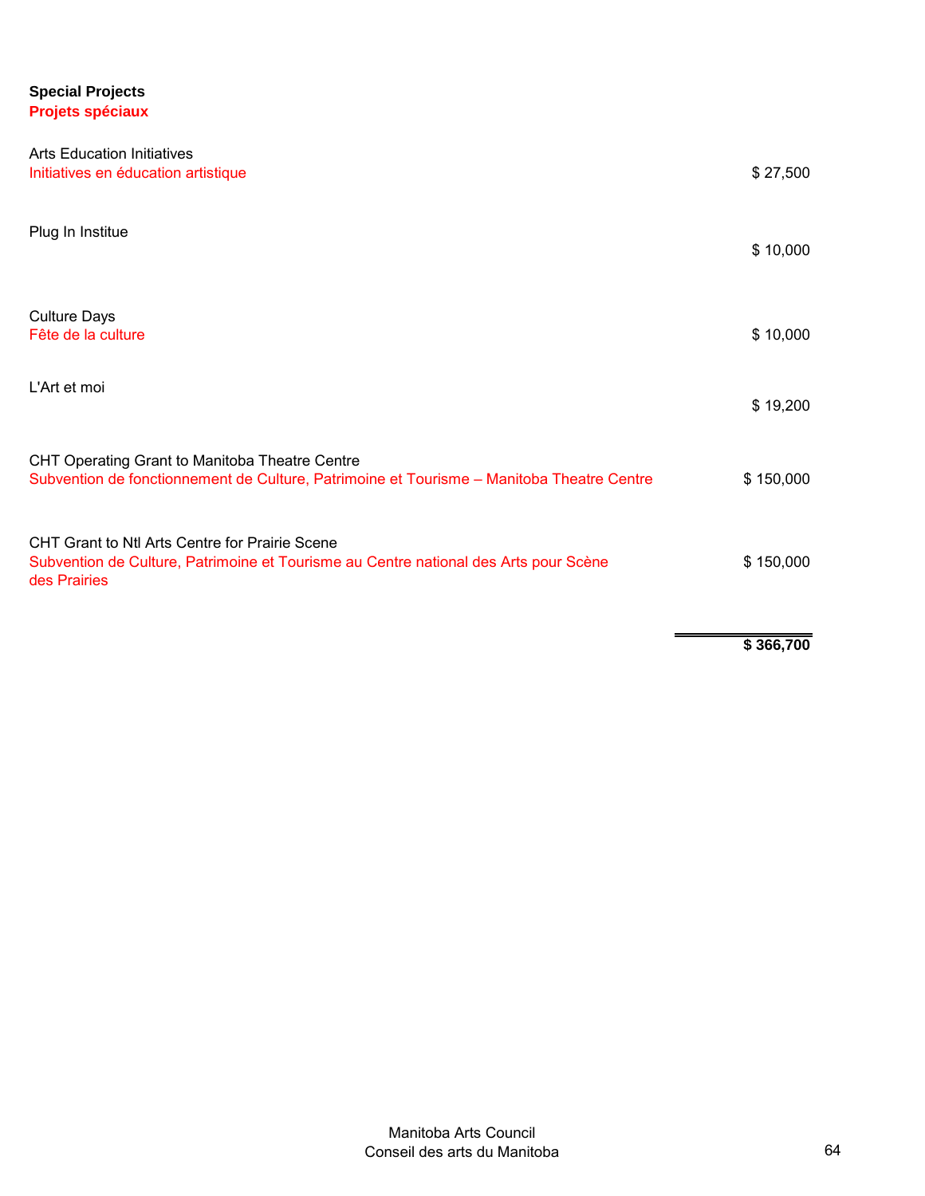**Special Projects**
**Projets spéciaux**

| | |
|---|---|
| Arts Education Initiatives<br>Initiatives en éducation artistique | $ 27,500 |
| Plug In Institue | $ 10,000 |
| Culture Days<br>Fête de la culture | $ 10,000 |
| L'Art et moi | $ 19,200 |
| CHT Operating Grant to Manitoba Theatre Centre<br>Subvention de fonctionnement de Culture, Patrimoine et Tourisme – Manitoba Theatre Centre | $ 150,000 |
| CHT Grant to Ntl Arts Centre for Prairie Scene<br>Subvention de Culture, Patrimoine et Tourisme au Centre national des Arts pour Scène des Prairies | $ 150,000 |
| | **$ 366,700** |

Manitoba Arts Council
Conseil des arts du Manitoba